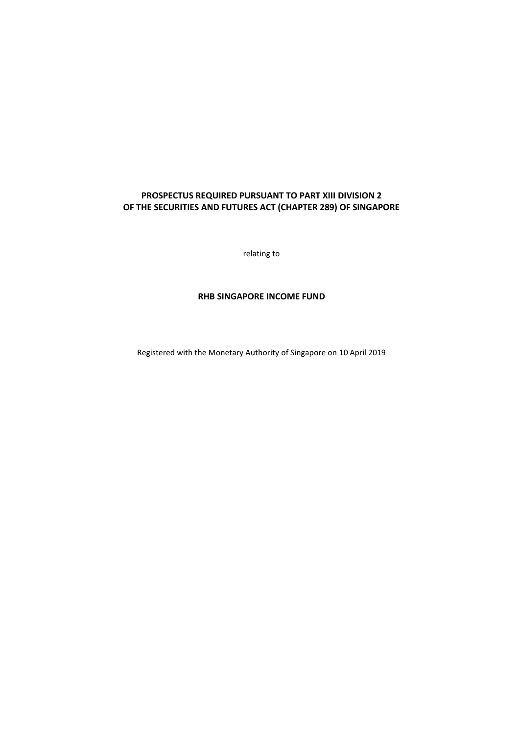**PROSPECTUS REQUIRED PURSUANT TO PART XIII DIVISION 2 OF THE SECURITIES AND FUTURES ACT (CHAPTER 289) OF SINGAPORE**

relating to

**RHB SINGAPORE INCOME FUND**

Registered with the Monetary Authority of Singapore on 10 April 2019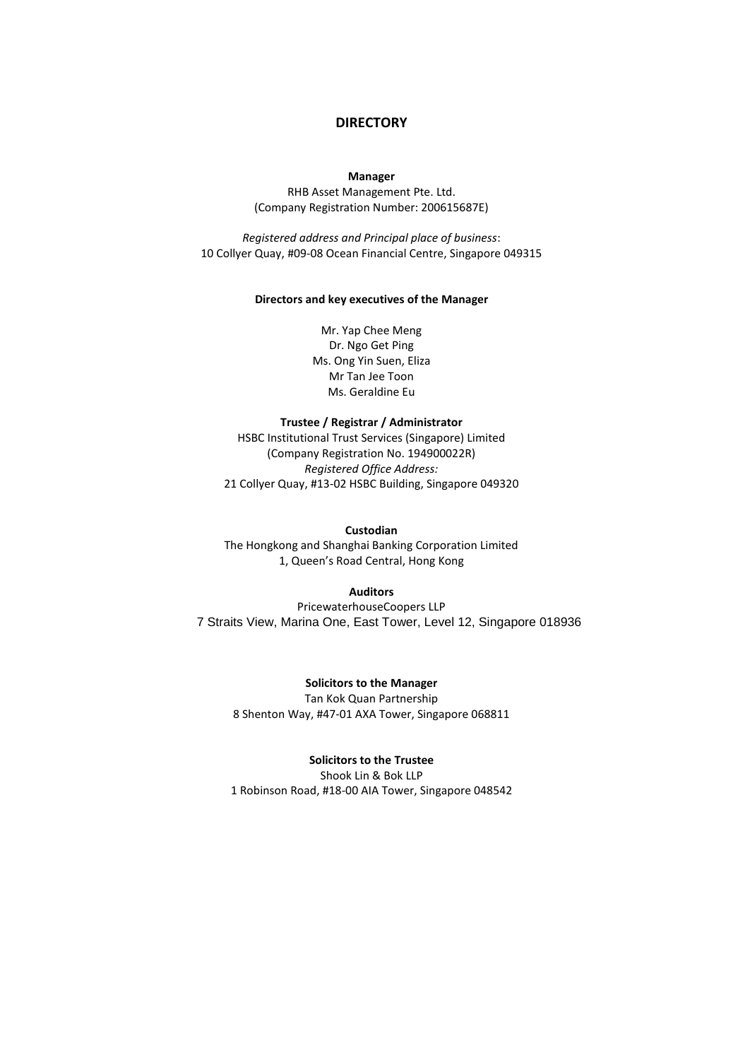# DIRECTORY

**Manager**

RHB Asset Management Pte. Ltd.
(Company Registration Number: 200615687E)

*Registered address and Principal place of business*:
10 Collyer Quay, #09-08 Ocean Financial Centre, Singapore 049315

**Directors and key executives of the Manager**

Mr. Yap Chee Meng
Dr. Ngo Get Ping
Ms. Ong Yin Suen, Eliza
Mr Tan Jee Toon
Ms. Geraldine Eu

**Trustee / Registrar / Administrator**

HSBC Institutional Trust Services (Singapore) Limited
(Company Registration No. 194900022R)
*Registered Office Address:*
21 Collyer Quay, #13-02 HSBC Building, Singapore 049320

**Custodian**

The Hongkong and Shanghai Banking Corporation Limited
1, Queen's Road Central, Hong Kong

**Auditors**

PricewaterhouseCoopers LLP
7 Straits View, Marina One, East Tower, Level 12, Singapore 018936

**Solicitors to the Manager**

Tan Kok Quan Partnership
8 Shenton Way, #47-01 AXA Tower, Singapore 068811

**Solicitors to the Trustee**

Shook Lin & Bok LLP
1 Robinson Road, #18-00 AIA Tower, Singapore 048542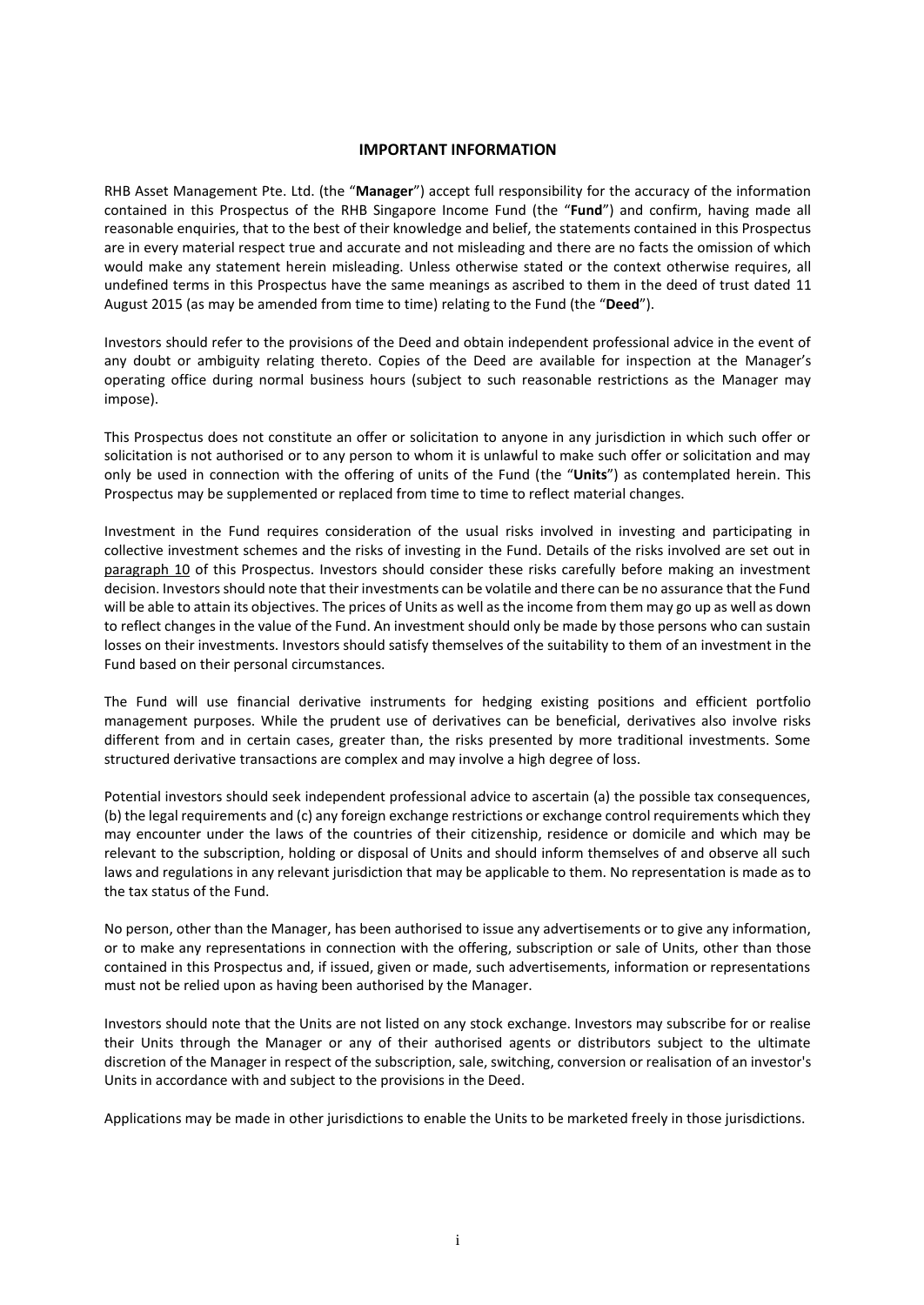## IMPORTANT INFORMATION

RHB Asset Management Pte. Ltd. (the "**Manager**") accept full responsibility for the accuracy of the information contained in this Prospectus of the RHB Singapore Income Fund (the "**Fund**") and confirm, having made all reasonable enquiries, that to the best of their knowledge and belief, the statements contained in this Prospectus are in every material respect true and accurate and not misleading and there are no facts the omission of which would make any statement herein misleading. Unless otherwise stated or the context otherwise requires, all undefined terms in this Prospectus have the same meanings as ascribed to them in the deed of trust dated 11 August 2015 (as may be amended from time to time) relating to the Fund (the "**Deed**").

Investors should refer to the provisions of the Deed and obtain independent professional advice in the event of any doubt or ambiguity relating thereto. Copies of the Deed are available for inspection at the Manager's operating office during normal business hours (subject to such reasonable restrictions as the Manager may impose).

This Prospectus does not constitute an offer or solicitation to anyone in any jurisdiction in which such offer or solicitation is not authorised or to any person to whom it is unlawful to make such offer or solicitation and may only be used in connection with the offering of units of the Fund (the "**Units**") as contemplated herein. This Prospectus may be supplemented or replaced from time to time to reflect material changes.

Investment in the Fund requires consideration of the usual risks involved in investing and participating in collective investment schemes and the risks of investing in the Fund. Details of the risks involved are set out in paragraph 10 of this Prospectus. Investors should consider these risks carefully before making an investment decision. Investors should note that their investments can be volatile and there can be no assurance that the Fund will be able to attain its objectives. The prices of Units as well as the income from them may go up as well as down to reflect changes in the value of the Fund. An investment should only be made by those persons who can sustain losses on their investments. Investors should satisfy themselves of the suitability to them of an investment in the Fund based on their personal circumstances.

The Fund will use financial derivative instruments for hedging existing positions and efficient portfolio management purposes. While the prudent use of derivatives can be beneficial, derivatives also involve risks different from and in certain cases, greater than, the risks presented by more traditional investments. Some structured derivative transactions are complex and may involve a high degree of loss.

Potential investors should seek independent professional advice to ascertain (a) the possible tax consequences, (b) the legal requirements and (c) any foreign exchange restrictions or exchange control requirements which they may encounter under the laws of the countries of their citizenship, residence or domicile and which may be relevant to the subscription, holding or disposal of Units and should inform themselves of and observe all such laws and regulations in any relevant jurisdiction that may be applicable to them. No representation is made as to the tax status of the Fund.

No person, other than the Manager, has been authorised to issue any advertisements or to give any information, or to make any representations in connection with the offering, subscription or sale of Units, other than those contained in this Prospectus and, if issued, given or made, such advertisements, information or representations must not be relied upon as having been authorised by the Manager.

Investors should note that the Units are not listed on any stock exchange. Investors may subscribe for or realise their Units through the Manager or any of their authorised agents or distributors subject to the ultimate discretion of the Manager in respect of the subscription, sale, switching, conversion or realisation of an investor's Units in accordance with and subject to the provisions in the Deed.

Applications may be made in other jurisdictions to enable the Units to be marketed freely in those jurisdictions.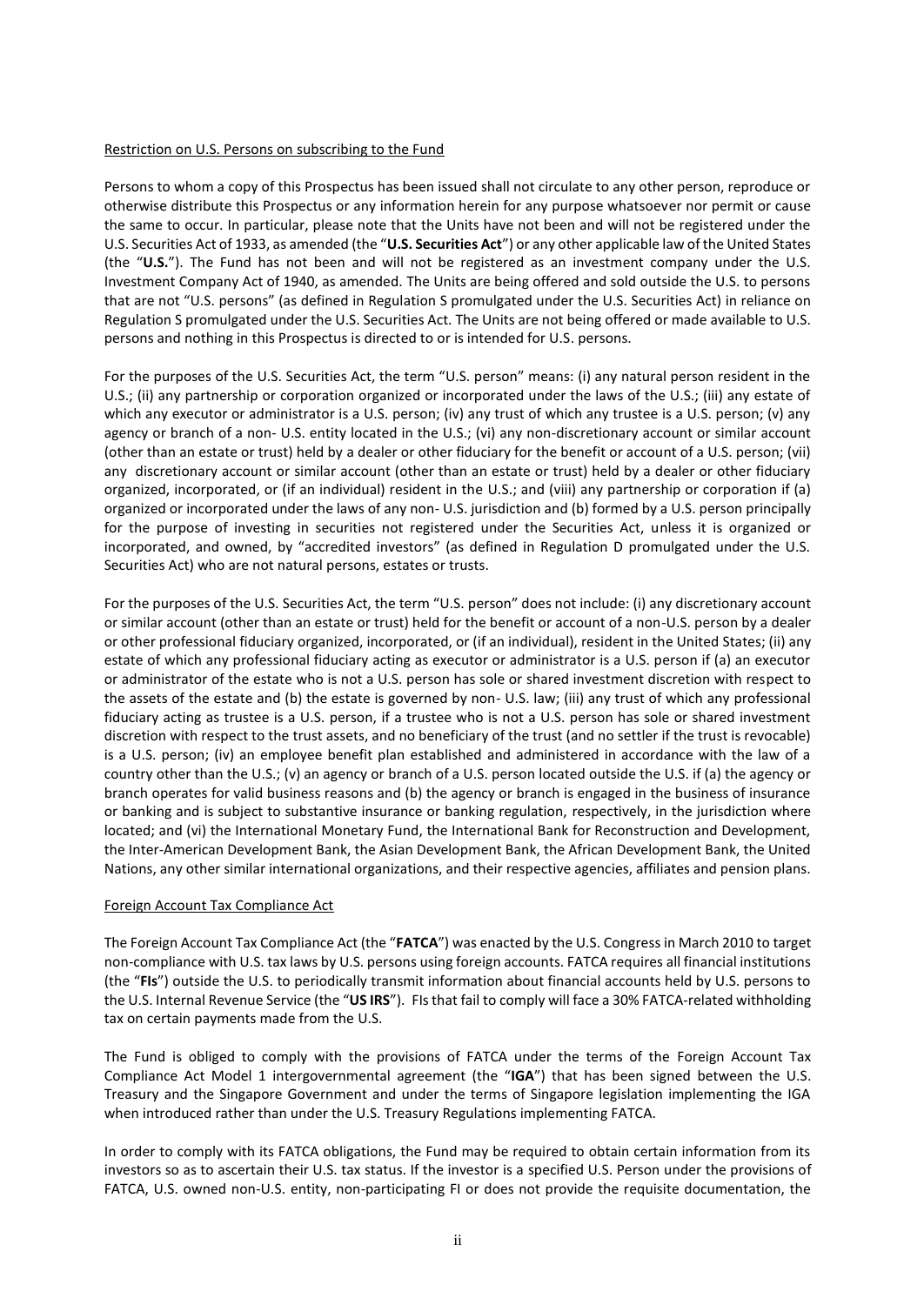Restriction on U.S. Persons on subscribing to the Fund

Persons to whom a copy of this Prospectus has been issued shall not circulate to any other person, reproduce or otherwise distribute this Prospectus or any information herein for any purpose whatsoever nor permit or cause the same to occur. In particular, please note that the Units have not been and will not be registered under the U.S. Securities Act of 1933, as amended (the "**U.S. Securities Act**") or any other applicable law of the United States (the "**U.S.**"). The Fund has not been and will not be registered as an investment company under the U.S. Investment Company Act of 1940, as amended. The Units are being offered and sold outside the U.S. to persons that are not "U.S. persons" (as defined in Regulation S promulgated under the U.S. Securities Act) in reliance on Regulation S promulgated under the U.S. Securities Act. The Units are not being offered or made available to U.S. persons and nothing in this Prospectus is directed to or is intended for U.S. persons.

For the purposes of the U.S. Securities Act, the term "U.S. person" means: (i) any natural person resident in the U.S.; (ii) any partnership or corporation organized or incorporated under the laws of the U.S.; (iii) any estate of which any executor or administrator is a U.S. person; (iv) any trust of which any trustee is a U.S. person; (v) any agency or branch of a non- U.S. entity located in the U.S.; (vi) any non-discretionary account or similar account (other than an estate or trust) held by a dealer or other fiduciary for the benefit or account of a U.S. person; (vii) any discretionary account or similar account (other than an estate or trust) held by a dealer or other fiduciary organized, incorporated, or (if an individual) resident in the U.S.; and (viii) any partnership or corporation if (a) organized or incorporated under the laws of any non- U.S. jurisdiction and (b) formed by a U.S. person principally for the purpose of investing in securities not registered under the Securities Act, unless it is organized or incorporated, and owned, by "accredited investors" (as defined in Regulation D promulgated under the U.S. Securities Act) who are not natural persons, estates or trusts.

For the purposes of the U.S. Securities Act, the term "U.S. person" does not include: (i) any discretionary account or similar account (other than an estate or trust) held for the benefit or account of a non-U.S. person by a dealer or other professional fiduciary organized, incorporated, or (if an individual), resident in the United States; (ii) any estate of which any professional fiduciary acting as executor or administrator is a U.S. person if (a) an executor or administrator of the estate who is not a U.S. person has sole or shared investment discretion with respect to the assets of the estate and (b) the estate is governed by non- U.S. law; (iii) any trust of which any professional fiduciary acting as trustee is a U.S. person, if a trustee who is not a U.S. person has sole or shared investment discretion with respect to the trust assets, and no beneficiary of the trust (and no settler if the trust is revocable) is a U.S. person; (iv) an employee benefit plan established and administered in accordance with the law of a country other than the U.S.; (v) an agency or branch of a U.S. person located outside the U.S. if (a) the agency or branch operates for valid business reasons and (b) the agency or branch is engaged in the business of insurance or banking and is subject to substantive insurance or banking regulation, respectively, in the jurisdiction where located; and (vi) the International Monetary Fund, the International Bank for Reconstruction and Development, the Inter-American Development Bank, the Asian Development Bank, the African Development Bank, the United Nations, any other similar international organizations, and their respective agencies, affiliates and pension plans.

Foreign Account Tax Compliance Act

The Foreign Account Tax Compliance Act (the "**FATCA**") was enacted by the U.S. Congress in March 2010 to target non-compliance with U.S. tax laws by U.S. persons using foreign accounts. FATCA requires all financial institutions (the "**FIs**") outside the U.S. to periodically transmit information about financial accounts held by U.S. persons to the U.S. Internal Revenue Service (the "**US IRS**"). FIs that fail to comply will face a 30% FATCA-related withholding tax on certain payments made from the U.S.

The Fund is obliged to comply with the provisions of FATCA under the terms of the Foreign Account Tax Compliance Act Model 1 intergovernmental agreement (the "**IGA**") that has been signed between the U.S. Treasury and the Singapore Government and under the terms of Singapore legislation implementing the IGA when introduced rather than under the U.S. Treasury Regulations implementing FATCA.

In order to comply with its FATCA obligations, the Fund may be required to obtain certain information from its investors so as to ascertain their U.S. tax status. If the investor is a specified U.S. Person under the provisions of FATCA, U.S. owned non-U.S. entity, non-participating FI or does not provide the requisite documentation, the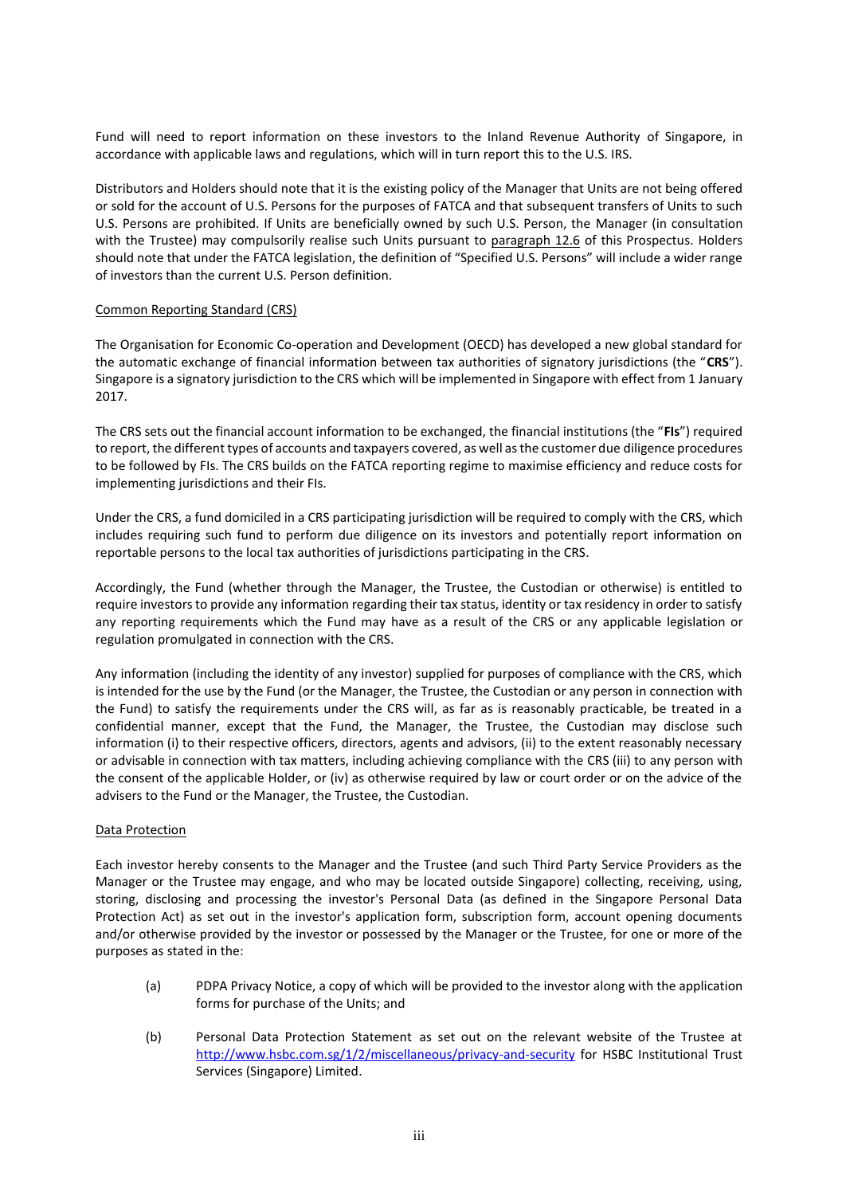Fund will need to report information on these investors to the Inland Revenue Authority of Singapore, in accordance with applicable laws and regulations, which will in turn report this to the U.S. IRS.

Distributors and Holders should note that it is the existing policy of the Manager that Units are not being offered or sold for the account of U.S. Persons for the purposes of FATCA and that subsequent transfers of Units to such U.S. Persons are prohibited. If Units are beneficially owned by such U.S. Person, the Manager (in consultation with the Trustee) may compulsorily realise such Units pursuant to paragraph 12.6 of this Prospectus. Holders should note that under the FATCA legislation, the definition of "Specified U.S. Persons" will include a wider range of investors than the current U.S. Person definition.

Common Reporting Standard (CRS)

The Organisation for Economic Co-operation and Development (OECD) has developed a new global standard for the automatic exchange of financial information between tax authorities of signatory jurisdictions (the "**CRS**"). Singapore is a signatory jurisdiction to the CRS which will be implemented in Singapore with effect from 1 January 2017.

The CRS sets out the financial account information to be exchanged, the financial institutions (the "**FIs**") required to report, the different types of accounts and taxpayers covered, as well as the customer due diligence procedures to be followed by FIs. The CRS builds on the FATCA reporting regime to maximise efficiency and reduce costs for implementing jurisdictions and their FIs.

Under the CRS, a fund domiciled in a CRS participating jurisdiction will be required to comply with the CRS, which includes requiring such fund to perform due diligence on its investors and potentially report information on reportable persons to the local tax authorities of jurisdictions participating in the CRS.

Accordingly, the Fund (whether through the Manager, the Trustee, the Custodian or otherwise) is entitled to require investors to provide any information regarding their tax status, identity or tax residency in order to satisfy any reporting requirements which the Fund may have as a result of the CRS or any applicable legislation or regulation promulgated in connection with the CRS.

Any information (including the identity of any investor) supplied for purposes of compliance with the CRS, which is intended for the use by the Fund (or the Manager, the Trustee, the Custodian or any person in connection with the Fund) to satisfy the requirements under the CRS will, as far as is reasonably practicable, be treated in a confidential manner, except that the Fund, the Manager, the Trustee, the Custodian may disclose such information (i) to their respective officers, directors, agents and advisors, (ii) to the extent reasonably necessary or advisable in connection with tax matters, including achieving compliance with the CRS (iii) to any person with the consent of the applicable Holder, or (iv) as otherwise required by law or court order or on the advice of the advisers to the Fund or the Manager, the Trustee, the Custodian.

Data Protection

Each investor hereby consents to the Manager and the Trustee (and such Third Party Service Providers as the Manager or the Trustee may engage, and who may be located outside Singapore) collecting, receiving, using, storing, disclosing and processing the investor's Personal Data (as defined in the Singapore Personal Data Protection Act) as set out in the investor's application form, subscription form, account opening documents and/or otherwise provided by the investor or possessed by the Manager or the Trustee, for one or more of the purposes as stated in the:

(a) PDPA Privacy Notice, a copy of which will be provided to the investor along with the application forms for purchase of the Units; and

(b) Personal Data Protection Statement as set out on the relevant website of the Trustee at http://www.hsbc.com.sg/1/2/miscellaneous/privacy-and-security for HSBC Institutional Trust Services (Singapore) Limited.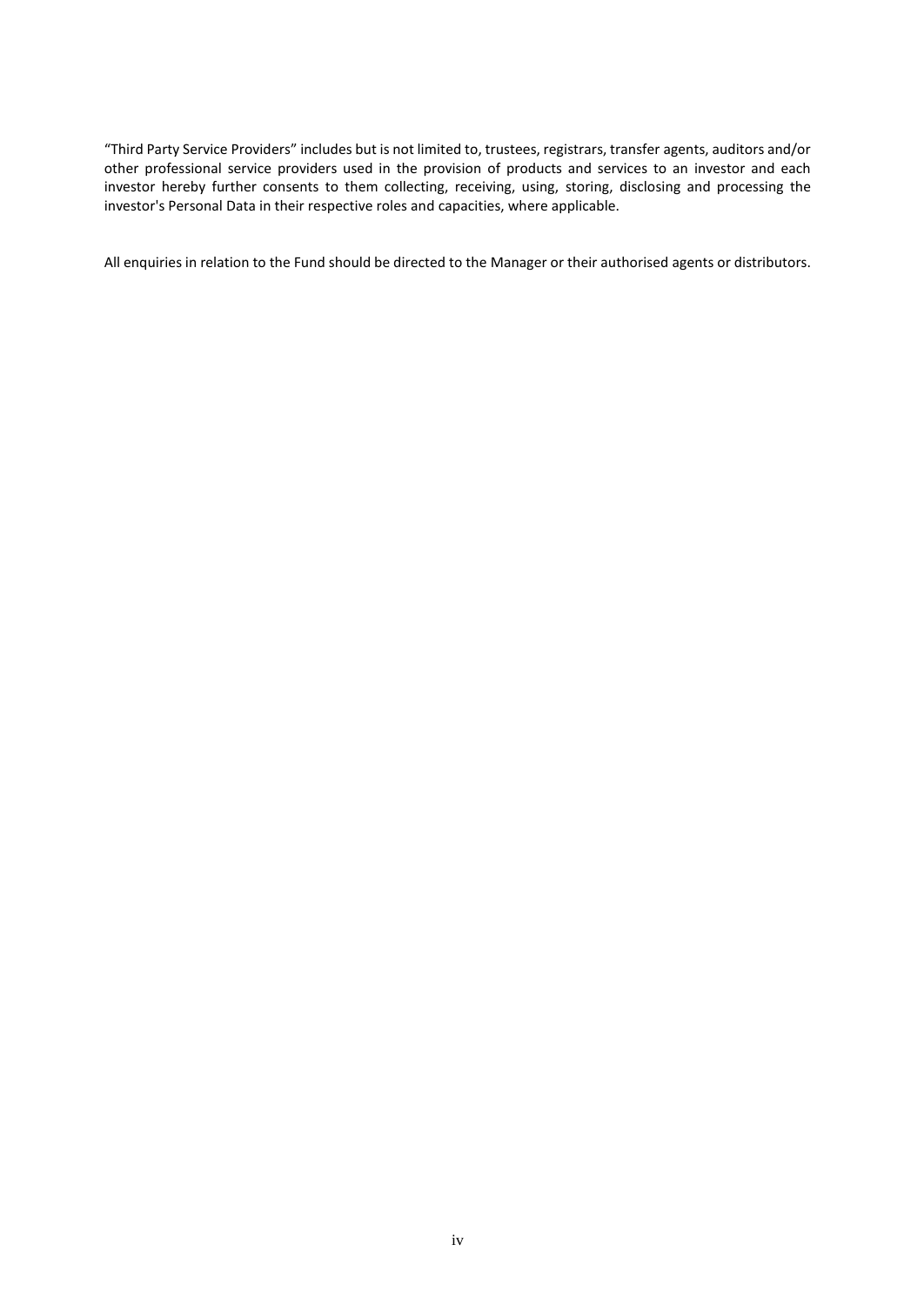"Third Party Service Providers" includes but is not limited to, trustees, registrars, transfer agents, auditors and/or other professional service providers used in the provision of products and services to an investor and each investor hereby further consents to them collecting, receiving, using, storing, disclosing and processing the investor's Personal Data in their respective roles and capacities, where applicable.

All enquiries in relation to the Fund should be directed to the Manager or their authorised agents or distributors.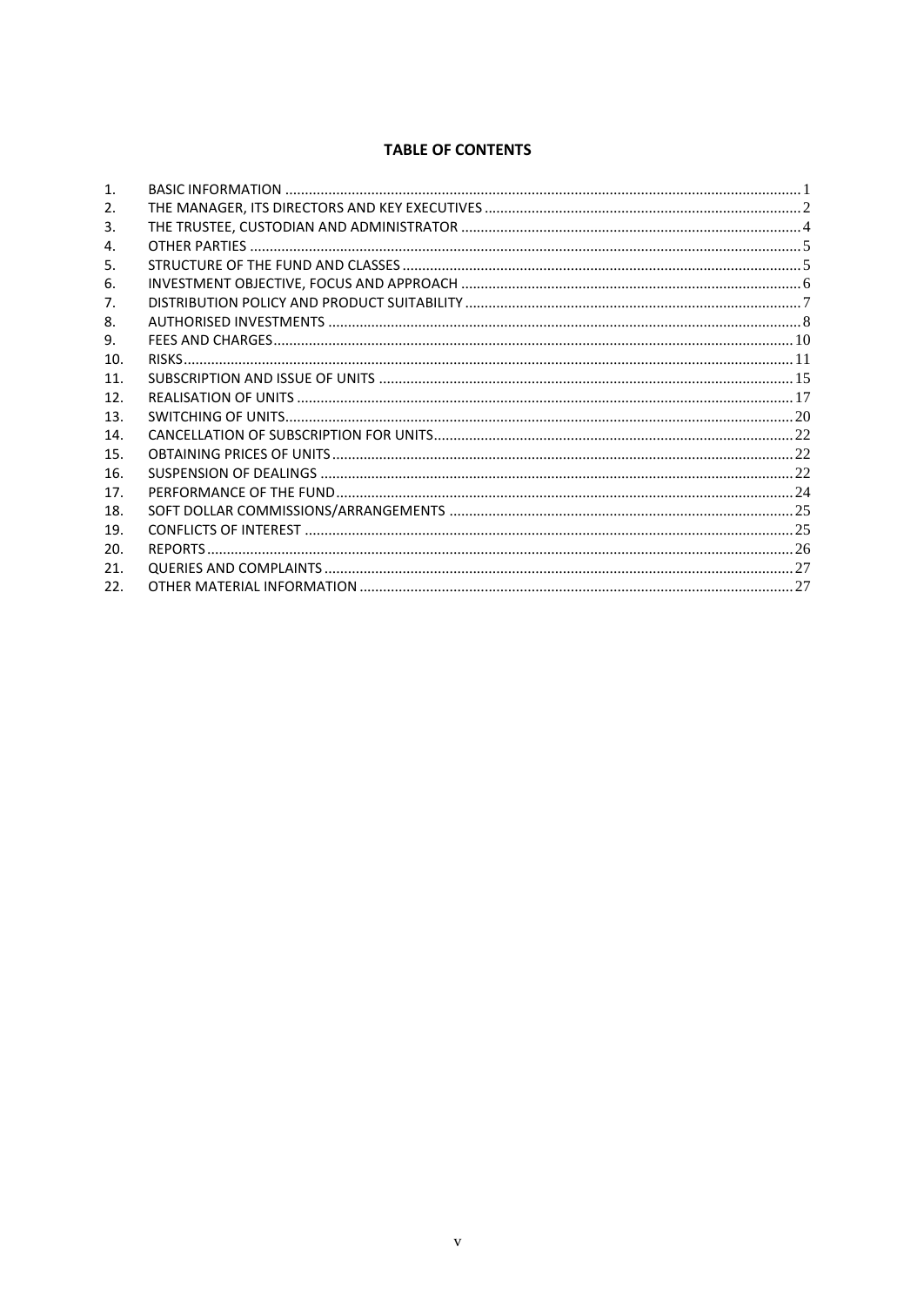## TABLE OF CONTENTS

| | | |
|---|---|---|
| 1. | BASIC INFORMATION | 1 |
| 2. | THE MANAGER, ITS DIRECTORS AND KEY EXECUTIVES | 2 |
| 3. | THE TRUSTEE, CUSTODIAN AND ADMINISTRATOR | 4 |
| 4. | OTHER PARTIES | 5 |
| 5. | STRUCTURE OF THE FUND AND CLASSES | 5 |
| 6. | INVESTMENT OBJECTIVE, FOCUS AND APPROACH | 6 |
| 7. | DISTRIBUTION POLICY AND PRODUCT SUITABILITY | 7 |
| 8. | AUTHORISED INVESTMENTS | 8 |
| 9. | FEES AND CHARGES | 10 |
| 10. | RISKS | 11 |
| 11. | SUBSCRIPTION AND ISSUE OF UNITS | 15 |
| 12. | REALISATION OF UNITS | 17 |
| 13. | SWITCHING OF UNITS | 20 |
| 14. | CANCELLATION OF SUBSCRIPTION FOR UNITS | 22 |
| 15. | OBTAINING PRICES OF UNITS | 22 |
| 16. | SUSPENSION OF DEALINGS | 22 |
| 17. | PERFORMANCE OF THE FUND | 24 |
| 18. | SOFT DOLLAR COMMISSIONS/ARRANGEMENTS | 25 |
| 19. | CONFLICTS OF INTEREST | 25 |
| 20. | REPORTS | 26 |
| 21. | QUERIES AND COMPLAINTS | 27 |
| 22. | OTHER MATERIAL INFORMATION | 27 |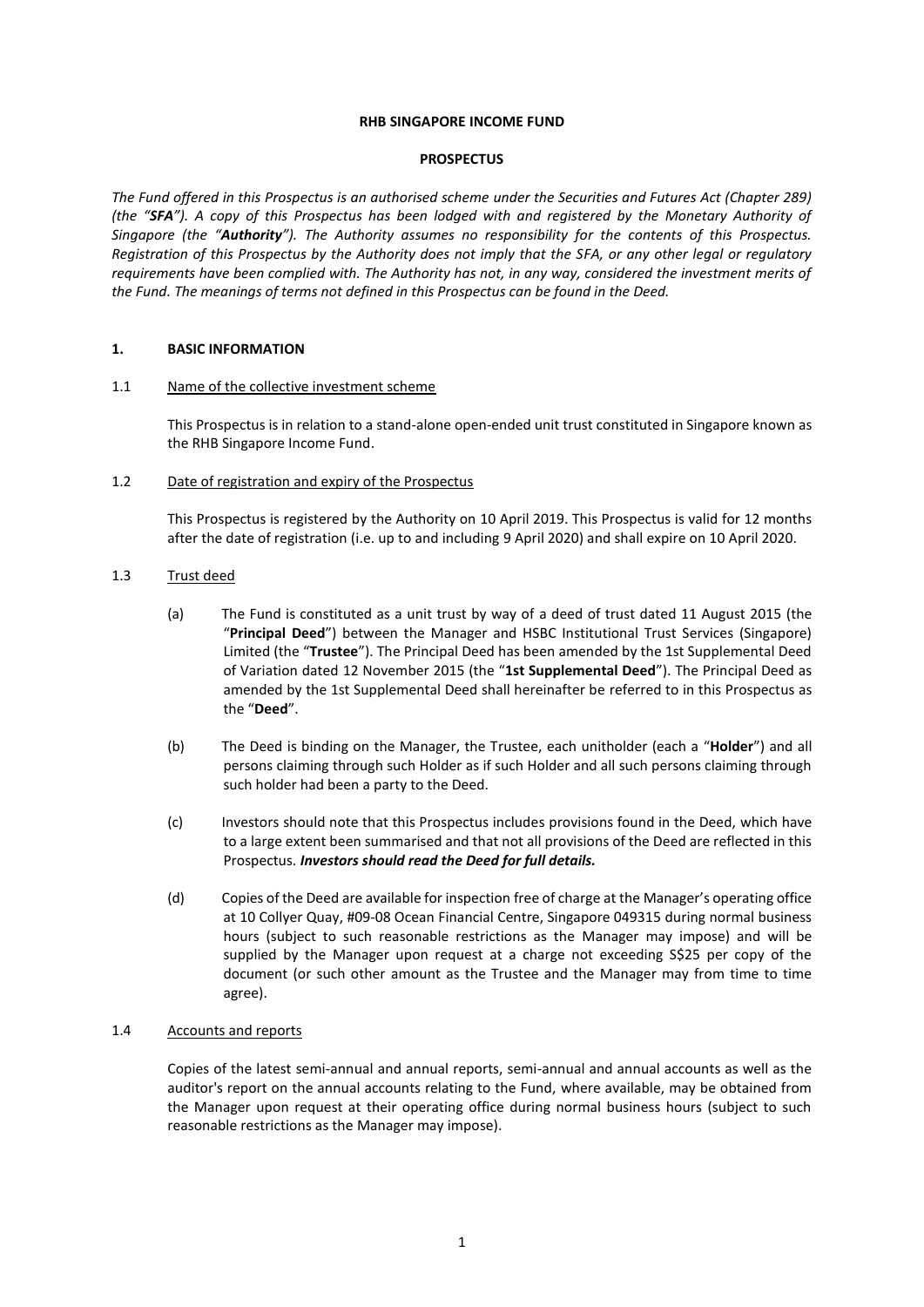**RHB SINGAPORE INCOME FUND**

**PROSPECTUS**

*The Fund offered in this Prospectus is an authorised scheme under the Securities and Futures Act (Chapter 289) (the "**SFA**"). A copy of this Prospectus has been lodged with and registered by the Monetary Authority of Singapore (the "**Authority**"). The Authority assumes no responsibility for the contents of this Prospectus. Registration of this Prospectus by the Authority does not imply that the SFA, or any other legal or regulatory requirements have been complied with. The Authority has not, in any way, considered the investment merits of the Fund. The meanings of terms not defined in this Prospectus can be found in the Deed.*

## 1. BASIC INFORMATION

### 1.1 Name of the collective investment scheme

This Prospectus is in relation to a stand-alone open-ended unit trust constituted in Singapore known as the RHB Singapore Income Fund.

### 1.2 Date of registration and expiry of the Prospectus

This Prospectus is registered by the Authority on 10 April 2019. This Prospectus is valid for 12 months after the date of registration (i.e. up to and including 9 April 2020) and shall expire on 10 April 2020.

### 1.3 Trust deed

(a) The Fund is constituted as a unit trust by way of a deed of trust dated 11 August 2015 (the "**Principal Deed**") between the Manager and HSBC Institutional Trust Services (Singapore) Limited (the "**Trustee**"). The Principal Deed has been amended by the 1st Supplemental Deed of Variation dated 12 November 2015 (the "**1st Supplemental Deed**"). The Principal Deed as amended by the 1st Supplemental Deed shall hereinafter be referred to in this Prospectus as the "**Deed**".

(b) The Deed is binding on the Manager, the Trustee, each unitholder (each a "**Holder**") and all persons claiming through such Holder as if such Holder and all such persons claiming through such holder had been a party to the Deed.

(c) Investors should note that this Prospectus includes provisions found in the Deed, which have to a large extent been summarised and that not all provisions of the Deed are reflected in this Prospectus. ***Investors should read the Deed for full details.***

(d) Copies of the Deed are available for inspection free of charge at the Manager's operating office at 10 Collyer Quay, #09-08 Ocean Financial Centre, Singapore 049315 during normal business hours (subject to such reasonable restrictions as the Manager may impose) and will be supplied by the Manager upon request at a charge not exceeding S$25 per copy of the document (or such other amount as the Trustee and the Manager may from time to time agree).

### 1.4 Accounts and reports

Copies of the latest semi-annual and annual reports, semi-annual and annual accounts as well as the auditor's report on the annual accounts relating to the Fund, where available, may be obtained from the Manager upon request at their operating office during normal business hours (subject to such reasonable restrictions as the Manager may impose).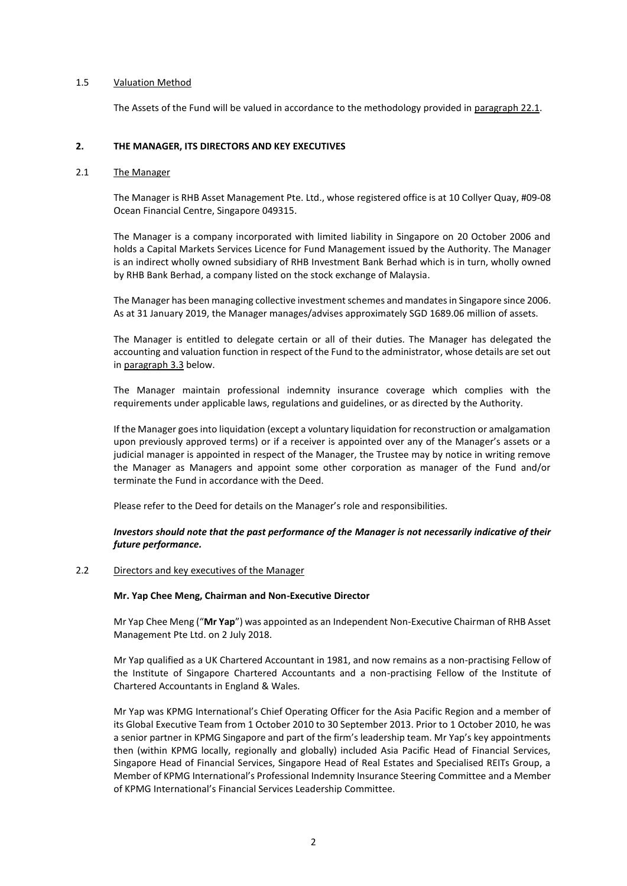### 1.5 Valuation Method

The Assets of the Fund will be valued in accordance to the methodology provided in paragraph 22.1.

## 2. THE MANAGER, ITS DIRECTORS AND KEY EXECUTIVES

### 2.1 The Manager

The Manager is RHB Asset Management Pte. Ltd., whose registered office is at 10 Collyer Quay, #09-08 Ocean Financial Centre, Singapore 049315.

The Manager is a company incorporated with limited liability in Singapore on 20 October 2006 and holds a Capital Markets Services Licence for Fund Management issued by the Authority. The Manager is an indirect wholly owned subsidiary of RHB Investment Bank Berhad which is in turn, wholly owned by RHB Bank Berhad, a company listed on the stock exchange of Malaysia.

The Manager has been managing collective investment schemes and mandates in Singapore since 2006. As at 31 January 2019, the Manager manages/advises approximately SGD 1689.06 million of assets.

The Manager is entitled to delegate certain or all of their duties. The Manager has delegated the accounting and valuation function in respect of the Fund to the administrator, whose details are set out in paragraph 3.3 below.

The Manager maintain professional indemnity insurance coverage which complies with the requirements under applicable laws, regulations and guidelines, or as directed by the Authority.

If the Manager goes into liquidation (except a voluntary liquidation for reconstruction or amalgamation upon previously approved terms) or if a receiver is appointed over any of the Manager's assets or a judicial manager is appointed in respect of the Manager, the Trustee may by notice in writing remove the Manager as Managers and appoint some other corporation as manager of the Fund and/or terminate the Fund in accordance with the Deed.

Please refer to the Deed for details on the Manager's role and responsibilities.

***Investors should note that the past performance of the Manager is not necessarily indicative of their future performance.***

### 2.2 Directors and key executives of the Manager

**Mr. Yap Chee Meng, Chairman and Non-Executive Director**

Mr Yap Chee Meng ("**Mr Yap**") was appointed as an Independent Non-Executive Chairman of RHB Asset Management Pte Ltd. on 2 July 2018.

Mr Yap qualified as a UK Chartered Accountant in 1981, and now remains as a non-practising Fellow of the Institute of Singapore Chartered Accountants and a non-practising Fellow of the Institute of Chartered Accountants in England & Wales.

Mr Yap was KPMG International's Chief Operating Officer for the Asia Pacific Region and a member of its Global Executive Team from 1 October 2010 to 30 September 2013. Prior to 1 October 2010, he was a senior partner in KPMG Singapore and part of the firm's leadership team. Mr Yap's key appointments then (within KPMG locally, regionally and globally) included Asia Pacific Head of Financial Services, Singapore Head of Financial Services, Singapore Head of Real Estates and Specialised REITs Group, a Member of KPMG International's Professional Indemnity Insurance Steering Committee and a Member of KPMG International's Financial Services Leadership Committee.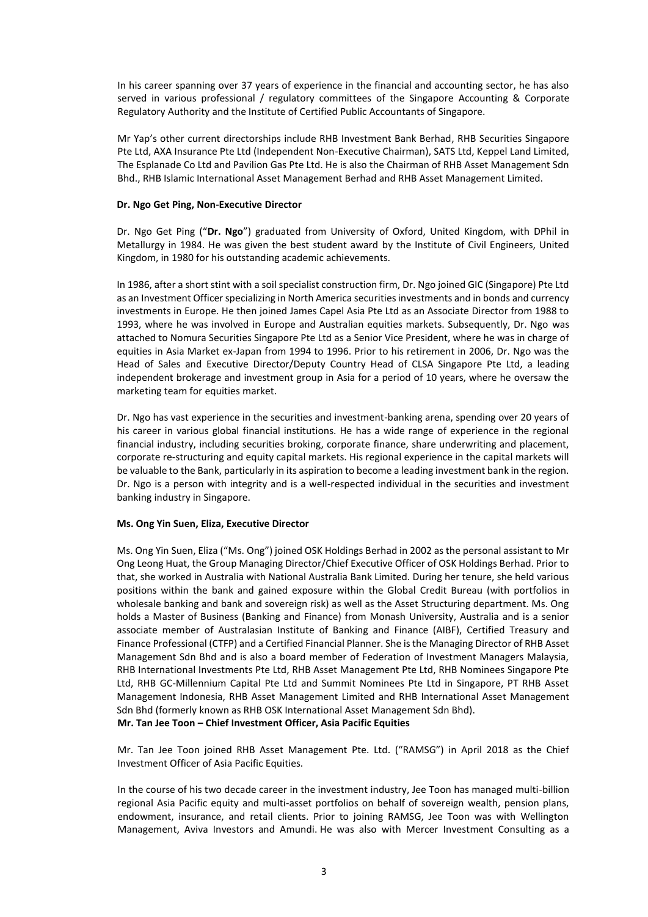In his career spanning over 37 years of experience in the financial and accounting sector, he has also served in various professional / regulatory committees of the Singapore Accounting & Corporate Regulatory Authority and the Institute of Certified Public Accountants of Singapore.

Mr Yap's other current directorships include RHB Investment Bank Berhad, RHB Securities Singapore Pte Ltd, AXA Insurance Pte Ltd (Independent Non-Executive Chairman), SATS Ltd, Keppel Land Limited, The Esplanade Co Ltd and Pavilion Gas Pte Ltd. He is also the Chairman of RHB Asset Management Sdn Bhd., RHB Islamic International Asset Management Berhad and RHB Asset Management Limited.

**Dr. Ngo Get Ping, Non-Executive Director**

Dr. Ngo Get Ping ("**Dr. Ngo**") graduated from University of Oxford, United Kingdom, with DPhil in Metallurgy in 1984. He was given the best student award by the Institute of Civil Engineers, United Kingdom, in 1980 for his outstanding academic achievements.

In 1986, after a short stint with a soil specialist construction firm, Dr. Ngo joined GIC (Singapore) Pte Ltd as an Investment Officer specializing in North America securities investments and in bonds and currency investments in Europe. He then joined James Capel Asia Pte Ltd as an Associate Director from 1988 to 1993, where he was involved in Europe and Australian equities markets. Subsequently, Dr. Ngo was attached to Nomura Securities Singapore Pte Ltd as a Senior Vice President, where he was in charge of equities in Asia Market ex-Japan from 1994 to 1996. Prior to his retirement in 2006, Dr. Ngo was the Head of Sales and Executive Director/Deputy Country Head of CLSA Singapore Pte Ltd, a leading independent brokerage and investment group in Asia for a period of 10 years, where he oversaw the marketing team for equities market.

Dr. Ngo has vast experience in the securities and investment-banking arena, spending over 20 years of his career in various global financial institutions. He has a wide range of experience in the regional financial industry, including securities broking, corporate finance, share underwriting and placement, corporate re-structuring and equity capital markets. His regional experience in the capital markets will be valuable to the Bank, particularly in its aspiration to become a leading investment bank in the region. Dr. Ngo is a person with integrity and is a well-respected individual in the securities and investment banking industry in Singapore.

**Ms. Ong Yin Suen, Eliza, Executive Director**

Ms. Ong Yin Suen, Eliza ("Ms. Ong") joined OSK Holdings Berhad in 2002 as the personal assistant to Mr Ong Leong Huat, the Group Managing Director/Chief Executive Officer of OSK Holdings Berhad. Prior to that, she worked in Australia with National Australia Bank Limited. During her tenure, she held various positions within the bank and gained exposure within the Global Credit Bureau (with portfolios in wholesale banking and bank and sovereign risk) as well as the Asset Structuring department. Ms. Ong holds a Master of Business (Banking and Finance) from Monash University, Australia and is a senior associate member of Australasian Institute of Banking and Finance (AIBF), Certified Treasury and Finance Professional (CTFP) and a Certified Financial Planner. She is the Managing Director of RHB Asset Management Sdn Bhd and is also a board member of Federation of Investment Managers Malaysia, RHB International Investments Pte Ltd, RHB Asset Management Pte Ltd, RHB Nominees Singapore Pte Ltd, RHB GC-Millennium Capital Pte Ltd and Summit Nominees Pte Ltd in Singapore, PT RHB Asset Management Indonesia, RHB Asset Management Limited and RHB International Asset Management Sdn Bhd (formerly known as RHB OSK International Asset Management Sdn Bhd).

**Mr. Tan Jee Toon – Chief Investment Officer, Asia Pacific Equities**

Mr. Tan Jee Toon joined RHB Asset Management Pte. Ltd. ("RAMSG") in April 2018 as the Chief Investment Officer of Asia Pacific Equities.

In the course of his two decade career in the investment industry, Jee Toon has managed multi-billion regional Asia Pacific equity and multi-asset portfolios on behalf of sovereign wealth, pension plans, endowment, insurance, and retail clients. Prior to joining RAMSG, Jee Toon was with Wellington Management, Aviva Investors and Amundi. He was also with Mercer Investment Consulting as a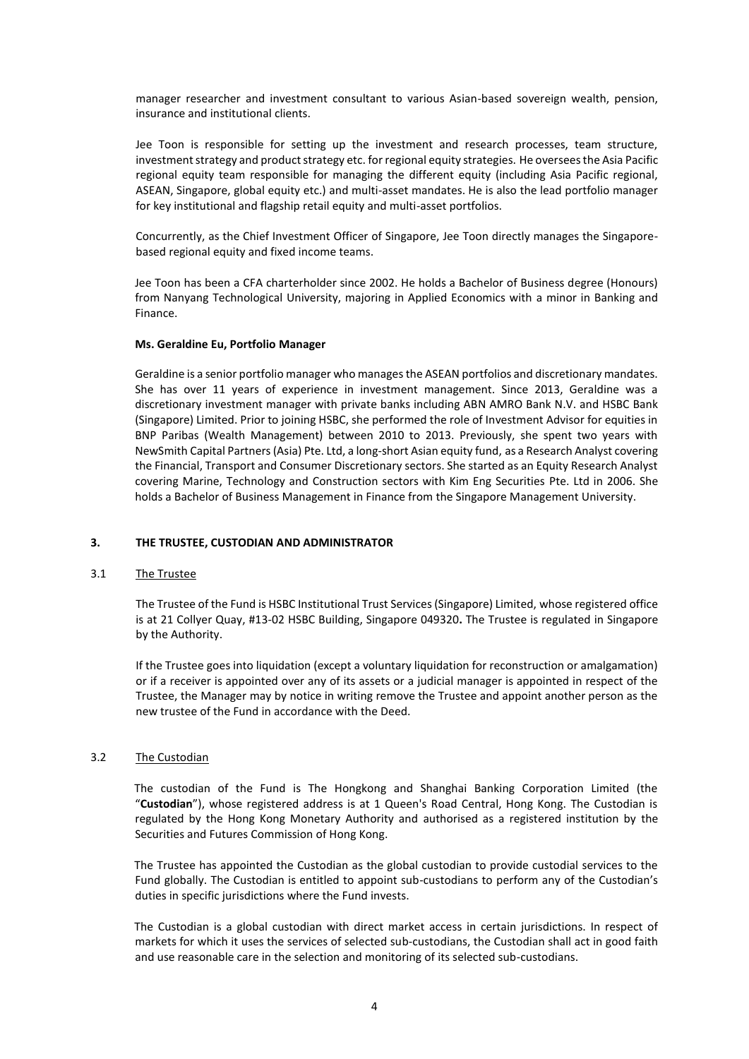manager researcher and investment consultant to various Asian-based sovereign wealth, pension, insurance and institutional clients.

Jee Toon is responsible for setting up the investment and research processes, team structure, investment strategy and product strategy etc. for regional equity strategies. He oversees the Asia Pacific regional equity team responsible for managing the different equity (including Asia Pacific regional, ASEAN, Singapore, global equity etc.) and multi-asset mandates. He is also the lead portfolio manager for key institutional and flagship retail equity and multi-asset portfolios.

Concurrently, as the Chief Investment Officer of Singapore, Jee Toon directly manages the Singapore-based regional equity and fixed income teams.

Jee Toon has been a CFA charterholder since 2002. He holds a Bachelor of Business degree (Honours) from Nanyang Technological University, majoring in Applied Economics with a minor in Banking and Finance.

**Ms. Geraldine Eu, Portfolio Manager**

Geraldine is a senior portfolio manager who manages the ASEAN portfolios and discretionary mandates. She has over 11 years of experience in investment management. Since 2013, Geraldine was a discretionary investment manager with private banks including ABN AMRO Bank N.V. and HSBC Bank (Singapore) Limited. Prior to joining HSBC, she performed the role of Investment Advisor for equities in BNP Paribas (Wealth Management) between 2010 to 2013. Previously, she spent two years with NewSmith Capital Partners (Asia) Pte. Ltd, a long-short Asian equity fund, as a Research Analyst covering the Financial, Transport and Consumer Discretionary sectors. She started as an Equity Research Analyst covering Marine, Technology and Construction sectors with Kim Eng Securities Pte. Ltd in 2006. She holds a Bachelor of Business Management in Finance from the Singapore Management University.

## 3. THE TRUSTEE, CUSTODIAN AND ADMINISTRATOR

### 3.1 The Trustee

The Trustee of the Fund is HSBC Institutional Trust Services (Singapore) Limited, whose registered office is at 21 Collyer Quay, #13-02 HSBC Building, Singapore 049320**.** The Trustee is regulated in Singapore by the Authority.

If the Trustee goes into liquidation (except a voluntary liquidation for reconstruction or amalgamation) or if a receiver is appointed over any of its assets or a judicial manager is appointed in respect of the Trustee, the Manager may by notice in writing remove the Trustee and appoint another person as the new trustee of the Fund in accordance with the Deed.

### 3.2 The Custodian

The custodian of the Fund is The Hongkong and Shanghai Banking Corporation Limited (the "**Custodian**"), whose registered address is at 1 Queen's Road Central, Hong Kong. The Custodian is regulated by the Hong Kong Monetary Authority and authorised as a registered institution by the Securities and Futures Commission of Hong Kong.

The Trustee has appointed the Custodian as the global custodian to provide custodial services to the Fund globally. The Custodian is entitled to appoint sub-custodians to perform any of the Custodian's duties in specific jurisdictions where the Fund invests.

The Custodian is a global custodian with direct market access in certain jurisdictions. In respect of markets for which it uses the services of selected sub-custodians, the Custodian shall act in good faith and use reasonable care in the selection and monitoring of its selected sub-custodians.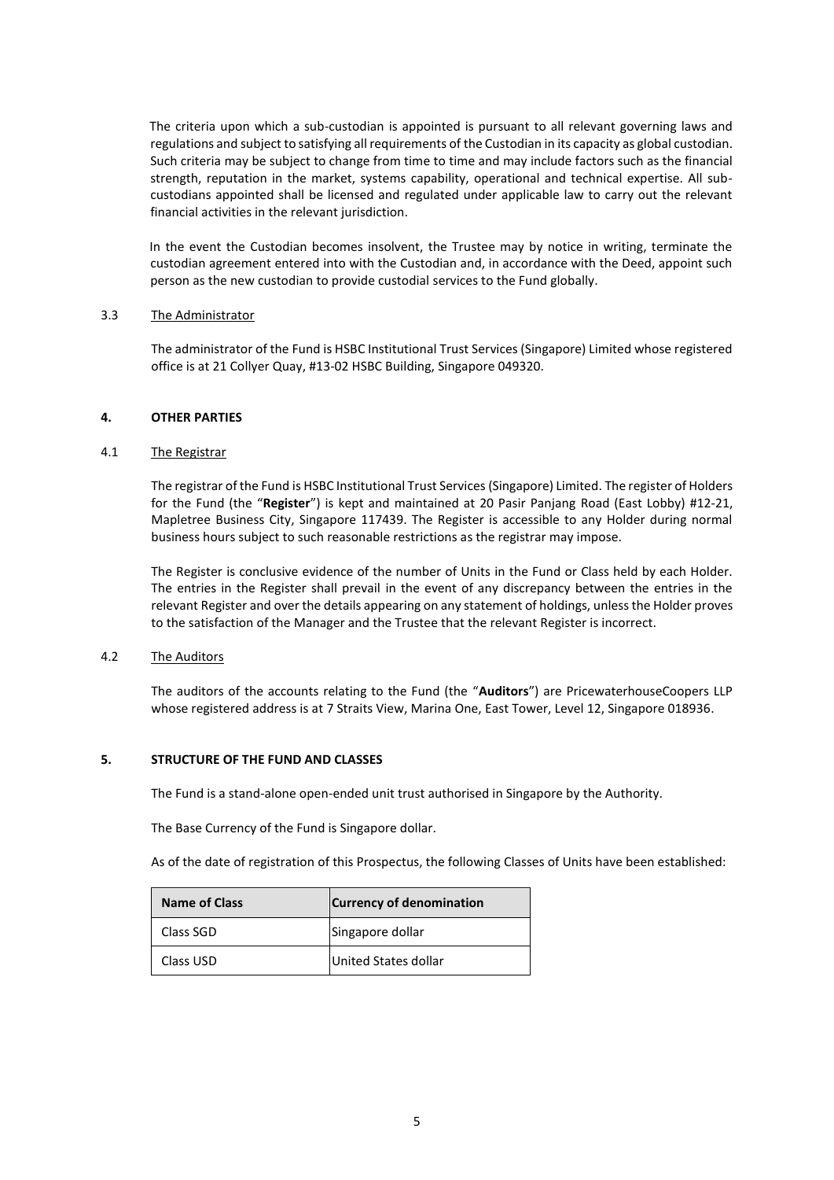The criteria upon which a sub-custodian is appointed is pursuant to all relevant governing laws and regulations and subject to satisfying all requirements of the Custodian in its capacity as global custodian. Such criteria may be subject to change from time to time and may include factors such as the financial strength, reputation in the market, systems capability, operational and technical expertise. All sub-custodians appointed shall be licensed and regulated under applicable law to carry out the relevant financial activities in the relevant jurisdiction.

In the event the Custodian becomes insolvent, the Trustee may by notice in writing, terminate the custodian agreement entered into with the Custodian and, in accordance with the Deed, appoint such person as the new custodian to provide custodial services to the Fund globally.

3.3 <u>The Administrator</u>

The administrator of the Fund is HSBC Institutional Trust Services (Singapore) Limited whose registered office is at 21 Collyer Quay, #13-02 HSBC Building, Singapore 049320.

## 4. OTHER PARTIES

4.1 <u>The Registrar</u>

The registrar of the Fund is HSBC Institutional Trust Services (Singapore) Limited. The register of Holders for the Fund (the "**Register**") is kept and maintained at 20 Pasir Panjang Road (East Lobby) #12-21, Mapletree Business City, Singapore 117439. The Register is accessible to any Holder during normal business hours subject to such reasonable restrictions as the registrar may impose.

The Register is conclusive evidence of the number of Units in the Fund or Class held by each Holder. The entries in the Register shall prevail in the event of any discrepancy between the entries in the relevant Register and over the details appearing on any statement of holdings, unless the Holder proves to the satisfaction of the Manager and the Trustee that the relevant Register is incorrect.

4.2 <u>The Auditors</u>

The auditors of the accounts relating to the Fund (the "**Auditors**") are PricewaterhouseCoopers LLP whose registered address is at 7 Straits View, Marina One, East Tower, Level 12, Singapore 018936.

## 5. STRUCTURE OF THE FUND AND CLASSES

The Fund is a stand-alone open-ended unit trust authorised in Singapore by the Authority.

The Base Currency of the Fund is Singapore dollar.

As of the date of registration of this Prospectus, the following Classes of Units have been established:

| Name of Class | Currency of denomination |
|---|---|
| Class SGD | Singapore dollar |
| Class USD | United States dollar |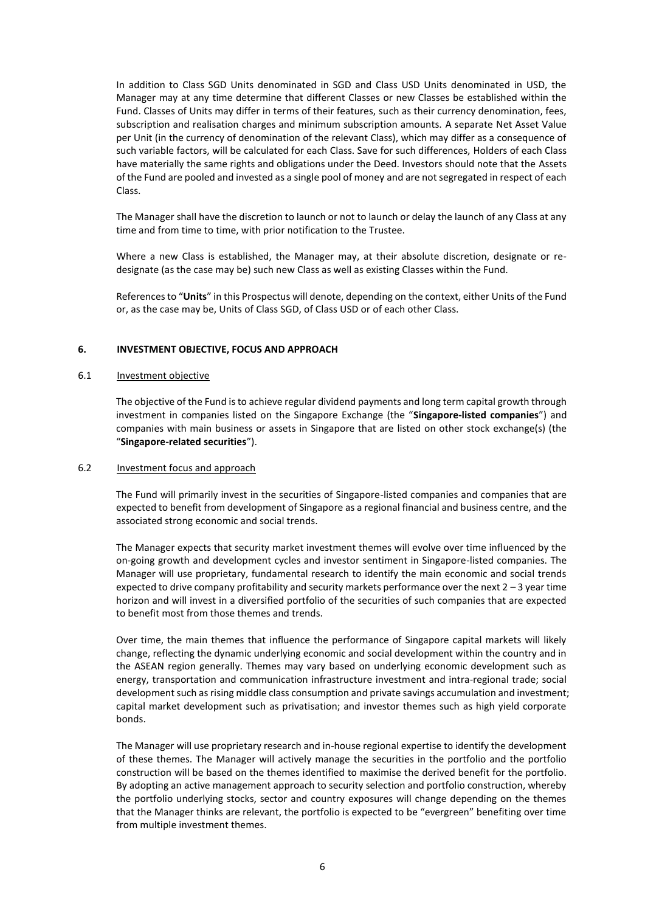In addition to Class SGD Units denominated in SGD and Class USD Units denominated in USD, the Manager may at any time determine that different Classes or new Classes be established within the Fund. Classes of Units may differ in terms of their features, such as their currency denomination, fees, subscription and realisation charges and minimum subscription amounts. A separate Net Asset Value per Unit (in the currency of denomination of the relevant Class), which may differ as a consequence of such variable factors, will be calculated for each Class. Save for such differences, Holders of each Class have materially the same rights and obligations under the Deed. Investors should note that the Assets of the Fund are pooled and invested as a single pool of money and are not segregated in respect of each Class.

The Manager shall have the discretion to launch or not to launch or delay the launch of any Class at any time and from time to time, with prior notification to the Trustee.

Where a new Class is established, the Manager may, at their absolute discretion, designate or re-designate (as the case may be) such new Class as well as existing Classes within the Fund.

References to "**Units**" in this Prospectus will denote, depending on the context, either Units of the Fund or, as the case may be, Units of Class SGD, of Class USD or of each other Class.

## 6. INVESTMENT OBJECTIVE, FOCUS AND APPROACH

### 6.1 Investment objective

The objective of the Fund is to achieve regular dividend payments and long term capital growth through investment in companies listed on the Singapore Exchange (the "**Singapore-listed companies**") and companies with main business or assets in Singapore that are listed on other stock exchange(s) (the "**Singapore-related securities**").

### 6.2 Investment focus and approach

The Fund will primarily invest in the securities of Singapore-listed companies and companies that are expected to benefit from development of Singapore as a regional financial and business centre, and the associated strong economic and social trends.

The Manager expects that security market investment themes will evolve over time influenced by the on-going growth and development cycles and investor sentiment in Singapore-listed companies. The Manager will use proprietary, fundamental research to identify the main economic and social trends expected to drive company profitability and security markets performance over the next 2 – 3 year time horizon and will invest in a diversified portfolio of the securities of such companies that are expected to benefit most from those themes and trends.

Over time, the main themes that influence the performance of Singapore capital markets will likely change, reflecting the dynamic underlying economic and social development within the country and in the ASEAN region generally. Themes may vary based on underlying economic development such as energy, transportation and communication infrastructure investment and intra-regional trade; social development such as rising middle class consumption and private savings accumulation and investment; capital market development such as privatisation; and investor themes such as high yield corporate bonds.

The Manager will use proprietary research and in-house regional expertise to identify the development of these themes. The Manager will actively manage the securities in the portfolio and the portfolio construction will be based on the themes identified to maximise the derived benefit for the portfolio. By adopting an active management approach to security selection and portfolio construction, whereby the portfolio underlying stocks, sector and country exposures will change depending on the themes that the Manager thinks are relevant, the portfolio is expected to be "evergreen" benefiting over time from multiple investment themes.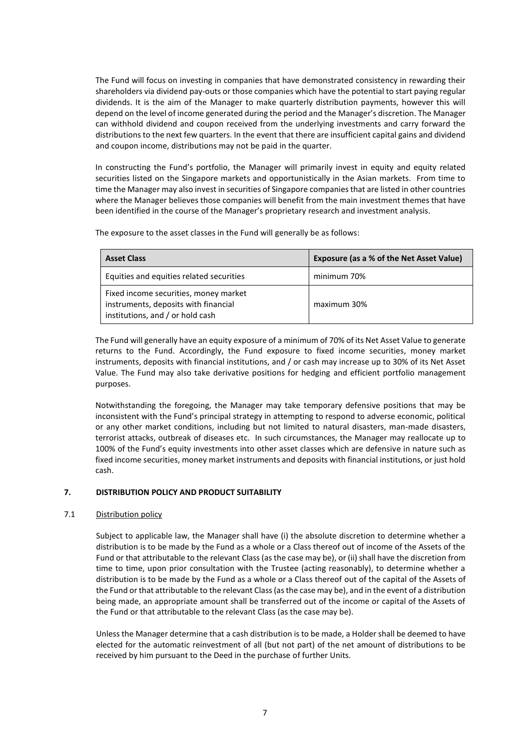The Fund will focus on investing in companies that have demonstrated consistency in rewarding their shareholders via dividend pay-outs or those companies which have the potential to start paying regular dividends. It is the aim of the Manager to make quarterly distribution payments, however this will depend on the level of income generated during the period and the Manager's discretion. The Manager can withhold dividend and coupon received from the underlying investments and carry forward the distributions to the next few quarters. In the event that there are insufficient capital gains and dividend and coupon income, distributions may not be paid in the quarter.

In constructing the Fund's portfolio, the Manager will primarily invest in equity and equity related securities listed on the Singapore markets and opportunistically in the Asian markets. From time to time the Manager may also invest in securities of Singapore companies that are listed in other countries where the Manager believes those companies will benefit from the main investment themes that have been identified in the course of the Manager's proprietary research and investment analysis.

The exposure to the asset classes in the Fund will generally be as follows:

| Asset Class | Exposure (as a % of the Net Asset Value) |
|---|---|
| Equities and equities related securities | minimum 70% |
| Fixed income securities, money market instruments, deposits with financial institutions, and / or hold cash | maximum 30% |

The Fund will generally have an equity exposure of a minimum of 70% of its Net Asset Value to generate returns to the Fund. Accordingly, the Fund exposure to fixed income securities, money market instruments, deposits with financial institutions, and / or cash may increase up to 30% of its Net Asset Value. The Fund may also take derivative positions for hedging and efficient portfolio management purposes.

Notwithstanding the foregoing, the Manager may take temporary defensive positions that may be inconsistent with the Fund's principal strategy in attempting to respond to adverse economic, political or any other market conditions, including but not limited to natural disasters, man-made disasters, terrorist attacks, outbreak of diseases etc. In such circumstances, the Manager may reallocate up to 100% of the Fund's equity investments into other asset classes which are defensive in nature such as fixed income securities, money market instruments and deposits with financial institutions, or just hold cash.

## 7. DISTRIBUTION POLICY AND PRODUCT SUITABILITY

### 7.1 Distribution policy

Subject to applicable law, the Manager shall have (i) the absolute discretion to determine whether a distribution is to be made by the Fund as a whole or a Class thereof out of income of the Assets of the Fund or that attributable to the relevant Class (as the case may be), or (ii) shall have the discretion from time to time, upon prior consultation with the Trustee (acting reasonably), to determine whether a distribution is to be made by the Fund as a whole or a Class thereof out of the capital of the Assets of the Fund or that attributable to the relevant Class (as the case may be), and in the event of a distribution being made, an appropriate amount shall be transferred out of the income or capital of the Assets of the Fund or that attributable to the relevant Class (as the case may be).

Unless the Manager determine that a cash distribution is to be made, a Holder shall be deemed to have elected for the automatic reinvestment of all (but not part) of the net amount of distributions to be received by him pursuant to the Deed in the purchase of further Units.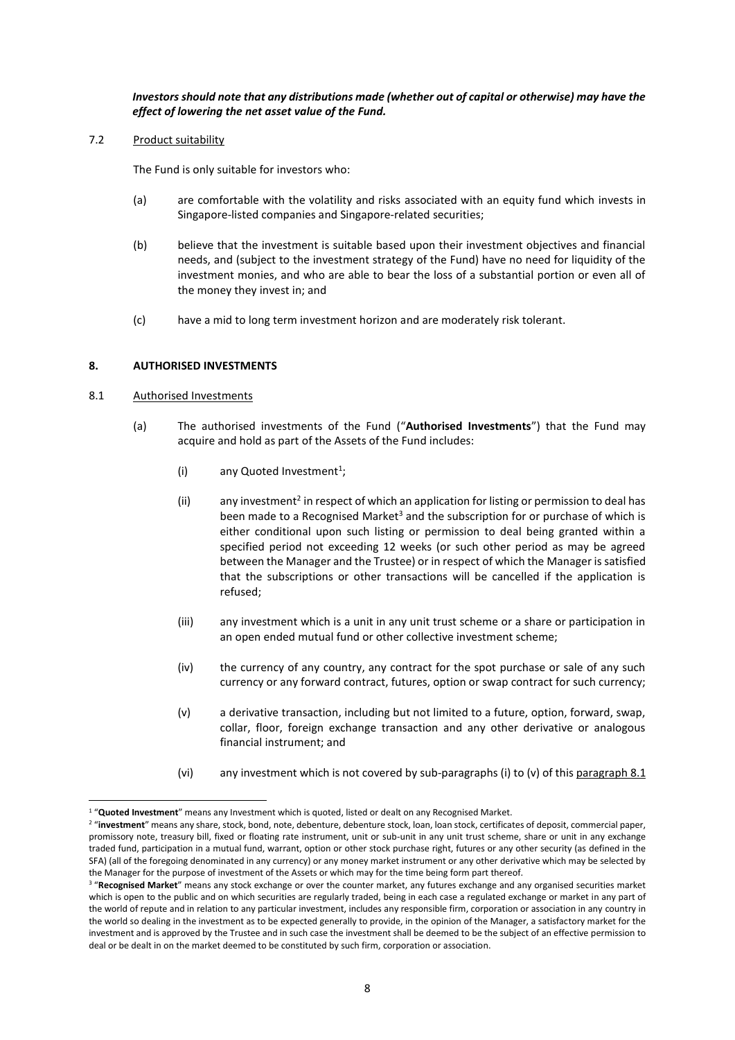***Investors should note that any distributions made (whether out of capital or otherwise) may have the effect of lowering the net asset value of the Fund.***

7.2 Product suitability

The Fund is only suitable for investors who:

(a) are comfortable with the volatility and risks associated with an equity fund which invests in Singapore-listed companies and Singapore-related securities;

(b) believe that the investment is suitable based upon their investment objectives and financial needs, and (subject to the investment strategy of the Fund) have no need for liquidity of the investment monies, and who are able to bear the loss of a substantial portion or even all of the money they invest in; and

(c) have a mid to long term investment horizon and are moderately risk tolerant.

## 8. AUTHORISED INVESTMENTS

8.1 Authorised Investments

(a) The authorised investments of the Fund ("**Authorised Investments**") that the Fund may acquire and hold as part of the Assets of the Fund includes:

(i) any Quoted Investment[1];

(ii) any investment[2] in respect of which an application for listing or permission to deal has been made to a Recognised Market[3] and the subscription for or purchase of which is either conditional upon such listing or permission to deal being granted within a specified period not exceeding 12 weeks (or such other period as may be agreed between the Manager and the Trustee) or in respect of which the Manager is satisfied that the subscriptions or other transactions will be cancelled if the application is refused;

(iii) any investment which is a unit in any unit trust scheme or a share or participation in an open ended mutual fund or other collective investment scheme;

(iv) the currency of any country, any contract for the spot purchase or sale of any such currency or any forward contract, futures, option or swap contract for such currency;

(v) a derivative transaction, including but not limited to a future, option, forward, swap, collar, floor, foreign exchange transaction and any other derivative or analogous financial instrument; and

(vi) any investment which is not covered by sub-paragraphs (i) to (v) of this paragraph 8.1

---

[1] "**Quoted Investment**" means any Investment which is quoted, listed or dealt on any Recognised Market.

[2] "**investment**" means any share, stock, bond, note, debenture, debenture stock, loan, loan stock, certificates of deposit, commercial paper, promissory note, treasury bill, fixed or floating rate instrument, unit or sub-unit in any unit trust scheme, share or unit in any exchange traded fund, participation in a mutual fund, warrant, option or other stock purchase right, futures or any other security (as defined in the SFA) (all of the foregoing denominated in any currency) or any money market instrument or any other derivative which may be selected by the Manager for the purpose of investment of the Assets or which may for the time being form part thereof.

[3] "**Recognised Market**" means any stock exchange or over the counter market, any futures exchange and any organised securities market which is open to the public and on which securities are regularly traded, being in each case a regulated exchange or market in any part of the world of repute and in relation to any particular investment, includes any responsible firm, corporation or association in any country in the world so dealing in the investment as to be expected generally to provide, in the opinion of the Manager, a satisfactory market for the investment and is approved by the Trustee and in such case the investment shall be deemed to be the subject of an effective permission to deal or be dealt in on the market deemed to be constituted by such firm, corporation or association.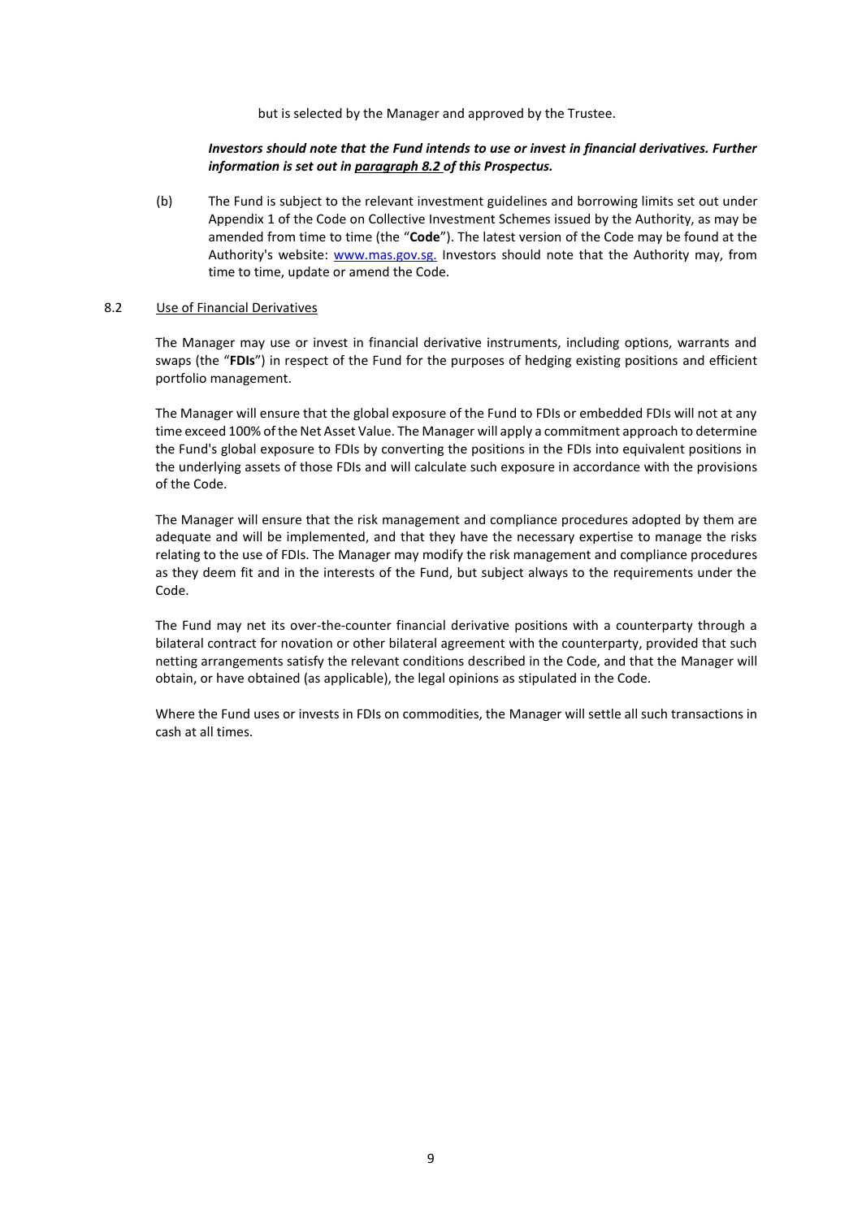but is selected by the Manager and approved by the Trustee.

***Investors should note that the Fund intends to use or invest in financial derivatives. Further information is set out in paragraph 8.2 of this Prospectus.***

(b) The Fund is subject to the relevant investment guidelines and borrowing limits set out under Appendix 1 of the Code on Collective Investment Schemes issued by the Authority, as may be amended from time to time (the "**Code**"). The latest version of the Code may be found at the Authority's website: www.mas.gov.sg. Investors should note that the Authority may, from time to time, update or amend the Code.

8.2 Use of Financial Derivatives

The Manager may use or invest in financial derivative instruments, including options, warrants and swaps (the "**FDIs**") in respect of the Fund for the purposes of hedging existing positions and efficient portfolio management.

The Manager will ensure that the global exposure of the Fund to FDIs or embedded FDIs will not at any time exceed 100% of the Net Asset Value. The Manager will apply a commitment approach to determine the Fund's global exposure to FDIs by converting the positions in the FDIs into equivalent positions in the underlying assets of those FDIs and will calculate such exposure in accordance with the provisions of the Code.

The Manager will ensure that the risk management and compliance procedures adopted by them are adequate and will be implemented, and that they have the necessary expertise to manage the risks relating to the use of FDIs. The Manager may modify the risk management and compliance procedures as they deem fit and in the interests of the Fund, but subject always to the requirements under the Code.

The Fund may net its over-the-counter financial derivative positions with a counterparty through a bilateral contract for novation or other bilateral agreement with the counterparty, provided that such netting arrangements satisfy the relevant conditions described in the Code, and that the Manager will obtain, or have obtained (as applicable), the legal opinions as stipulated in the Code.

Where the Fund uses or invests in FDIs on commodities, the Manager will settle all such transactions in cash at all times.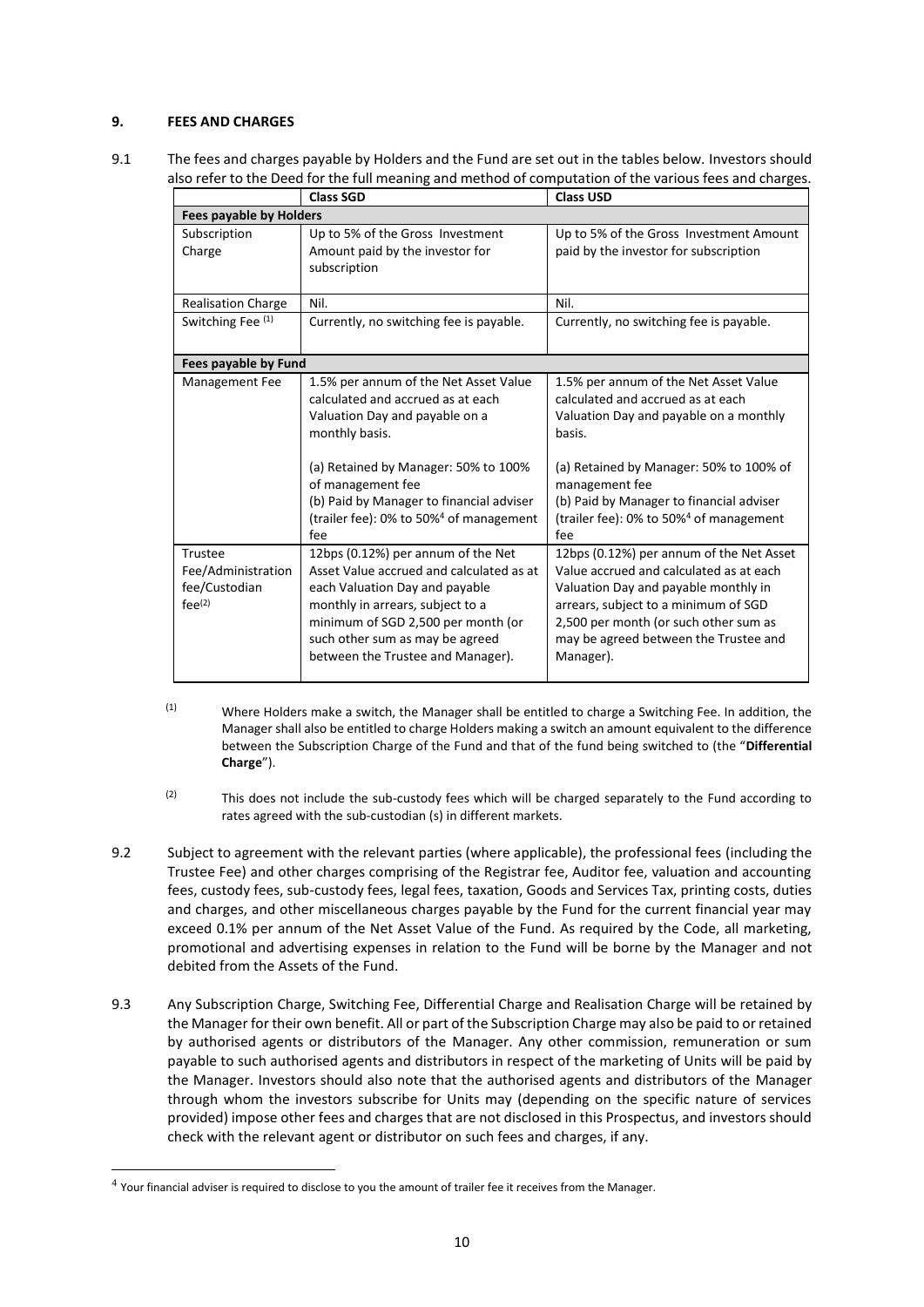## 9. FEES AND CHARGES

9.1 The fees and charges payable by Holders and the Fund are set out in the tables below. Investors should also refer to the Deed for the full meaning and method of computation of the various fees and charges.

| | Class SGD | Class USD |
|---|---|---|
| **Fees payable by Holders** | | |
| Subscription Charge | Up to 5% of the Gross Investment Amount paid by the investor for subscription | Up to 5% of the Gross Investment Amount paid by the investor for subscription |
| Realisation Charge | Nil. | Nil. |
| Switching Fee [(1)] | Currently, no switching fee is payable. | Currently, no switching fee is payable. |
| **Fees payable by Fund** | | |
| Management Fee | 1.5% per annum of the Net Asset Value calculated and accrued as at each Valuation Day and payable on a monthly basis.<br><br>(a) Retained by Manager: 50% to 100% of management fee<br>(b) Paid by Manager to financial adviser (trailer fee): 0% to 50%[4] of management fee | 1.5% per annum of the Net Asset Value calculated and accrued as at each Valuation Day and payable on a monthly basis.<br><br>(a) Retained by Manager: 50% to 100% of management fee<br>(b) Paid by Manager to financial adviser (trailer fee): 0% to 50%[4] of management fee |
| Trustee Fee/Administration fee/Custodian fee[(2)] | 12bps (0.12%) per annum of the Net Asset Value accrued and calculated as at each Valuation Day and payable monthly in arrears, subject to a minimum of SGD 2,500 per month (or such other sum as may be agreed between the Trustee and Manager). | 12bps (0.12%) per annum of the Net Asset Value accrued and calculated as at each Valuation Day and payable monthly in arrears, subject to a minimum of SGD 2,500 per month (or such other sum as may be agreed between the Trustee and Manager). |

(1) Where Holders make a switch, the Manager shall be entitled to charge a Switching Fee. In addition, the Manager shall also be entitled to charge Holders making a switch an amount equivalent to the difference between the Subscription Charge of the Fund and that of the fund being switched to (the "**Differential Charge**").

(2) This does not include the sub-custody fees which will be charged separately to the Fund according to rates agreed with the sub-custodian (s) in different markets.

9.2 Subject to agreement with the relevant parties (where applicable), the professional fees (including the Trustee Fee) and other charges comprising of the Registrar fee, Auditor fee, valuation and accounting fees, custody fees, sub-custody fees, legal fees, taxation, Goods and Services Tax, printing costs, duties and charges, and other miscellaneous charges payable by the Fund for the current financial year may exceed 0.1% per annum of the Net Asset Value of the Fund. As required by the Code, all marketing, promotional and advertising expenses in relation to the Fund will be borne by the Manager and not debited from the Assets of the Fund.

9.3 Any Subscription Charge, Switching Fee, Differential Charge and Realisation Charge will be retained by the Manager for their own benefit. All or part of the Subscription Charge may also be paid to or retained by authorised agents or distributors of the Manager. Any other commission, remuneration or sum payable to such authorised agents and distributors in respect of the marketing of Units will be paid by the Manager. Investors should also note that the authorised agents and distributors of the Manager through whom the investors subscribe for Units may (depending on the specific nature of services provided) impose other fees and charges that are not disclosed in this Prospectus, and investors should check with the relevant agent or distributor on such fees and charges, if any.

[4] Your financial adviser is required to disclose to you the amount of trailer fee it receives from the Manager.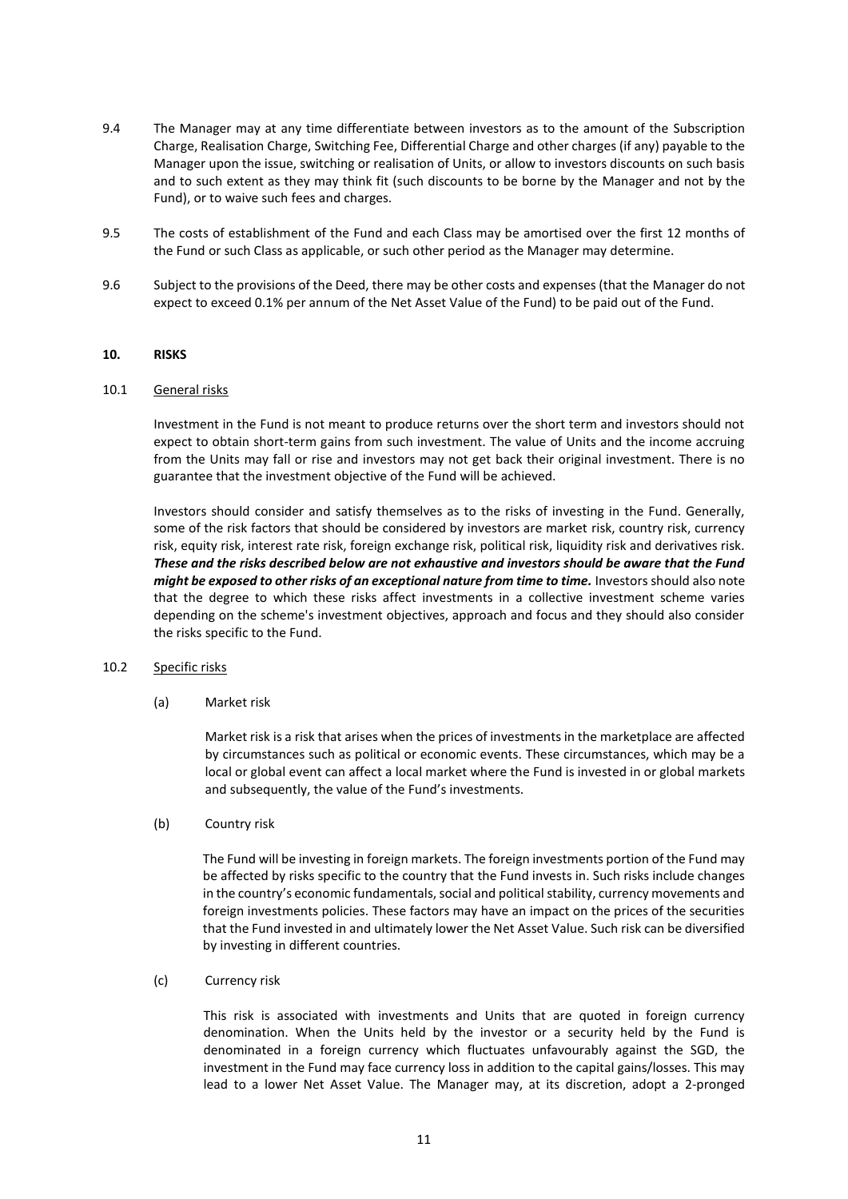9.4 The Manager may at any time differentiate between investors as to the amount of the Subscription Charge, Realisation Charge, Switching Fee, Differential Charge and other charges (if any) payable to the Manager upon the issue, switching or realisation of Units, or allow to investors discounts on such basis and to such extent as they may think fit (such discounts to be borne by the Manager and not by the Fund), or to waive such fees and charges.

9.5 The costs of establishment of the Fund and each Class may be amortised over the first 12 months of the Fund or such Class as applicable, or such other period as the Manager may determine.

9.6 Subject to the provisions of the Deed, there may be other costs and expenses (that the Manager do not expect to exceed 0.1% per annum of the Net Asset Value of the Fund) to be paid out of the Fund.

## 10. RISKS

### 10.1 General risks

Investment in the Fund is not meant to produce returns over the short term and investors should not expect to obtain short-term gains from such investment. The value of Units and the income accruing from the Units may fall or rise and investors may not get back their original investment. There is no guarantee that the investment objective of the Fund will be achieved.

Investors should consider and satisfy themselves as to the risks of investing in the Fund. Generally, some of the risk factors that should be considered by investors are market risk, country risk, currency risk, equity risk, interest rate risk, foreign exchange risk, political risk, liquidity risk and derivatives risk. ***These and the risks described below are not exhaustive and investors should be aware that the Fund might be exposed to other risks of an exceptional nature from time to time.*** Investors should also note that the degree to which these risks affect investments in a collective investment scheme varies depending on the scheme's investment objectives, approach and focus and they should also consider the risks specific to the Fund.

### 10.2 Specific risks

(a) Market risk

Market risk is a risk that arises when the prices of investments in the marketplace are affected by circumstances such as political or economic events. These circumstances, which may be a local or global event can affect a local market where the Fund is invested in or global markets and subsequently, the value of the Fund's investments.

(b) Country risk

The Fund will be investing in foreign markets. The foreign investments portion of the Fund may be affected by risks specific to the country that the Fund invests in. Such risks include changes in the country's economic fundamentals, social and political stability, currency movements and foreign investments policies. These factors may have an impact on the prices of the securities that the Fund invested in and ultimately lower the Net Asset Value. Such risk can be diversified by investing in different countries.

(c) Currency risk

This risk is associated with investments and Units that are quoted in foreign currency denomination. When the Units held by the investor or a security held by the Fund is denominated in a foreign currency which fluctuates unfavourably against the SGD, the investment in the Fund may face currency loss in addition to the capital gains/losses. This may lead to a lower Net Asset Value. The Manager may, at its discretion, adopt a 2-pronged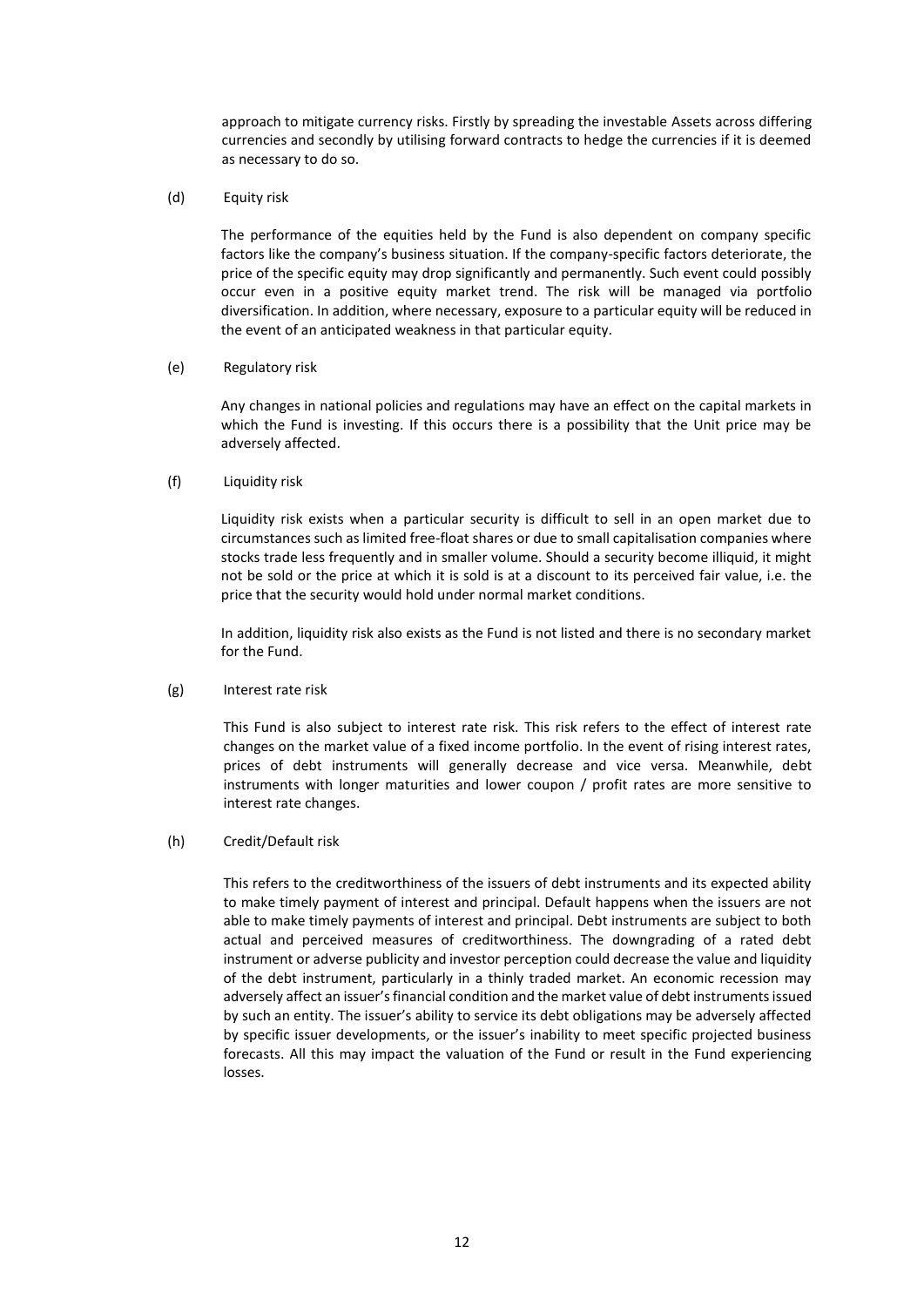approach to mitigate currency risks. Firstly by spreading the investable Assets across differing currencies and secondly by utilising forward contracts to hedge the currencies if it is deemed as necessary to do so.

(d) Equity risk

The performance of the equities held by the Fund is also dependent on company specific factors like the company's business situation. If the company-specific factors deteriorate, the price of the specific equity may drop significantly and permanently. Such event could possibly occur even in a positive equity market trend. The risk will be managed via portfolio diversification. In addition, where necessary, exposure to a particular equity will be reduced in the event of an anticipated weakness in that particular equity.

(e) Regulatory risk

Any changes in national policies and regulations may have an effect on the capital markets in which the Fund is investing. If this occurs there is a possibility that the Unit price may be adversely affected.

(f) Liquidity risk

Liquidity risk exists when a particular security is difficult to sell in an open market due to circumstances such as limited free-float shares or due to small capitalisation companies where stocks trade less frequently and in smaller volume. Should a security become illiquid, it might not be sold or the price at which it is sold is at a discount to its perceived fair value, i.e. the price that the security would hold under normal market conditions.

In addition, liquidity risk also exists as the Fund is not listed and there is no secondary market for the Fund.

(g) Interest rate risk

This Fund is also subject to interest rate risk. This risk refers to the effect of interest rate changes on the market value of a fixed income portfolio. In the event of rising interest rates, prices of debt instruments will generally decrease and vice versa. Meanwhile, debt instruments with longer maturities and lower coupon / profit rates are more sensitive to interest rate changes.

(h) Credit/Default risk

This refers to the creditworthiness of the issuers of debt instruments and its expected ability to make timely payment of interest and principal. Default happens when the issuers are not able to make timely payments of interest and principal. Debt instruments are subject to both actual and perceived measures of creditworthiness. The downgrading of a rated debt instrument or adverse publicity and investor perception could decrease the value and liquidity of the debt instrument, particularly in a thinly traded market. An economic recession may adversely affect an issuer's financial condition and the market value of debt instruments issued by such an entity. The issuer's ability to service its debt obligations may be adversely affected by specific issuer developments, or the issuer's inability to meet specific projected business forecasts. All this may impact the valuation of the Fund or result in the Fund experiencing losses.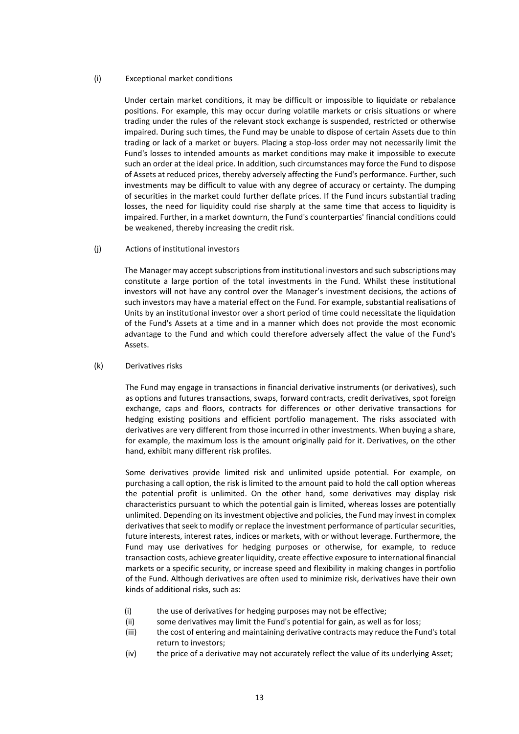(i) Exceptional market conditions

Under certain market conditions, it may be difficult or impossible to liquidate or rebalance positions. For example, this may occur during volatile markets or crisis situations or where trading under the rules of the relevant stock exchange is suspended, restricted or otherwise impaired. During such times, the Fund may be unable to dispose of certain Assets due to thin trading or lack of a market or buyers. Placing a stop-loss order may not necessarily limit the Fund's losses to intended amounts as market conditions may make it impossible to execute such an order at the ideal price. In addition, such circumstances may force the Fund to dispose of Assets at reduced prices, thereby adversely affecting the Fund's performance. Further, such investments may be difficult to value with any degree of accuracy or certainty. The dumping of securities in the market could further deflate prices. If the Fund incurs substantial trading losses, the need for liquidity could rise sharply at the same time that access to liquidity is impaired. Further, in a market downturn, the Fund's counterparties' financial conditions could be weakened, thereby increasing the credit risk.

(j) Actions of institutional investors

The Manager may accept subscriptions from institutional investors and such subscriptions may constitute a large portion of the total investments in the Fund. Whilst these institutional investors will not have any control over the Manager's investment decisions, the actions of such investors may have a material effect on the Fund. For example, substantial realisations of Units by an institutional investor over a short period of time could necessitate the liquidation of the Fund's Assets at a time and in a manner which does not provide the most economic advantage to the Fund and which could therefore adversely affect the value of the Fund's Assets.

(k) Derivatives risks

The Fund may engage in transactions in financial derivative instruments (or derivatives), such as options and futures transactions, swaps, forward contracts, credit derivatives, spot foreign exchange, caps and floors, contracts for differences or other derivative transactions for hedging existing positions and efficient portfolio management. The risks associated with derivatives are very different from those incurred in other investments. When buying a share, for example, the maximum loss is the amount originally paid for it. Derivatives, on the other hand, exhibit many different risk profiles.

Some derivatives provide limited risk and unlimited upside potential. For example, on purchasing a call option, the risk is limited to the amount paid to hold the call option whereas the potential profit is unlimited. On the other hand, some derivatives may display risk characteristics pursuant to which the potential gain is limited, whereas losses are potentially unlimited. Depending on its investment objective and policies, the Fund may invest in complex derivatives that seek to modify or replace the investment performance of particular securities, future interests, interest rates, indices or markets, with or without leverage. Furthermore, the Fund may use derivatives for hedging purposes or otherwise, for example, to reduce transaction costs, achieve greater liquidity, create effective exposure to international financial markets or a specific security, or increase speed and flexibility in making changes in portfolio of the Fund. Although derivatives are often used to minimize risk, derivatives have their own kinds of additional risks, such as:

(i) the use of derivatives for hedging purposes may not be effective;
(ii) some derivatives may limit the Fund's potential for gain, as well as for loss;
(iii) the cost of entering and maintaining derivative contracts may reduce the Fund's total return to investors;
(iv) the price of a derivative may not accurately reflect the value of its underlying Asset;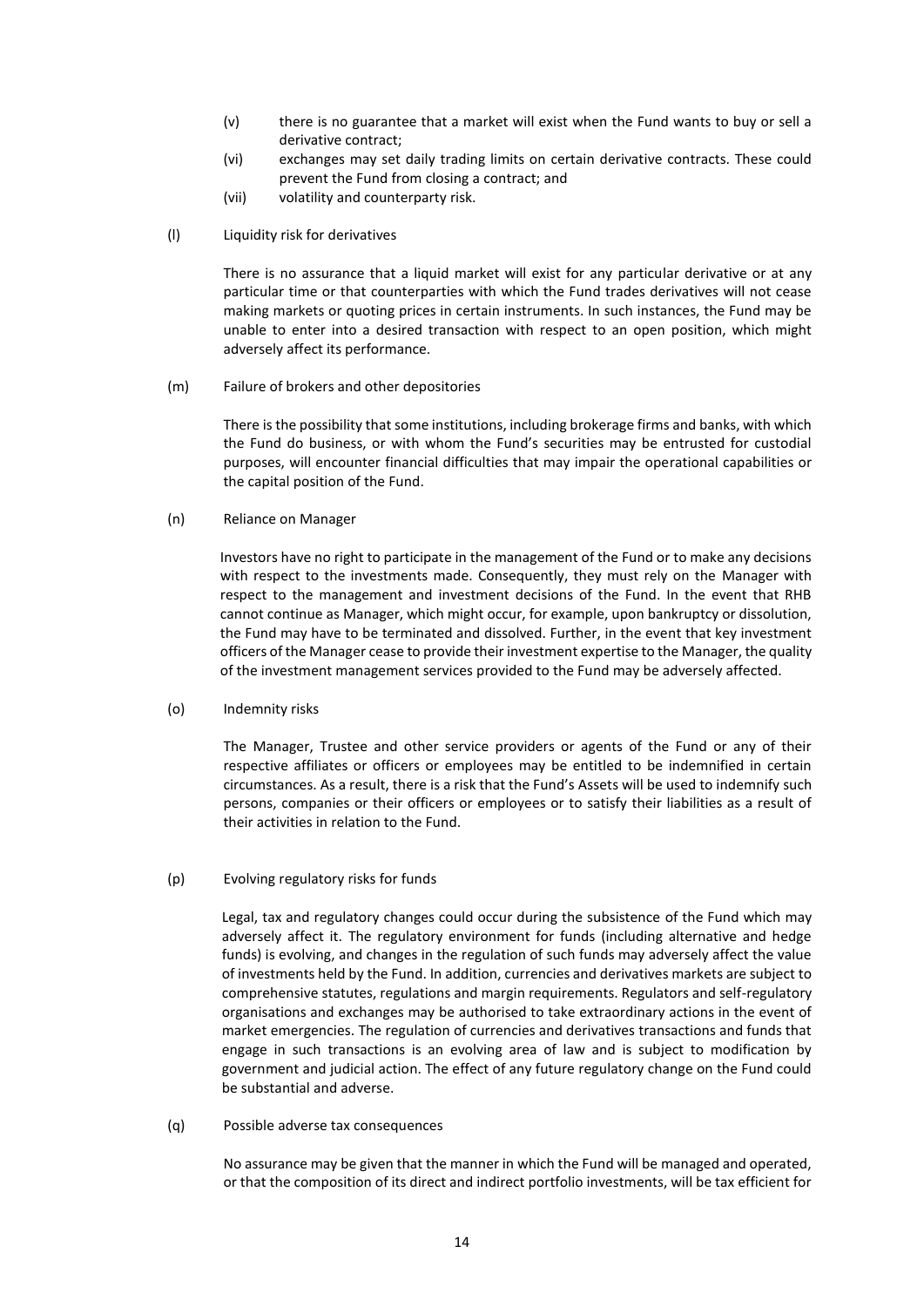(v) there is no guarantee that a market will exist when the Fund wants to buy or sell a derivative contract;

(vi) exchanges may set daily trading limits on certain derivative contracts. These could prevent the Fund from closing a contract; and

(vii) volatility and counterparty risk.

(l) Liquidity risk for derivatives

There is no assurance that a liquid market will exist for any particular derivative or at any particular time or that counterparties with which the Fund trades derivatives will not cease making markets or quoting prices in certain instruments. In such instances, the Fund may be unable to enter into a desired transaction with respect to an open position, which might adversely affect its performance.

(m) Failure of brokers and other depositories

There is the possibility that some institutions, including brokerage firms and banks, with which the Fund do business, or with whom the Fund's securities may be entrusted for custodial purposes, will encounter financial difficulties that may impair the operational capabilities or the capital position of the Fund.

(n) Reliance on Manager

Investors have no right to participate in the management of the Fund or to make any decisions with respect to the investments made. Consequently, they must rely on the Manager with respect to the management and investment decisions of the Fund. In the event that RHB cannot continue as Manager, which might occur, for example, upon bankruptcy or dissolution, the Fund may have to be terminated and dissolved. Further, in the event that key investment officers of the Manager cease to provide their investment expertise to the Manager, the quality of the investment management services provided to the Fund may be adversely affected.

(o) Indemnity risks

The Manager, Trustee and other service providers or agents of the Fund or any of their respective affiliates or officers or employees may be entitled to be indemnified in certain circumstances. As a result, there is a risk that the Fund's Assets will be used to indemnify such persons, companies or their officers or employees or to satisfy their liabilities as a result of their activities in relation to the Fund.

(p) Evolving regulatory risks for funds

Legal, tax and regulatory changes could occur during the subsistence of the Fund which may adversely affect it. The regulatory environment for funds (including alternative and hedge funds) is evolving, and changes in the regulation of such funds may adversely affect the value of investments held by the Fund. In addition, currencies and derivatives markets are subject to comprehensive statutes, regulations and margin requirements. Regulators and self-regulatory organisations and exchanges may be authorised to take extraordinary actions in the event of market emergencies. The regulation of currencies and derivatives transactions and funds that engage in such transactions is an evolving area of law and is subject to modification by government and judicial action. The effect of any future regulatory change on the Fund could be substantial and adverse.

(q) Possible adverse tax consequences

No assurance may be given that the manner in which the Fund will be managed and operated, or that the composition of its direct and indirect portfolio investments, will be tax efficient for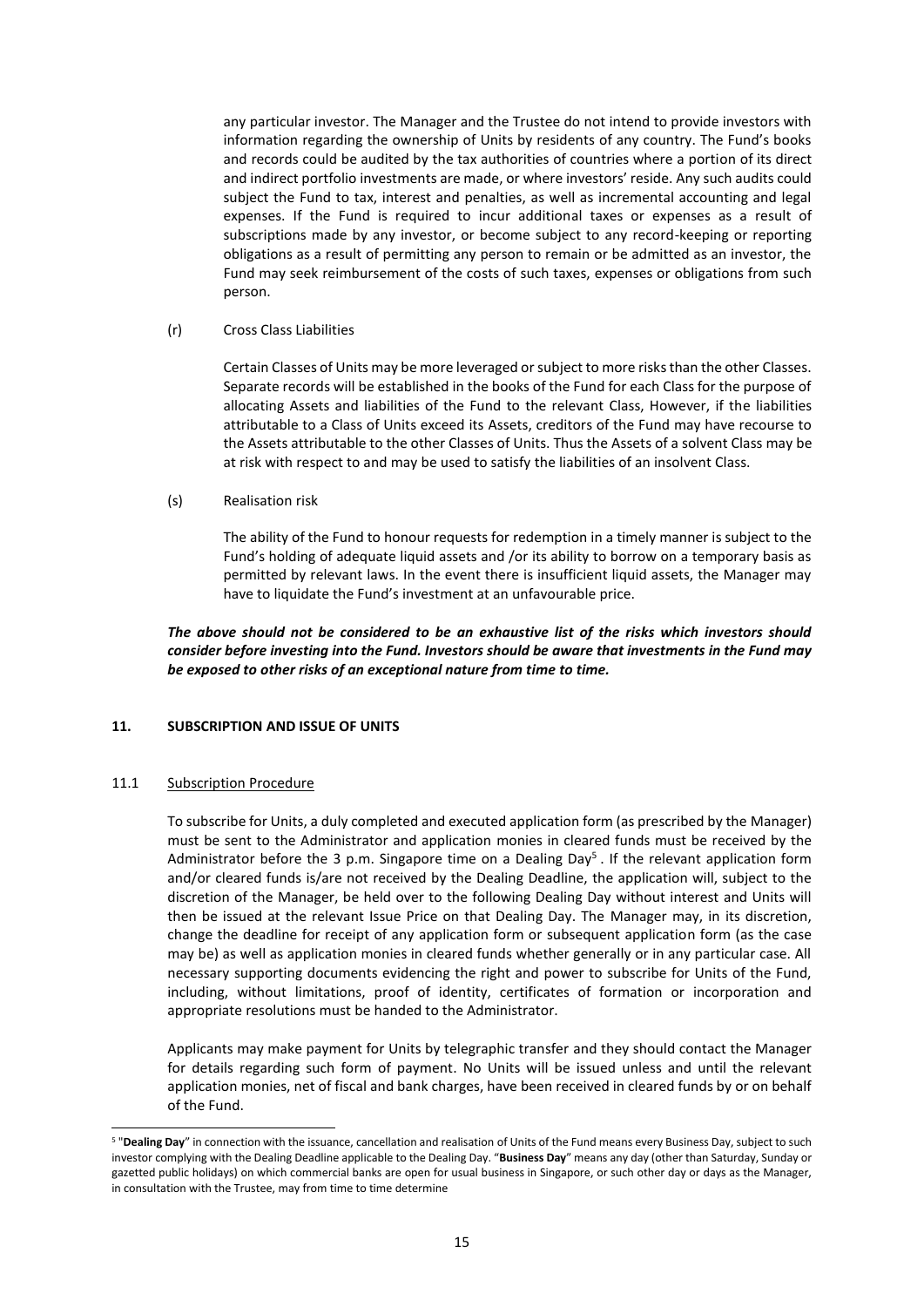any particular investor. The Manager and the Trustee do not intend to provide investors with information regarding the ownership of Units by residents of any country. The Fund's books and records could be audited by the tax authorities of countries where a portion of its direct and indirect portfolio investments are made, or where investors' reside. Any such audits could subject the Fund to tax, interest and penalties, as well as incremental accounting and legal expenses. If the Fund is required to incur additional taxes or expenses as a result of subscriptions made by any investor, or become subject to any record-keeping or reporting obligations as a result of permitting any person to remain or be admitted as an investor, the Fund may seek reimbursement of the costs of such taxes, expenses or obligations from such person.

(r) Cross Class Liabilities

Certain Classes of Units may be more leveraged or subject to more risks than the other Classes. Separate records will be established in the books of the Fund for each Class for the purpose of allocating Assets and liabilities of the Fund to the relevant Class, However, if the liabilities attributable to a Class of Units exceed its Assets, creditors of the Fund may have recourse to the Assets attributable to the other Classes of Units. Thus the Assets of a solvent Class may be at risk with respect to and may be used to satisfy the liabilities of an insolvent Class.

(s) Realisation risk

The ability of the Fund to honour requests for redemption in a timely manner is subject to the Fund's holding of adequate liquid assets and /or its ability to borrow on a temporary basis as permitted by relevant laws. In the event there is insufficient liquid assets, the Manager may have to liquidate the Fund's investment at an unfavourable price.

***The above should not be considered to be an exhaustive list of the risks which investors should consider before investing into the Fund. Investors should be aware that investments in the Fund may be exposed to other risks of an exceptional nature from time to time.***

## 11. SUBSCRIPTION AND ISSUE OF UNITS

### 11.1 Subscription Procedure

To subscribe for Units, a duly completed and executed application form (as prescribed by the Manager) must be sent to the Administrator and application monies in cleared funds must be received by the Administrator before the 3 p.m. Singapore time on a Dealing Day[5]. If the relevant application form and/or cleared funds is/are not received by the Dealing Deadline, the application will, subject to the discretion of the Manager, be held over to the following Dealing Day without interest and Units will then be issued at the relevant Issue Price on that Dealing Day. The Manager may, in its discretion, change the deadline for receipt of any application form or subsequent application form (as the case may be) as well as application monies in cleared funds whether generally or in any particular case. All necessary supporting documents evidencing the right and power to subscribe for Units of the Fund, including, without limitations, proof of identity, certificates of formation or incorporation and appropriate resolutions must be handed to the Administrator.

Applicants may make payment for Units by telegraphic transfer and they should contact the Manager for details regarding such form of payment. No Units will be issued unless and until the relevant application monies, net of fiscal and bank charges, have been received in cleared funds by or on behalf of the Fund.

[5] "**Dealing Day**" in connection with the issuance, cancellation and realisation of Units of the Fund means every Business Day, subject to such investor complying with the Dealing Deadline applicable to the Dealing Day. "**Business Day**" means any day (other than Saturday, Sunday or gazetted public holidays) on which commercial banks are open for usual business in Singapore, or such other day or days as the Manager, in consultation with the Trustee, may from time to time determine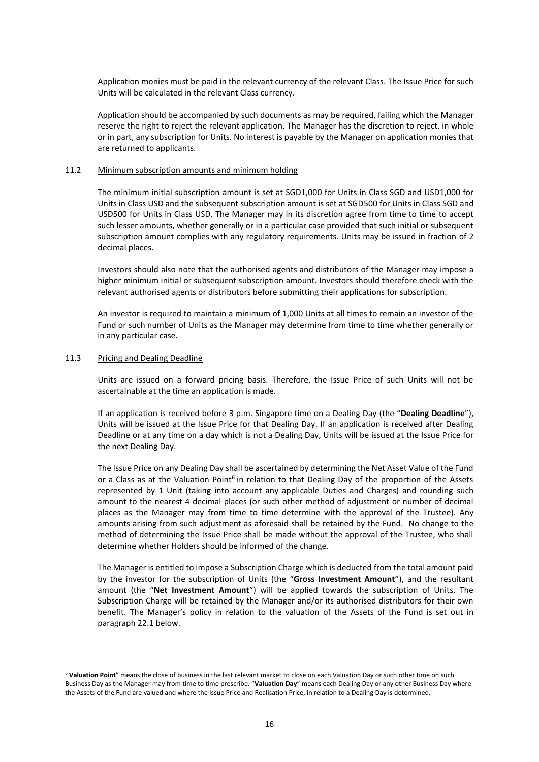Application monies must be paid in the relevant currency of the relevant Class. The Issue Price for such Units will be calculated in the relevant Class currency.

Application should be accompanied by such documents as may be required, failing which the Manager reserve the right to reject the relevant application. The Manager has the discretion to reject, in whole or in part, any subscription for Units. No interest is payable by the Manager on application monies that are returned to applicants.

11.2 Minimum subscription amounts and minimum holding

The minimum initial subscription amount is set at SGD1,000 for Units in Class SGD and USD1,000 for Units in Class USD and the subsequent subscription amount is set at SGD500 for Units in Class SGD and USD500 for Units in Class USD. The Manager may in its discretion agree from time to time to accept such lesser amounts, whether generally or in a particular case provided that such initial or subsequent subscription amount complies with any regulatory requirements. Units may be issued in fraction of 2 decimal places.

Investors should also note that the authorised agents and distributors of the Manager may impose a higher minimum initial or subsequent subscription amount. Investors should therefore check with the relevant authorised agents or distributors before submitting their applications for subscription.

An investor is required to maintain a minimum of 1,000 Units at all times to remain an investor of the Fund or such number of Units as the Manager may determine from time to time whether generally or in any particular case.

11.3 Pricing and Dealing Deadline

Units are issued on a forward pricing basis. Therefore, the Issue Price of such Units will not be ascertainable at the time an application is made.

If an application is received before 3 p.m. Singapore time on a Dealing Day (the "**Dealing Deadline**"), Units will be issued at the Issue Price for that Dealing Day. If an application is received after Dealing Deadline or at any time on a day which is not a Dealing Day, Units will be issued at the Issue Price for the next Dealing Day.

The Issue Price on any Dealing Day shall be ascertained by determining the Net Asset Value of the Fund or a Class as at the Valuation Point[6] in relation to that Dealing Day of the proportion of the Assets represented by 1 Unit (taking into account any applicable Duties and Charges) and rounding such amount to the nearest 4 decimal places (or such other method of adjustment or number of decimal places as the Manager may from time to time determine with the approval of the Trustee). Any amounts arising from such adjustment as aforesaid shall be retained by the Fund. No change to the method of determining the Issue Price shall be made without the approval of the Trustee, who shall determine whether Holders should be informed of the change.

The Manager is entitled to impose a Subscription Charge which is deducted from the total amount paid by the investor for the subscription of Units (the "**Gross Investment Amount**"), and the resultant amount (the "**Net Investment Amount**") will be applied towards the subscription of Units. The Subscription Charge will be retained by the Manager and/or its authorised distributors for their own benefit. The Manager's policy in relation to the valuation of the Assets of the Fund is set out in paragraph 22.1 below.

[6] "**Valuation Point**" means the close of business in the last relevant market to close on each Valuation Day or such other time on such Business Day as the Manager may from time to time prescribe. "**Valuation Day**" means each Dealing Day or any other Business Day where the Assets of the Fund are valued and where the Issue Price and Realisation Price, in relation to a Dealing Day is determined.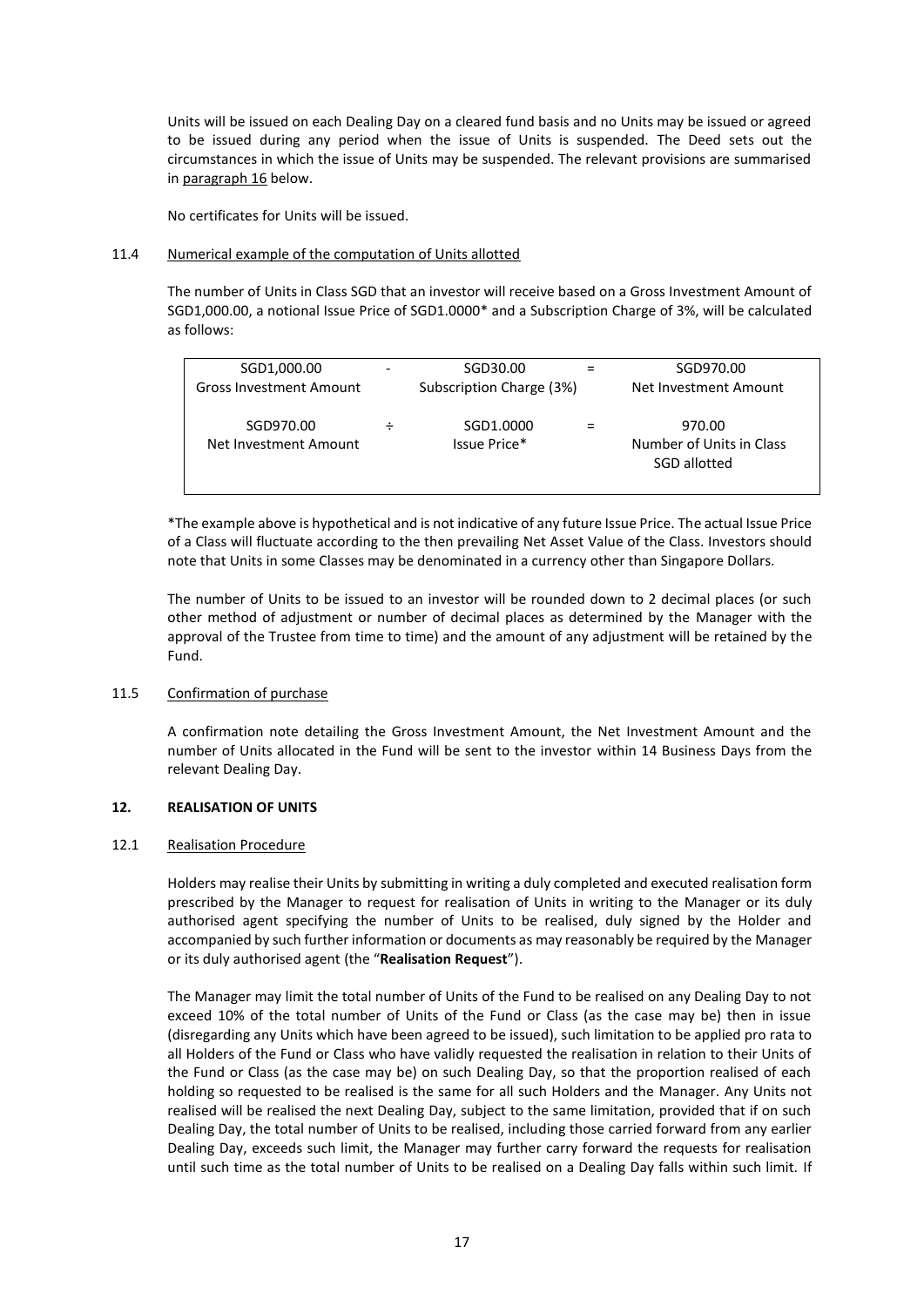Units will be issued on each Dealing Day on a cleared fund basis and no Units may be issued or agreed to be issued during any period when the issue of Units is suspended. The Deed sets out the circumstances in which the issue of Units may be suspended. The relevant provisions are summarised in paragraph 16 below.

No certificates for Units will be issued.

### 11.4 Numerical example of the computation of Units allotted

The number of Units in Class SGD that an investor will receive based on a Gross Investment Amount of SGD1,000.00, a notional Issue Price of SGD1.0000* and a Subscription Charge of 3%, will be calculated as follows:

| | | | | |
|---|---|---|---|---|
| SGD1,000.00<br>Gross Investment Amount | - | SGD30.00<br>Subscription Charge (3%) | = | SGD970.00<br>Net Investment Amount |
| SGD970.00<br>Net Investment Amount | ÷ | SGD1.0000<br>Issue Price* | = | 970.00<br>Number of Units in Class SGD allotted |

*The example above is hypothetical and is not indicative of any future Issue Price. The actual Issue Price of a Class will fluctuate according to the then prevailing Net Asset Value of the Class. Investors should note that Units in some Classes may be denominated in a currency other than Singapore Dollars.

The number of Units to be issued to an investor will be rounded down to 2 decimal places (or such other method of adjustment or number of decimal places as determined by the Manager with the approval of the Trustee from time to time) and the amount of any adjustment will be retained by the Fund.

### 11.5 Confirmation of purchase

A confirmation note detailing the Gross Investment Amount, the Net Investment Amount and the number of Units allocated in the Fund will be sent to the investor within 14 Business Days from the relevant Dealing Day.

## 12. REALISATION OF UNITS

### 12.1 Realisation Procedure

Holders may realise their Units by submitting in writing a duly completed and executed realisation form prescribed by the Manager to request for realisation of Units in writing to the Manager or its duly authorised agent specifying the number of Units to be realised, duly signed by the Holder and accompanied by such further information or documents as may reasonably be required by the Manager or its duly authorised agent (the "**Realisation Request**").

The Manager may limit the total number of Units of the Fund to be realised on any Dealing Day to not exceed 10% of the total number of Units of the Fund or Class (as the case may be) then in issue (disregarding any Units which have been agreed to be issued), such limitation to be applied pro rata to all Holders of the Fund or Class who have validly requested the realisation in relation to their Units of the Fund or Class (as the case may be) on such Dealing Day, so that the proportion realised of each holding so requested to be realised is the same for all such Holders and the Manager. Any Units not realised will be realised the next Dealing Day, subject to the same limitation, provided that if on such Dealing Day, the total number of Units to be realised, including those carried forward from any earlier Dealing Day, exceeds such limit, the Manager may further carry forward the requests for realisation until such time as the total number of Units to be realised on a Dealing Day falls within such limit. If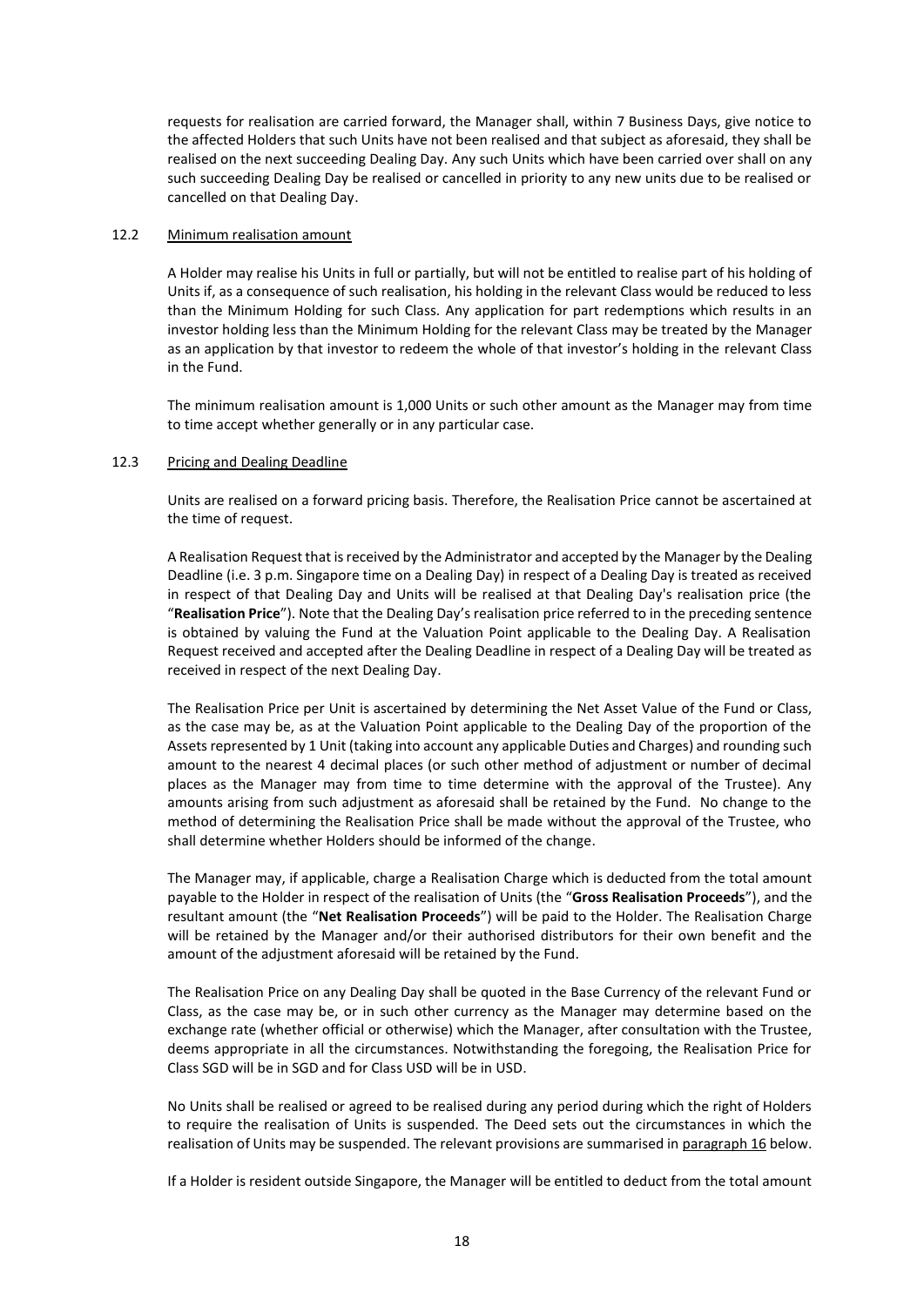requests for realisation are carried forward, the Manager shall, within 7 Business Days, give notice to the affected Holders that such Units have not been realised and that subject as aforesaid, they shall be realised on the next succeeding Dealing Day. Any such Units which have been carried over shall on any such succeeding Dealing Day be realised or cancelled in priority to any new units due to be realised or cancelled on that Dealing Day.

### 12.2 Minimum realisation amount

A Holder may realise his Units in full or partially, but will not be entitled to realise part of his holding of Units if, as a consequence of such realisation, his holding in the relevant Class would be reduced to less than the Minimum Holding for such Class. Any application for part redemptions which results in an investor holding less than the Minimum Holding for the relevant Class may be treated by the Manager as an application by that investor to redeem the whole of that investor's holding in the relevant Class in the Fund.

The minimum realisation amount is 1,000 Units or such other amount as the Manager may from time to time accept whether generally or in any particular case.

### 12.3 Pricing and Dealing Deadline

Units are realised on a forward pricing basis. Therefore, the Realisation Price cannot be ascertained at the time of request.

A Realisation Request that is received by the Administrator and accepted by the Manager by the Dealing Deadline (i.e. 3 p.m. Singapore time on a Dealing Day) in respect of a Dealing Day is treated as received in respect of that Dealing Day and Units will be realised at that Dealing Day's realisation price (the "**Realisation Price**"). Note that the Dealing Day's realisation price referred to in the preceding sentence is obtained by valuing the Fund at the Valuation Point applicable to the Dealing Day. A Realisation Request received and accepted after the Dealing Deadline in respect of a Dealing Day will be treated as received in respect of the next Dealing Day.

The Realisation Price per Unit is ascertained by determining the Net Asset Value of the Fund or Class, as the case may be, as at the Valuation Point applicable to the Dealing Day of the proportion of the Assets represented by 1 Unit (taking into account any applicable Duties and Charges) and rounding such amount to the nearest 4 decimal places (or such other method of adjustment or number of decimal places as the Manager may from time to time determine with the approval of the Trustee). Any amounts arising from such adjustment as aforesaid shall be retained by the Fund. No change to the method of determining the Realisation Price shall be made without the approval of the Trustee, who shall determine whether Holders should be informed of the change.

The Manager may, if applicable, charge a Realisation Charge which is deducted from the total amount payable to the Holder in respect of the realisation of Units (the "**Gross Realisation Proceeds**"), and the resultant amount (the "**Net Realisation Proceeds**") will be paid to the Holder. The Realisation Charge will be retained by the Manager and/or their authorised distributors for their own benefit and the amount of the adjustment aforesaid will be retained by the Fund.

The Realisation Price on any Dealing Day shall be quoted in the Base Currency of the relevant Fund or Class, as the case may be, or in such other currency as the Manager may determine based on the exchange rate (whether official or otherwise) which the Manager, after consultation with the Trustee, deems appropriate in all the circumstances. Notwithstanding the foregoing, the Realisation Price for Class SGD will be in SGD and for Class USD will be in USD.

No Units shall be realised or agreed to be realised during any period during which the right of Holders to require the realisation of Units is suspended. The Deed sets out the circumstances in which the realisation of Units may be suspended. The relevant provisions are summarised in paragraph 16 below.

If a Holder is resident outside Singapore, the Manager will be entitled to deduct from the total amount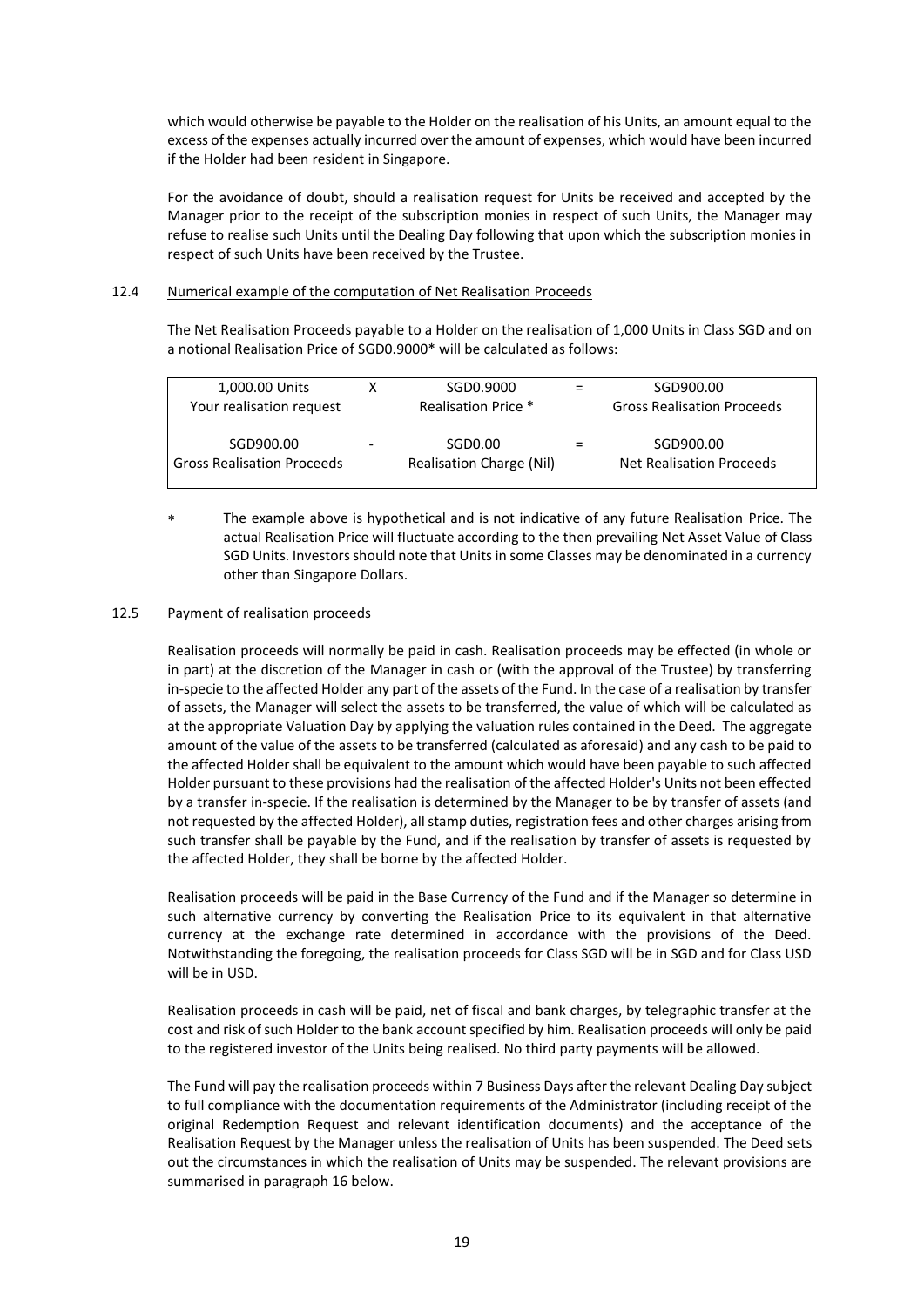which would otherwise be payable to the Holder on the realisation of his Units, an amount equal to the excess of the expenses actually incurred over the amount of expenses, which would have been incurred if the Holder had been resident in Singapore.

For the avoidance of doubt, should a realisation request for Units be received and accepted by the Manager prior to the receipt of the subscription monies in respect of such Units, the Manager may refuse to realise such Units until the Dealing Day following that upon which the subscription monies in respect of such Units have been received by the Trustee.

### 12.4 Numerical example of the computation of Net Realisation Proceeds

The Net Realisation Proceeds payable to a Holder on the realisation of 1,000 Units in Class SGD and on a notional Realisation Price of SGD0.9000* will be calculated as follows:

| | | | | |
|---|---|---|---|---|
| 1,000.00 Units<br>Your realisation request | X | SGD0.9000<br>Realisation Price * | = | SGD900.00<br>Gross Realisation Proceeds |
| SGD900.00<br>Gross Realisation Proceeds | - | SGD0.00<br>Realisation Charge (Nil) | = | SGD900.00<br>Net Realisation Proceeds |

\* The example above is hypothetical and is not indicative of any future Realisation Price. The actual Realisation Price will fluctuate according to the then prevailing Net Asset Value of Class SGD Units. Investors should note that Units in some Classes may be denominated in a currency other than Singapore Dollars.

### 12.5 Payment of realisation proceeds

Realisation proceeds will normally be paid in cash. Realisation proceeds may be effected (in whole or in part) at the discretion of the Manager in cash or (with the approval of the Trustee) by transferring in-specie to the affected Holder any part of the assets of the Fund. In the case of a realisation by transfer of assets, the Manager will select the assets to be transferred, the value of which will be calculated as at the appropriate Valuation Day by applying the valuation rules contained in the Deed. The aggregate amount of the value of the assets to be transferred (calculated as aforesaid) and any cash to be paid to the affected Holder shall be equivalent to the amount which would have been payable to such affected Holder pursuant to these provisions had the realisation of the affected Holder's Units not been effected by a transfer in-specie. If the realisation is determined by the Manager to be by transfer of assets (and not requested by the affected Holder), all stamp duties, registration fees and other charges arising from such transfer shall be payable by the Fund, and if the realisation by transfer of assets is requested by the affected Holder, they shall be borne by the affected Holder.

Realisation proceeds will be paid in the Base Currency of the Fund and if the Manager so determine in such alternative currency by converting the Realisation Price to its equivalent in that alternative currency at the exchange rate determined in accordance with the provisions of the Deed. Notwithstanding the foregoing, the realisation proceeds for Class SGD will be in SGD and for Class USD will be in USD.

Realisation proceeds in cash will be paid, net of fiscal and bank charges, by telegraphic transfer at the cost and risk of such Holder to the bank account specified by him. Realisation proceeds will only be paid to the registered investor of the Units being realised. No third party payments will be allowed.

The Fund will pay the realisation proceeds within 7 Business Days after the relevant Dealing Day subject to full compliance with the documentation requirements of the Administrator (including receipt of the original Redemption Request and relevant identification documents) and the acceptance of the Realisation Request by the Manager unless the realisation of Units has been suspended. The Deed sets out the circumstances in which the realisation of Units may be suspended. The relevant provisions are summarised in paragraph 16 below.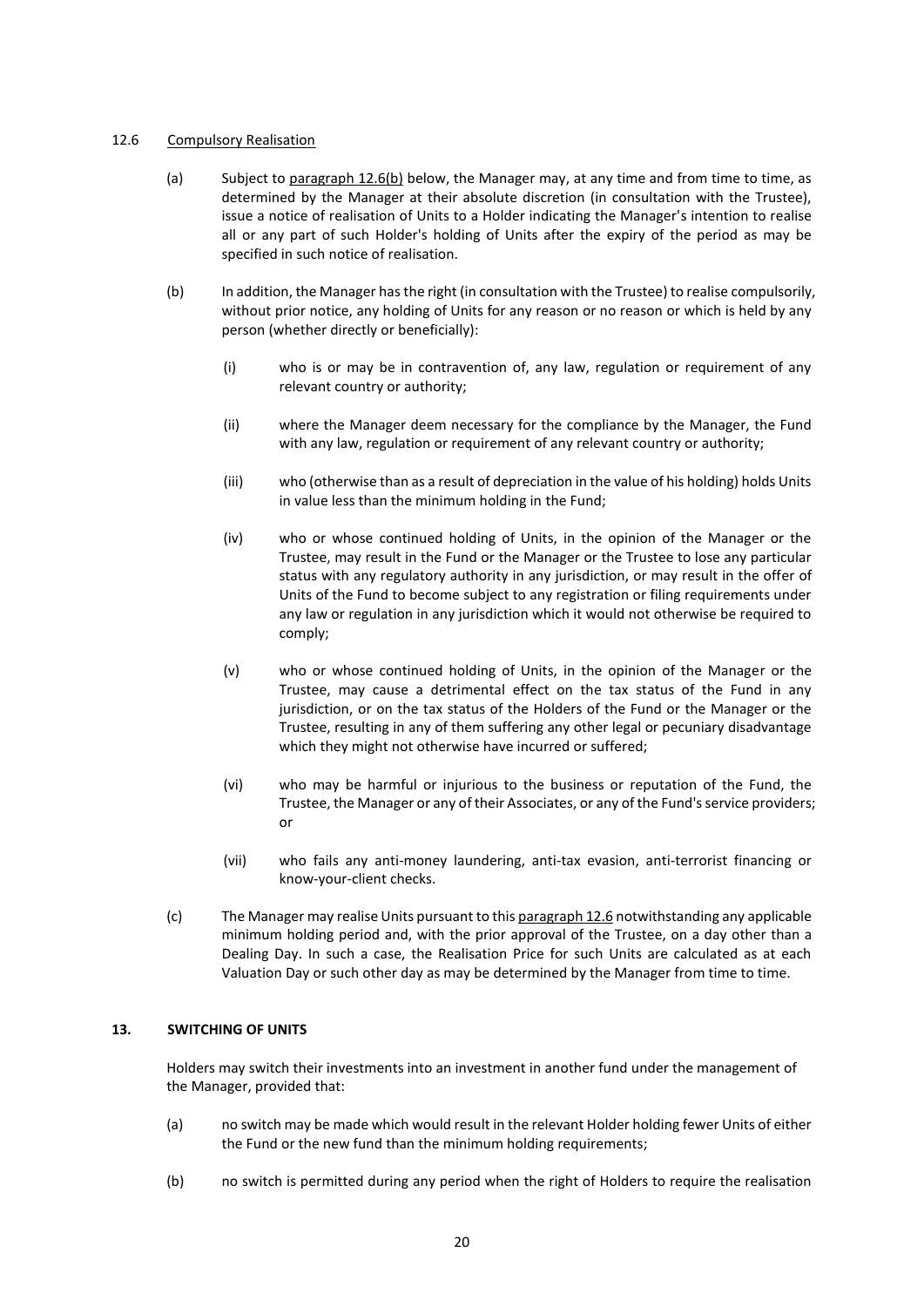12.6 Compulsory Realisation

(a) Subject to paragraph 12.6(b) below, the Manager may, at any time and from time to time, as determined by the Manager at their absolute discretion (in consultation with the Trustee), issue a notice of realisation of Units to a Holder indicating the Manager's intention to realise all or any part of such Holder's holding of Units after the expiry of the period as may be specified in such notice of realisation.

(b) In addition, the Manager has the right (in consultation with the Trustee) to realise compulsorily, without prior notice, any holding of Units for any reason or no reason or which is held by any person (whether directly or beneficially):

(i) who is or may be in contravention of, any law, regulation or requirement of any relevant country or authority;

(ii) where the Manager deem necessary for the compliance by the Manager, the Fund with any law, regulation or requirement of any relevant country or authority;

(iii) who (otherwise than as a result of depreciation in the value of his holding) holds Units in value less than the minimum holding in the Fund;

(iv) who or whose continued holding of Units, in the opinion of the Manager or the Trustee, may result in the Fund or the Manager or the Trustee to lose any particular status with any regulatory authority in any jurisdiction, or may result in the offer of Units of the Fund to become subject to any registration or filing requirements under any law or regulation in any jurisdiction which it would not otherwise be required to comply;

(v) who or whose continued holding of Units, in the opinion of the Manager or the Trustee, may cause a detrimental effect on the tax status of the Fund in any jurisdiction, or on the tax status of the Holders of the Fund or the Manager or the Trustee, resulting in any of them suffering any other legal or pecuniary disadvantage which they might not otherwise have incurred or suffered;

(vi) who may be harmful or injurious to the business or reputation of the Fund, the Trustee, the Manager or any of their Associates, or any of the Fund's service providers; or

(vii) who fails any anti-money laundering, anti-tax evasion, anti-terrorist financing or know-your-client checks.

(c) The Manager may realise Units pursuant to this paragraph 12.6 notwithstanding any applicable minimum holding period and, with the prior approval of the Trustee, on a day other than a Dealing Day. In such a case, the Realisation Price for such Units are calculated as at each Valuation Day or such other day as may be determined by the Manager from time to time.

**13. SWITCHING OF UNITS**

Holders may switch their investments into an investment in another fund under the management of the Manager, provided that:

(a) no switch may be made which would result in the relevant Holder holding fewer Units of either the Fund or the new fund than the minimum holding requirements;

(b) no switch is permitted during any period when the right of Holders to require the realisation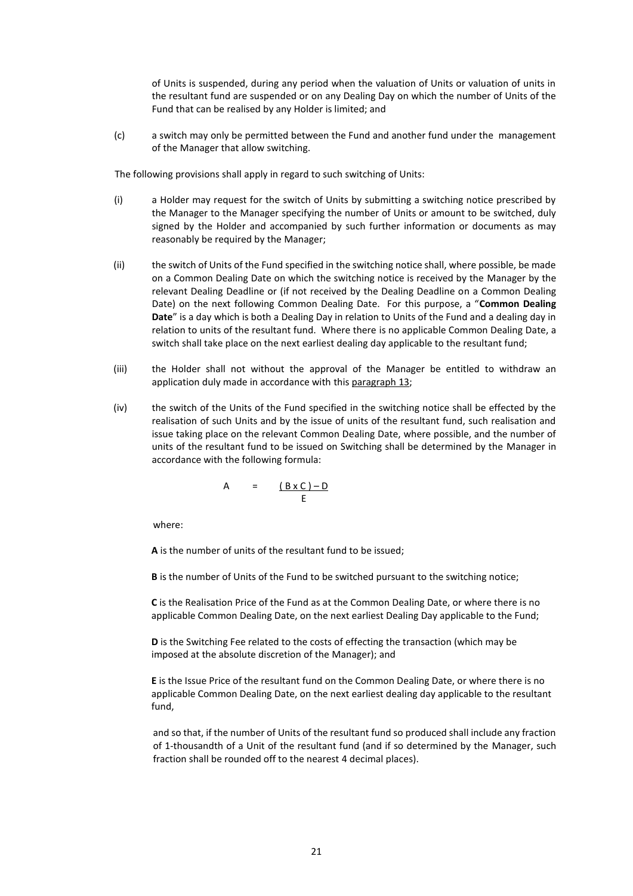of Units is suspended, during any period when the valuation of Units or valuation of units in the resultant fund are suspended or on any Dealing Day on which the number of Units of the Fund that can be realised by any Holder is limited; and

(c) a switch may only be permitted between the Fund and another fund under the management of the Manager that allow switching.

The following provisions shall apply in regard to such switching of Units:

(i) a Holder may request for the switch of Units by submitting a switching notice prescribed by the Manager to the Manager specifying the number of Units or amount to be switched, duly signed by the Holder and accompanied by such further information or documents as may reasonably be required by the Manager;

(ii) the switch of Units of the Fund specified in the switching notice shall, where possible, be made on a Common Dealing Date on which the switching notice is received by the Manager by the relevant Dealing Deadline or (if not received by the Dealing Deadline on a Common Dealing Date) on the next following Common Dealing Date. For this purpose, a "**Common Dealing Date**" is a day which is both a Dealing Day in relation to Units of the Fund and a dealing day in relation to units of the resultant fund. Where there is no applicable Common Dealing Date, a switch shall take place on the next earliest dealing day applicable to the resultant fund;

(iii) the Holder shall not without the approval of the Manager be entitled to withdraw an application duly made in accordance with this paragraph 13;

(iv) the switch of the Units of the Fund specified in the switching notice shall be effected by the realisation of such Units and by the issue of units of the resultant fund, such realisation and issue taking place on the relevant Common Dealing Date, where possible, and the number of units of the resultant fund to be issued on Switching shall be determined by the Manager in accordance with the following formula:

$$A = \frac{(B \times C) - D}{E}$$

where:

**A** is the number of units of the resultant fund to be issued;

**B** is the number of Units of the Fund to be switched pursuant to the switching notice;

**C** is the Realisation Price of the Fund as at the Common Dealing Date, or where there is no applicable Common Dealing Date, on the next earliest Dealing Day applicable to the Fund;

**D** is the Switching Fee related to the costs of effecting the transaction (which may be imposed at the absolute discretion of the Manager); and

**E** is the Issue Price of the resultant fund on the Common Dealing Date, or where there is no applicable Common Dealing Date, on the next earliest dealing day applicable to the resultant fund,

and so that, if the number of Units of the resultant fund so produced shall include any fraction of 1-thousandth of a Unit of the resultant fund (and if so determined by the Manager, such fraction shall be rounded off to the nearest 4 decimal places).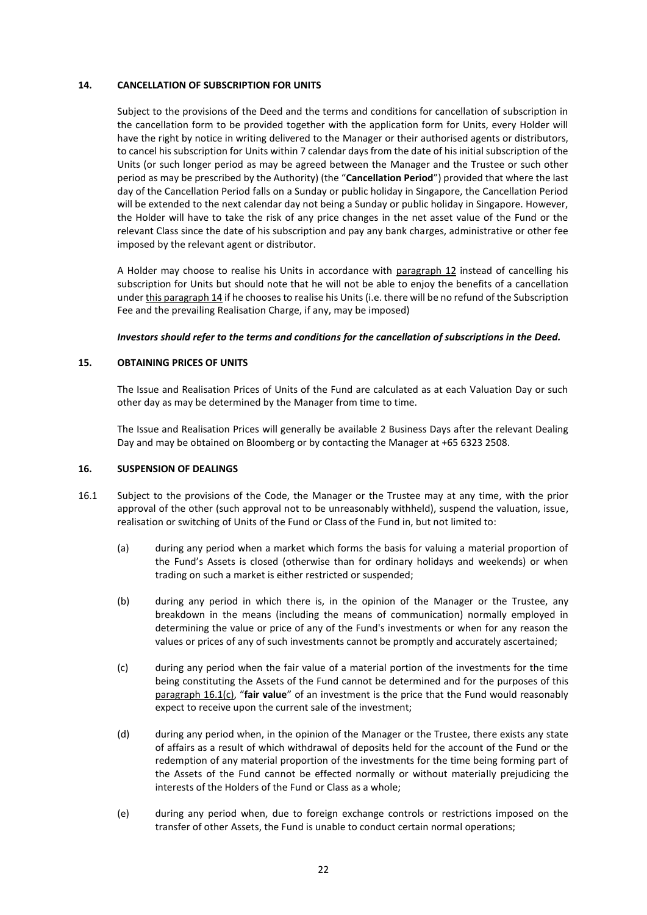## 14. CANCELLATION OF SUBSCRIPTION FOR UNITS

Subject to the provisions of the Deed and the terms and conditions for cancellation of subscription in the cancellation form to be provided together with the application form for Units, every Holder will have the right by notice in writing delivered to the Manager or their authorised agents or distributors, to cancel his subscription for Units within 7 calendar days from the date of his initial subscription of the Units (or such longer period as may be agreed between the Manager and the Trustee or such other period as may be prescribed by the Authority) (the "**Cancellation Period**") provided that where the last day of the Cancellation Period falls on a Sunday or public holiday in Singapore, the Cancellation Period will be extended to the next calendar day not being a Sunday or public holiday in Singapore. However, the Holder will have to take the risk of any price changes in the net asset value of the Fund or the relevant Class since the date of his subscription and pay any bank charges, administrative or other fee imposed by the relevant agent or distributor.

A Holder may choose to realise his Units in accordance with paragraph 12 instead of cancelling his subscription for Units but should note that he will not be able to enjoy the benefits of a cancellation under this paragraph 14 if he chooses to realise his Units (i.e. there will be no refund of the Subscription Fee and the prevailing Realisation Charge, if any, may be imposed)

***Investors should refer to the terms and conditions for the cancellation of subscriptions in the Deed.***

## 15. OBTAINING PRICES OF UNITS

The Issue and Realisation Prices of Units of the Fund are calculated as at each Valuation Day or such other day as may be determined by the Manager from time to time.

The Issue and Realisation Prices will generally be available 2 Business Days after the relevant Dealing Day and may be obtained on Bloomberg or by contacting the Manager at +65 6323 2508.

## 16. SUSPENSION OF DEALINGS

16.1 Subject to the provisions of the Code, the Manager or the Trustee may at any time, with the prior approval of the other (such approval not to be unreasonably withheld), suspend the valuation, issue, realisation or switching of Units of the Fund or Class of the Fund in, but not limited to:

(a) during any period when a market which forms the basis for valuing a material proportion of the Fund's Assets is closed (otherwise than for ordinary holidays and weekends) or when trading on such a market is either restricted or suspended;

(b) during any period in which there is, in the opinion of the Manager or the Trustee, any breakdown in the means (including the means of communication) normally employed in determining the value or price of any of the Fund's investments or when for any reason the values or prices of any of such investments cannot be promptly and accurately ascertained;

(c) during any period when the fair value of a material portion of the investments for the time being constituting the Assets of the Fund cannot be determined and for the purposes of this paragraph 16.1(c), "**fair value**" of an investment is the price that the Fund would reasonably expect to receive upon the current sale of the investment;

(d) during any period when, in the opinion of the Manager or the Trustee, there exists any state of affairs as a result of which withdrawal of deposits held for the account of the Fund or the redemption of any material proportion of the investments for the time being forming part of the Assets of the Fund cannot be effected normally or without materially prejudicing the interests of the Holders of the Fund or Class as a whole;

(e) during any period when, due to foreign exchange controls or restrictions imposed on the transfer of other Assets, the Fund is unable to conduct certain normal operations;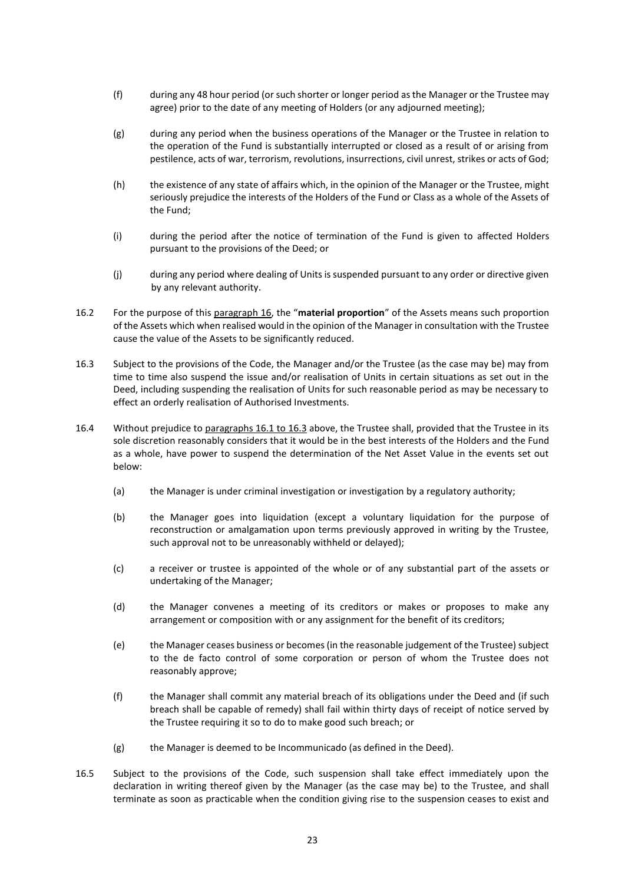(f) during any 48 hour period (or such shorter or longer period as the Manager or the Trustee may agree) prior to the date of any meeting of Holders (or any adjourned meeting);

(g) during any period when the business operations of the Manager or the Trustee in relation to the operation of the Fund is substantially interrupted or closed as a result of or arising from pestilence, acts of war, terrorism, revolutions, insurrections, civil unrest, strikes or acts of God;

(h) the existence of any state of affairs which, in the opinion of the Manager or the Trustee, might seriously prejudice the interests of the Holders of the Fund or Class as a whole of the Assets of the Fund;

(i) during the period after the notice of termination of the Fund is given to affected Holders pursuant to the provisions of the Deed; or

(j) during any period where dealing of Units is suspended pursuant to any order or directive given by any relevant authority.

16.2 For the purpose of this paragraph 16, the "**material proportion**" of the Assets means such proportion of the Assets which when realised would in the opinion of the Manager in consultation with the Trustee cause the value of the Assets to be significantly reduced.

16.3 Subject to the provisions of the Code, the Manager and/or the Trustee (as the case may be) may from time to time also suspend the issue and/or realisation of Units in certain situations as set out in the Deed, including suspending the realisation of Units for such reasonable period as may be necessary to effect an orderly realisation of Authorised Investments.

16.4 Without prejudice to paragraphs 16.1 to 16.3 above, the Trustee shall, provided that the Trustee in its sole discretion reasonably considers that it would be in the best interests of the Holders and the Fund as a whole, have power to suspend the determination of the Net Asset Value in the events set out below:

(a) the Manager is under criminal investigation or investigation by a regulatory authority;

(b) the Manager goes into liquidation (except a voluntary liquidation for the purpose of reconstruction or amalgamation upon terms previously approved in writing by the Trustee, such approval not to be unreasonably withheld or delayed);

(c) a receiver or trustee is appointed of the whole or of any substantial part of the assets or undertaking of the Manager;

(d) the Manager convenes a meeting of its creditors or makes or proposes to make any arrangement or composition with or any assignment for the benefit of its creditors;

(e) the Manager ceases business or becomes (in the reasonable judgement of the Trustee) subject to the de facto control of some corporation or person of whom the Trustee does not reasonably approve;

(f) the Manager shall commit any material breach of its obligations under the Deed and (if such breach shall be capable of remedy) shall fail within thirty days of receipt of notice served by the Trustee requiring it so to do to make good such breach; or

(g) the Manager is deemed to be Incommunicado (as defined in the Deed).

16.5 Subject to the provisions of the Code, such suspension shall take effect immediately upon the declaration in writing thereof given by the Manager (as the case may be) to the Trustee, and shall terminate as soon as practicable when the condition giving rise to the suspension ceases to exist and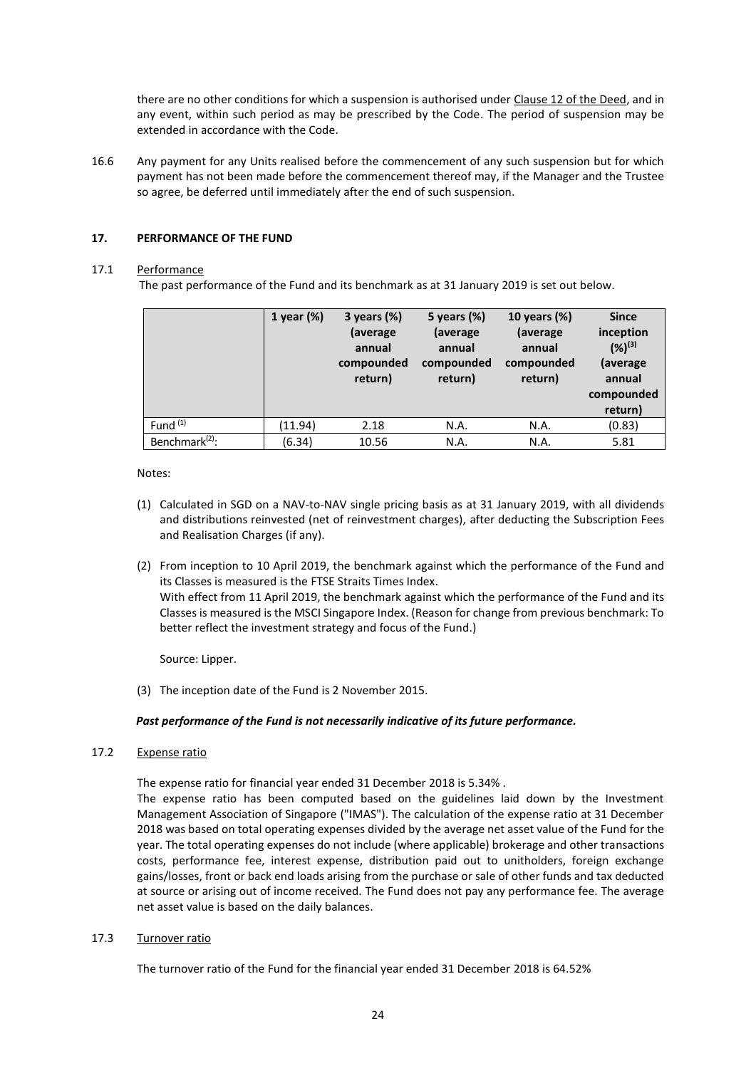there are no other conditions for which a suspension is authorised under Clause 12 of the Deed, and in any event, within such period as may be prescribed by the Code. The period of suspension may be extended in accordance with the Code.

16.6 Any payment for any Units realised before the commencement of any such suspension but for which payment has not been made before the commencement thereof may, if the Manager and the Trustee so agree, be deferred until immediately after the end of such suspension.

## 17. PERFORMANCE OF THE FUND

17.1 Performance

The past performance of the Fund and its benchmark as at 31 January 2019 is set out below.

| | 1 year (%) | 3 years (%) (average annual compounded return) | 5 years (%) (average annual compounded return) | 10 years (%) (average annual compounded return) | Since inception (%)[3] (average annual compounded return) |
|---|---|---|---|---|---|
| Fund [1] | (11.94) | 2.18 | N.A. | N.A. | (0.83) |
| Benchmark[2]: | (6.34) | 10.56 | N.A. | N.A. | 5.81 |

Notes:

(1) Calculated in SGD on a NAV-to-NAV single pricing basis as at 31 January 2019, with all dividends and distributions reinvested (net of reinvestment charges), after deducting the Subscription Fees and Realisation Charges (if any).

(2) From inception to 10 April 2019, the benchmark against which the performance of the Fund and its Classes is measured is the FTSE Straits Times Index.
With effect from 11 April 2019, the benchmark against which the performance of the Fund and its Classes is measured is the MSCI Singapore Index. (Reason for change from previous benchmark: To better reflect the investment strategy and focus of the Fund.)

Source: Lipper.

(3) The inception date of the Fund is 2 November 2015.

***Past performance of the Fund is not necessarily indicative of its future performance.***

17.2 Expense ratio

The expense ratio for financial year ended 31 December 2018 is 5.34% .

The expense ratio has been computed based on the guidelines laid down by the Investment Management Association of Singapore ("IMAS"). The calculation of the expense ratio at 31 December 2018 was based on total operating expenses divided by the average net asset value of the Fund for the year. The total operating expenses do not include (where applicable) brokerage and other transactions costs, performance fee, interest expense, distribution paid out to unitholders, foreign exchange gains/losses, front or back end loads arising from the purchase or sale of other funds and tax deducted at source or arising out of income received. The Fund does not pay any performance fee. The average net asset value is based on the daily balances.

17.3 Turnover ratio

The turnover ratio of the Fund for the financial year ended 31 December 2018 is 64.52%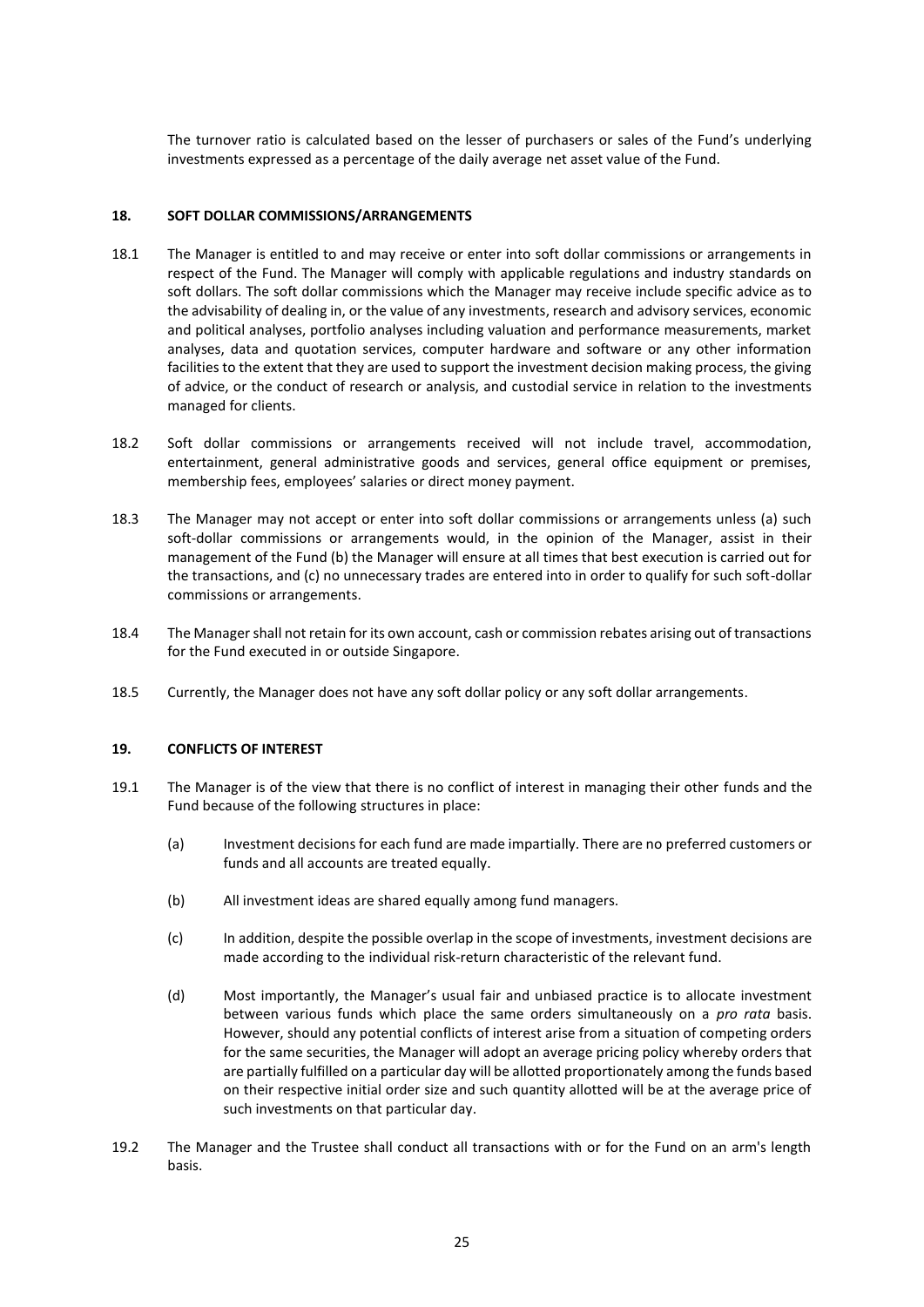The turnover ratio is calculated based on the lesser of purchasers or sales of the Fund's underlying investments expressed as a percentage of the daily average net asset value of the Fund.

## 18. SOFT DOLLAR COMMISSIONS/ARRANGEMENTS

18.1 The Manager is entitled to and may receive or enter into soft dollar commissions or arrangements in respect of the Fund. The Manager will comply with applicable regulations and industry standards on soft dollars. The soft dollar commissions which the Manager may receive include specific advice as to the advisability of dealing in, or the value of any investments, research and advisory services, economic and political analyses, portfolio analyses including valuation and performance measurements, market analyses, data and quotation services, computer hardware and software or any other information facilities to the extent that they are used to support the investment decision making process, the giving of advice, or the conduct of research or analysis, and custodial service in relation to the investments managed for clients.

18.2 Soft dollar commissions or arrangements received will not include travel, accommodation, entertainment, general administrative goods and services, general office equipment or premises, membership fees, employees' salaries or direct money payment.

18.3 The Manager may not accept or enter into soft dollar commissions or arrangements unless (a) such soft-dollar commissions or arrangements would, in the opinion of the Manager, assist in their management of the Fund (b) the Manager will ensure at all times that best execution is carried out for the transactions, and (c) no unnecessary trades are entered into in order to qualify for such soft-dollar commissions or arrangements.

18.4 The Manager shall not retain for its own account, cash or commission rebates arising out of transactions for the Fund executed in or outside Singapore.

18.5 Currently, the Manager does not have any soft dollar policy or any soft dollar arrangements.

## 19. CONFLICTS OF INTEREST

19.1 The Manager is of the view that there is no conflict of interest in managing their other funds and the Fund because of the following structures in place:

(a) Investment decisions for each fund are made impartially. There are no preferred customers or funds and all accounts are treated equally.

(b) All investment ideas are shared equally among fund managers.

(c) In addition, despite the possible overlap in the scope of investments, investment decisions are made according to the individual risk-return characteristic of the relevant fund.

(d) Most importantly, the Manager's usual fair and unbiased practice is to allocate investment between various funds which place the same orders simultaneously on a *pro rata* basis. However, should any potential conflicts of interest arise from a situation of competing orders for the same securities, the Manager will adopt an average pricing policy whereby orders that are partially fulfilled on a particular day will be allotted proportionately among the funds based on their respective initial order size and such quantity allotted will be at the average price of such investments on that particular day.

19.2 The Manager and the Trustee shall conduct all transactions with or for the Fund on an arm's length basis.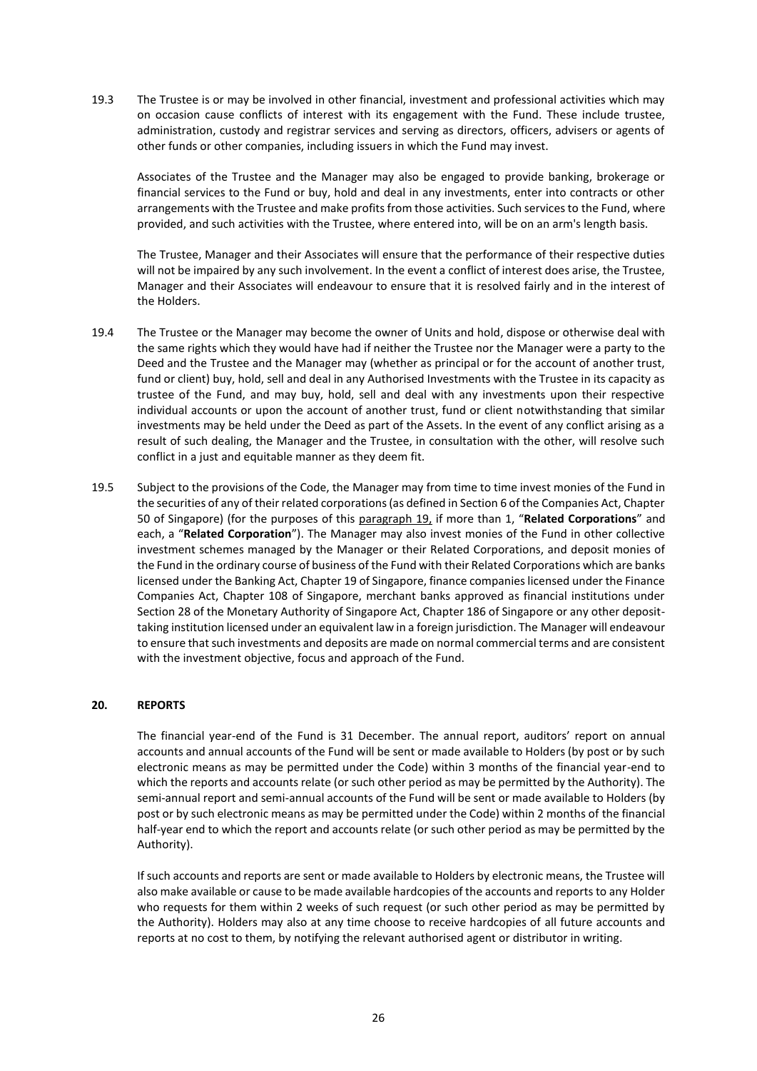19.3 The Trustee is or may be involved in other financial, investment and professional activities which may on occasion cause conflicts of interest with its engagement with the Fund. These include trustee, administration, custody and registrar services and serving as directors, officers, advisers or agents of other funds or other companies, including issuers in which the Fund may invest.

Associates of the Trustee and the Manager may also be engaged to provide banking, brokerage or financial services to the Fund or buy, hold and deal in any investments, enter into contracts or other arrangements with the Trustee and make profits from those activities. Such services to the Fund, where provided, and such activities with the Trustee, where entered into, will be on an arm's length basis.

The Trustee, Manager and their Associates will ensure that the performance of their respective duties will not be impaired by any such involvement. In the event a conflict of interest does arise, the Trustee, Manager and their Associates will endeavour to ensure that it is resolved fairly and in the interest of the Holders.

19.4 The Trustee or the Manager may become the owner of Units and hold, dispose or otherwise deal with the same rights which they would have had if neither the Trustee nor the Manager were a party to the Deed and the Trustee and the Manager may (whether as principal or for the account of another trust, fund or client) buy, hold, sell and deal in any Authorised Investments with the Trustee in its capacity as trustee of the Fund, and may buy, hold, sell and deal with any investments upon their respective individual accounts or upon the account of another trust, fund or client notwithstanding that similar investments may be held under the Deed as part of the Assets. In the event of any conflict arising as a result of such dealing, the Manager and the Trustee, in consultation with the other, will resolve such conflict in a just and equitable manner as they deem fit.

19.5 Subject to the provisions of the Code, the Manager may from time to time invest monies of the Fund in the securities of any of their related corporations (as defined in Section 6 of the Companies Act, Chapter 50 of Singapore) (for the purposes of this paragraph 19, if more than 1, "**Related Corporations**" and each, a "**Related Corporation**"). The Manager may also invest monies of the Fund in other collective investment schemes managed by the Manager or their Related Corporations, and deposit monies of the Fund in the ordinary course of business of the Fund with their Related Corporations which are banks licensed under the Banking Act, Chapter 19 of Singapore, finance companies licensed under the Finance Companies Act, Chapter 108 of Singapore, merchant banks approved as financial institutions under Section 28 of the Monetary Authority of Singapore Act, Chapter 186 of Singapore or any other deposit-taking institution licensed under an equivalent law in a foreign jurisdiction. The Manager will endeavour to ensure that such investments and deposits are made on normal commercial terms and are consistent with the investment objective, focus and approach of the Fund.

## 20. REPORTS

The financial year-end of the Fund is 31 December. The annual report, auditors' report on annual accounts and annual accounts of the Fund will be sent or made available to Holders (by post or by such electronic means as may be permitted under the Code) within 3 months of the financial year-end to which the reports and accounts relate (or such other period as may be permitted by the Authority). The semi-annual report and semi-annual accounts of the Fund will be sent or made available to Holders (by post or by such electronic means as may be permitted under the Code) within 2 months of the financial half-year end to which the report and accounts relate (or such other period as may be permitted by the Authority).

If such accounts and reports are sent or made available to Holders by electronic means, the Trustee will also make available or cause to be made available hardcopies of the accounts and reports to any Holder who requests for them within 2 weeks of such request (or such other period as may be permitted by the Authority). Holders may also at any time choose to receive hardcopies of all future accounts and reports at no cost to them, by notifying the relevant authorised agent or distributor in writing.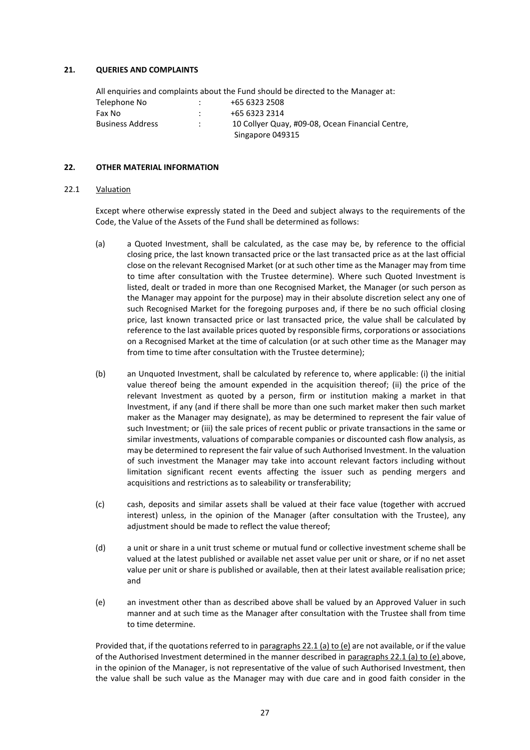## 21. QUERIES AND COMPLAINTS

All enquiries and complaints about the Fund should be directed to the Manager at:

| | | |
|---|---|---|
| Telephone No | : | +65 6323 2508 |
| Fax No | : | +65 6323 2314 |
| Business Address | : | 10 Collyer Quay, #09-08, Ocean Financial Centre, Singapore 049315 |

## 22. OTHER MATERIAL INFORMATION

### 22.1 Valuation

Except where otherwise expressly stated in the Deed and subject always to the requirements of the Code, the Value of the Assets of the Fund shall be determined as follows:

(a) a Quoted Investment, shall be calculated, as the case may be, by reference to the official closing price, the last known transacted price or the last transacted price as at the last official close on the relevant Recognised Market (or at such other time as the Manager may from time to time after consultation with the Trustee determine). Where such Quoted Investment is listed, dealt or traded in more than one Recognised Market, the Manager (or such person as the Manager may appoint for the purpose) may in their absolute discretion select any one of such Recognised Market for the foregoing purposes and, if there be no such official closing price, last known transacted price or last transacted price, the value shall be calculated by reference to the last available prices quoted by responsible firms, corporations or associations on a Recognised Market at the time of calculation (or at such other time as the Manager may from time to time after consultation with the Trustee determine);

(b) an Unquoted Investment, shall be calculated by reference to, where applicable: (i) the initial value thereof being the amount expended in the acquisition thereof; (ii) the price of the relevant Investment as quoted by a person, firm or institution making a market in that Investment, if any (and if there shall be more than one such market maker then such market maker as the Manager may designate), as may be determined to represent the fair value of such Investment; or (iii) the sale prices of recent public or private transactions in the same or similar investments, valuations of comparable companies or discounted cash flow analysis, as may be determined to represent the fair value of such Authorised Investment. In the valuation of such investment the Manager may take into account relevant factors including without limitation significant recent events affecting the issuer such as pending mergers and acquisitions and restrictions as to saleability or transferability;

(c) cash, deposits and similar assets shall be valued at their face value (together with accrued interest) unless, in the opinion of the Manager (after consultation with the Trustee), any adjustment should be made to reflect the value thereof;

(d) a unit or share in a unit trust scheme or mutual fund or collective investment scheme shall be valued at the latest published or available net asset value per unit or share, or if no net asset value per unit or share is published or available, then at their latest available realisation price; and

(e) an investment other than as described above shall be valued by an Approved Valuer in such manner and at such time as the Manager after consultation with the Trustee shall from time to time determine.

Provided that, if the quotations referred to in paragraphs 22.1 (a) to (e) are not available, or if the value of the Authorised Investment determined in the manner described in paragraphs 22.1 (a) to (e) above, in the opinion of the Manager, is not representative of the value of such Authorised Investment, then the value shall be such value as the Manager may with due care and in good faith consider in the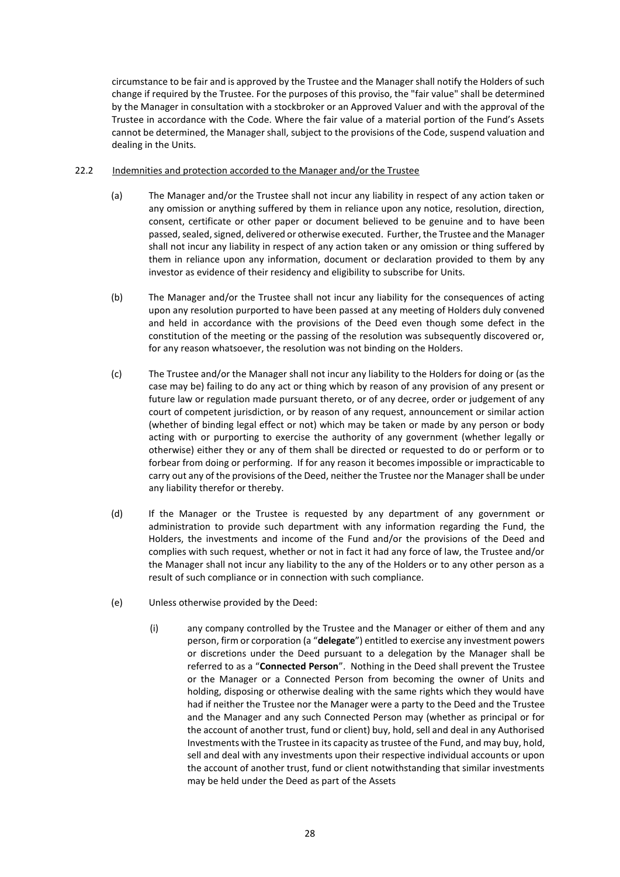circumstance to be fair and is approved by the Trustee and the Manager shall notify the Holders of such change if required by the Trustee. For the purposes of this proviso, the "fair value" shall be determined by the Manager in consultation with a stockbroker or an Approved Valuer and with the approval of the Trustee in accordance with the Code. Where the fair value of a material portion of the Fund's Assets cannot be determined, the Manager shall, subject to the provisions of the Code, suspend valuation and dealing in the Units.

22.2 Indemnities and protection accorded to the Manager and/or the Trustee

(a) The Manager and/or the Trustee shall not incur any liability in respect of any action taken or any omission or anything suffered by them in reliance upon any notice, resolution, direction, consent, certificate or other paper or document believed to be genuine and to have been passed, sealed, signed, delivered or otherwise executed. Further, the Trustee and the Manager shall not incur any liability in respect of any action taken or any omission or thing suffered by them in reliance upon any information, document or declaration provided to them by any investor as evidence of their residency and eligibility to subscribe for Units.

(b) The Manager and/or the Trustee shall not incur any liability for the consequences of acting upon any resolution purported to have been passed at any meeting of Holders duly convened and held in accordance with the provisions of the Deed even though some defect in the constitution of the meeting or the passing of the resolution was subsequently discovered or, for any reason whatsoever, the resolution was not binding on the Holders.

(c) The Trustee and/or the Manager shall not incur any liability to the Holders for doing or (as the case may be) failing to do any act or thing which by reason of any provision of any present or future law or regulation made pursuant thereto, or of any decree, order or judgement of any court of competent jurisdiction, or by reason of any request, announcement or similar action (whether of binding legal effect or not) which may be taken or made by any person or body acting with or purporting to exercise the authority of any government (whether legally or otherwise) either they or any of them shall be directed or requested to do or perform or to forbear from doing or performing. If for any reason it becomes impossible or impracticable to carry out any of the provisions of the Deed, neither the Trustee nor the Manager shall be under any liability therefor or thereby.

(d) If the Manager or the Trustee is requested by any department of any government or administration to provide such department with any information regarding the Fund, the Holders, the investments and income of the Fund and/or the provisions of the Deed and complies with such request, whether or not in fact it had any force of law, the Trustee and/or the Manager shall not incur any liability to the any of the Holders or to any other person as a result of such compliance or in connection with such compliance.

(e) Unless otherwise provided by the Deed:

(i) any company controlled by the Trustee and the Manager or either of them and any person, firm or corporation (a "**delegate**") entitled to exercise any investment powers or discretions under the Deed pursuant to a delegation by the Manager shall be referred to as a "**Connected Person**". Nothing in the Deed shall prevent the Trustee or the Manager or a Connected Person from becoming the owner of Units and holding, disposing or otherwise dealing with the same rights which they would have had if neither the Trustee nor the Manager were a party to the Deed and the Trustee and the Manager and any such Connected Person may (whether as principal or for the account of another trust, fund or client) buy, hold, sell and deal in any Authorised Investments with the Trustee in its capacity as trustee of the Fund, and may buy, hold, sell and deal with any investments upon their respective individual accounts or upon the account of another trust, fund or client notwithstanding that similar investments may be held under the Deed as part of the Assets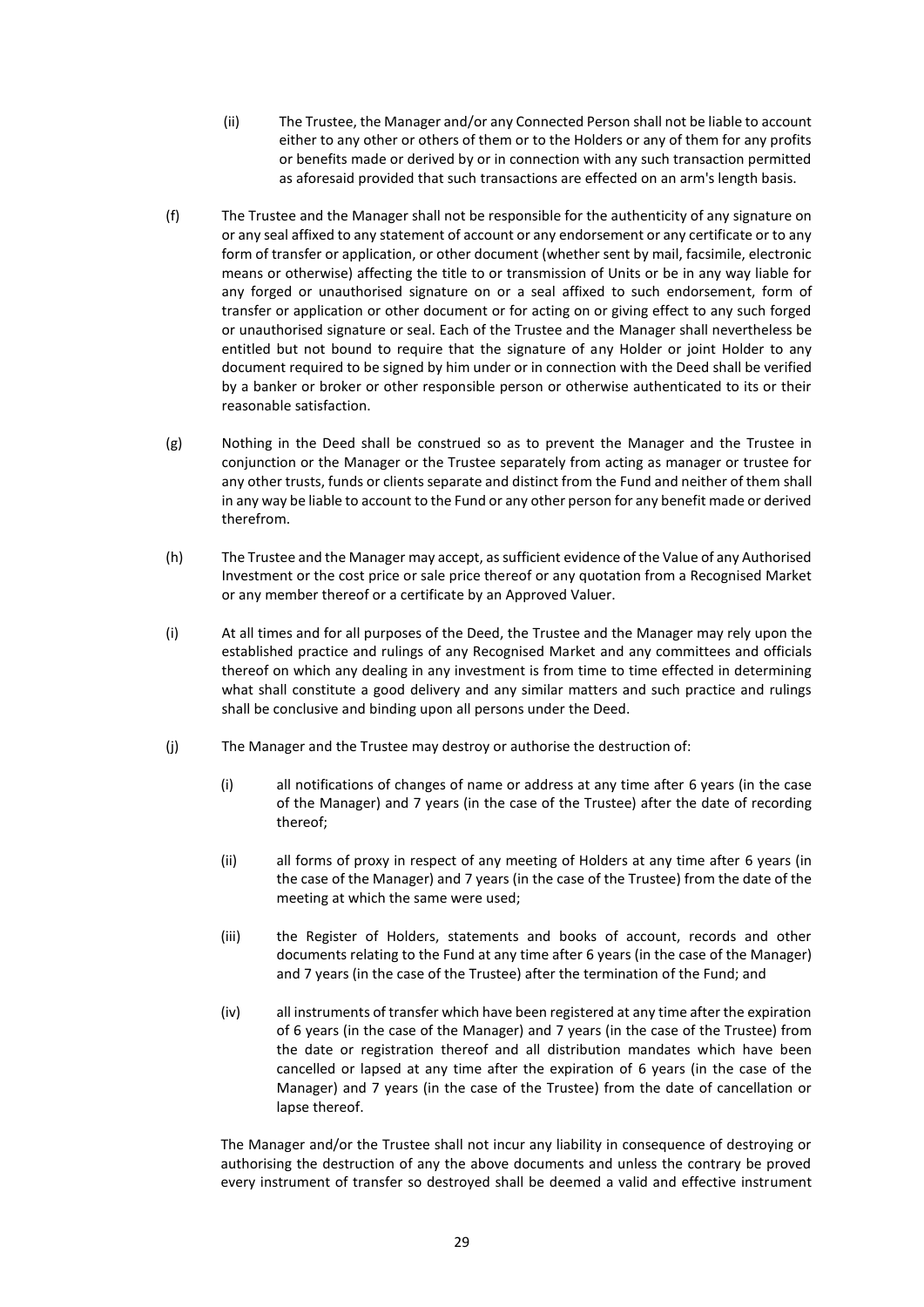(ii) The Trustee, the Manager and/or any Connected Person shall not be liable to account either to any other or others of them or to the Holders or any of them for any profits or benefits made or derived by or in connection with any such transaction permitted as aforesaid provided that such transactions are effected on an arm's length basis.

(f) The Trustee and the Manager shall not be responsible for the authenticity of any signature on or any seal affixed to any statement of account or any endorsement or any certificate or to any form of transfer or application, or other document (whether sent by mail, facsimile, electronic means or otherwise) affecting the title to or transmission of Units or be in any way liable for any forged or unauthorised signature on or a seal affixed to such endorsement, form of transfer or application or other document or for acting on or giving effect to any such forged or unauthorised signature or seal. Each of the Trustee and the Manager shall nevertheless be entitled but not bound to require that the signature of any Holder or joint Holder to any document required to be signed by him under or in connection with the Deed shall be verified by a banker or broker or other responsible person or otherwise authenticated to its or their reasonable satisfaction.

(g) Nothing in the Deed shall be construed so as to prevent the Manager and the Trustee in conjunction or the Manager or the Trustee separately from acting as manager or trustee for any other trusts, funds or clients separate and distinct from the Fund and neither of them shall in any way be liable to account to the Fund or any other person for any benefit made or derived therefrom.

(h) The Trustee and the Manager may accept, as sufficient evidence of the Value of any Authorised Investment or the cost price or sale price thereof or any quotation from a Recognised Market or any member thereof or a certificate by an Approved Valuer.

(i) At all times and for all purposes of the Deed, the Trustee and the Manager may rely upon the established practice and rulings of any Recognised Market and any committees and officials thereof on which any dealing in any investment is from time to time effected in determining what shall constitute a good delivery and any similar matters and such practice and rulings shall be conclusive and binding upon all persons under the Deed.

(j) The Manager and the Trustee may destroy or authorise the destruction of:

(i) all notifications of changes of name or address at any time after 6 years (in the case of the Manager) and 7 years (in the case of the Trustee) after the date of recording thereof;

(ii) all forms of proxy in respect of any meeting of Holders at any time after 6 years (in the case of the Manager) and 7 years (in the case of the Trustee) from the date of the meeting at which the same were used;

(iii) the Register of Holders, statements and books of account, records and other documents relating to the Fund at any time after 6 years (in the case of the Manager) and 7 years (in the case of the Trustee) after the termination of the Fund; and

(iv) all instruments of transfer which have been registered at any time after the expiration of 6 years (in the case of the Manager) and 7 years (in the case of the Trustee) from the date or registration thereof and all distribution mandates which have been cancelled or lapsed at any time after the expiration of 6 years (in the case of the Manager) and 7 years (in the case of the Trustee) from the date of cancellation or lapse thereof.

The Manager and/or the Trustee shall not incur any liability in consequence of destroying or authorising the destruction of any the above documents and unless the contrary be proved every instrument of transfer so destroyed shall be deemed a valid and effective instrument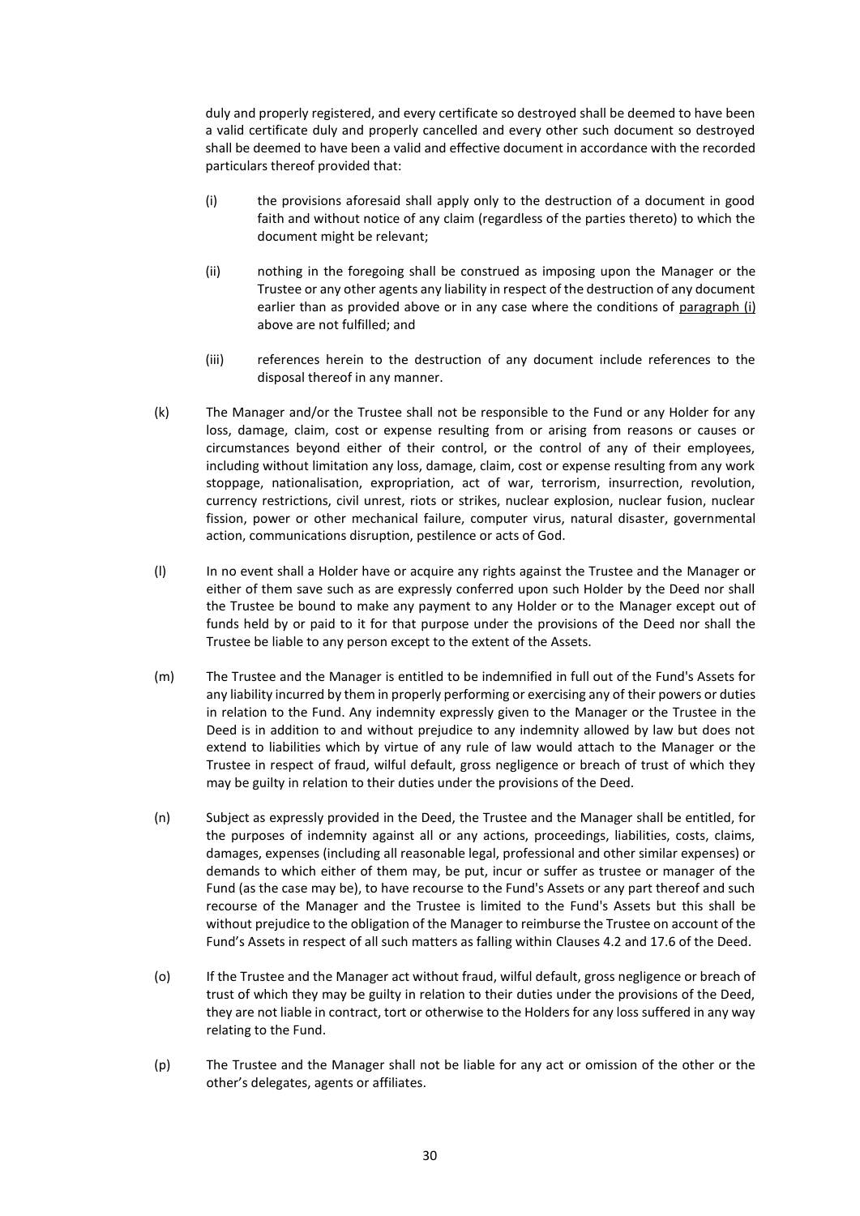duly and properly registered, and every certificate so destroyed shall be deemed to have been a valid certificate duly and properly cancelled and every other such document so destroyed shall be deemed to have been a valid and effective document in accordance with the recorded particulars thereof provided that:

(i) the provisions aforesaid shall apply only to the destruction of a document in good faith and without notice of any claim (regardless of the parties thereto) to which the document might be relevant;

(ii) nothing in the foregoing shall be construed as imposing upon the Manager or the Trustee or any other agents any liability in respect of the destruction of any document earlier than as provided above or in any case where the conditions of paragraph (i) above are not fulfilled; and

(iii) references herein to the destruction of any document include references to the disposal thereof in any manner.

(k) The Manager and/or the Trustee shall not be responsible to the Fund or any Holder for any loss, damage, claim, cost or expense resulting from or arising from reasons or causes or circumstances beyond either of their control, or the control of any of their employees, including without limitation any loss, damage, claim, cost or expense resulting from any work stoppage, nationalisation, expropriation, act of war, terrorism, insurrection, revolution, currency restrictions, civil unrest, riots or strikes, nuclear explosion, nuclear fusion, nuclear fission, power or other mechanical failure, computer virus, natural disaster, governmental action, communications disruption, pestilence or acts of God.

(l) In no event shall a Holder have or acquire any rights against the Trustee and the Manager or either of them save such as are expressly conferred upon such Holder by the Deed nor shall the Trustee be bound to make any payment to any Holder or to the Manager except out of funds held by or paid to it for that purpose under the provisions of the Deed nor shall the Trustee be liable to any person except to the extent of the Assets.

(m) The Trustee and the Manager is entitled to be indemnified in full out of the Fund's Assets for any liability incurred by them in properly performing or exercising any of their powers or duties in relation to the Fund. Any indemnity expressly given to the Manager or the Trustee in the Deed is in addition to and without prejudice to any indemnity allowed by law but does not extend to liabilities which by virtue of any rule of law would attach to the Manager or the Trustee in respect of fraud, wilful default, gross negligence or breach of trust of which they may be guilty in relation to their duties under the provisions of the Deed.

(n) Subject as expressly provided in the Deed, the Trustee and the Manager shall be entitled, for the purposes of indemnity against all or any actions, proceedings, liabilities, costs, claims, damages, expenses (including all reasonable legal, professional and other similar expenses) or demands to which either of them may, be put, incur or suffer as trustee or manager of the Fund (as the case may be), to have recourse to the Fund's Assets or any part thereof and such recourse of the Manager and the Trustee is limited to the Fund's Assets but this shall be without prejudice to the obligation of the Manager to reimburse the Trustee on account of the Fund's Assets in respect of all such matters as falling within Clauses 4.2 and 17.6 of the Deed.

(o) If the Trustee and the Manager act without fraud, wilful default, gross negligence or breach of trust of which they may be guilty in relation to their duties under the provisions of the Deed, they are not liable in contract, tort or otherwise to the Holders for any loss suffered in any way relating to the Fund.

(p) The Trustee and the Manager shall not be liable for any act or omission of the other or the other's delegates, agents or affiliates.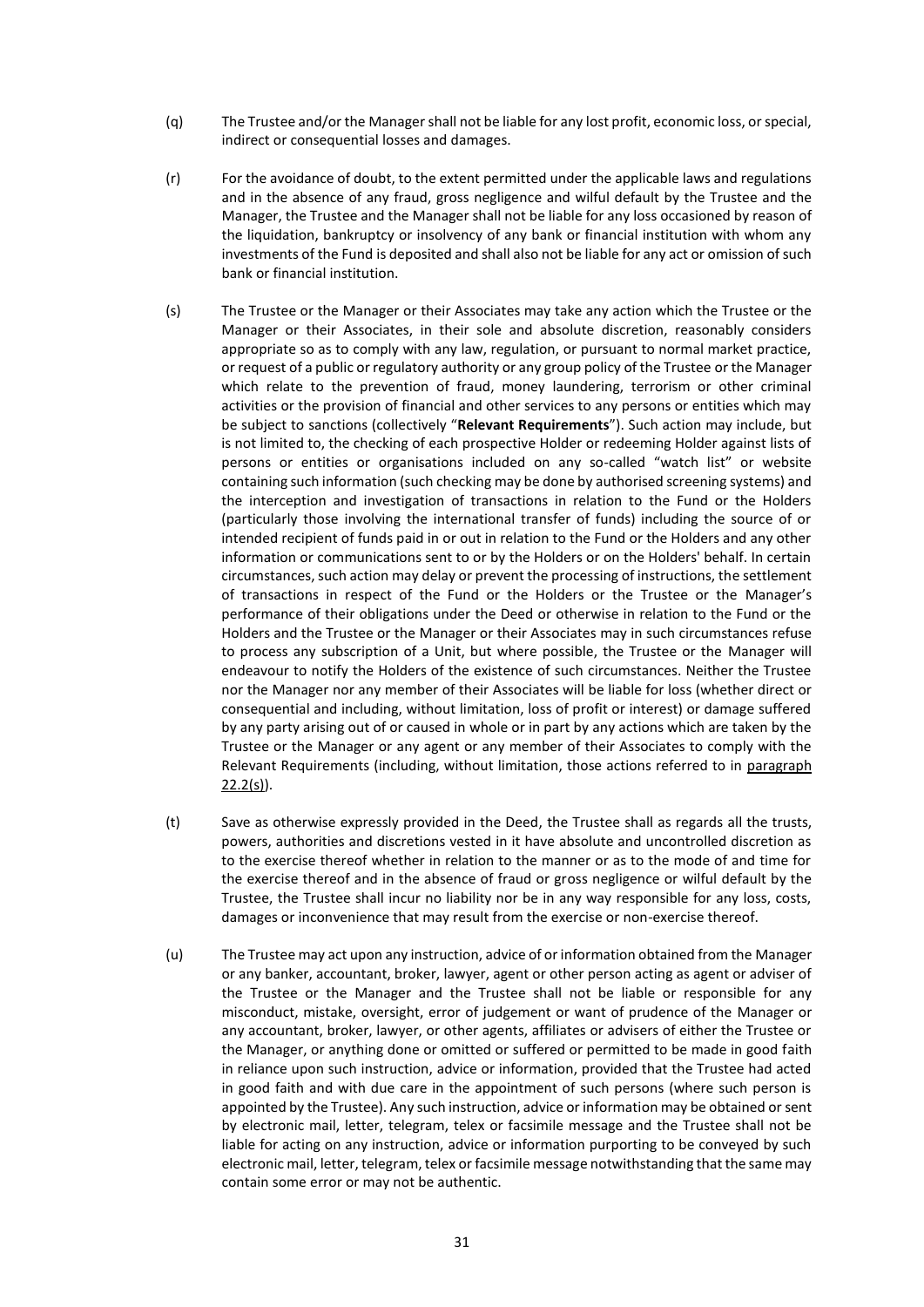(q) The Trustee and/or the Manager shall not be liable for any lost profit, economic loss, or special, indirect or consequential losses and damages.

(r) For the avoidance of doubt, to the extent permitted under the applicable laws and regulations and in the absence of any fraud, gross negligence and wilful default by the Trustee and the Manager, the Trustee and the Manager shall not be liable for any loss occasioned by reason of the liquidation, bankruptcy or insolvency of any bank or financial institution with whom any investments of the Fund is deposited and shall also not be liable for any act or omission of such bank or financial institution.

(s) The Trustee or the Manager or their Associates may take any action which the Trustee or the Manager or their Associates, in their sole and absolute discretion, reasonably considers appropriate so as to comply with any law, regulation, or pursuant to normal market practice, or request of a public or regulatory authority or any group policy of the Trustee or the Manager which relate to the prevention of fraud, money laundering, terrorism or other criminal activities or the provision of financial and other services to any persons or entities which may be subject to sanctions (collectively "**Relevant Requirements**"). Such action may include, but is not limited to, the checking of each prospective Holder or redeeming Holder against lists of persons or entities or organisations included on any so-called "watch list" or website containing such information (such checking may be done by authorised screening systems) and the interception and investigation of transactions in relation to the Fund or the Holders (particularly those involving the international transfer of funds) including the source of or intended recipient of funds paid in or out in relation to the Fund or the Holders and any other information or communications sent to or by the Holders or on the Holders' behalf. In certain circumstances, such action may delay or prevent the processing of instructions, the settlement of transactions in respect of the Fund or the Holders or the Trustee or the Manager's performance of their obligations under the Deed or otherwise in relation to the Fund or the Holders and the Trustee or the Manager or their Associates may in such circumstances refuse to process any subscription of a Unit, but where possible, the Trustee or the Manager will endeavour to notify the Holders of the existence of such circumstances. Neither the Trustee nor the Manager nor any member of their Associates will be liable for loss (whether direct or consequential and including, without limitation, loss of profit or interest) or damage suffered by any party arising out of or caused in whole or in part by any actions which are taken by the Trustee or the Manager or any agent or any member of their Associates to comply with the Relevant Requirements (including, without limitation, those actions referred to in paragraph 22.2(s)).

(t) Save as otherwise expressly provided in the Deed, the Trustee shall as regards all the trusts, powers, authorities and discretions vested in it have absolute and uncontrolled discretion as to the exercise thereof whether in relation to the manner or as to the mode of and time for the exercise thereof and in the absence of fraud or gross negligence or wilful default by the Trustee, the Trustee shall incur no liability nor be in any way responsible for any loss, costs, damages or inconvenience that may result from the exercise or non-exercise thereof.

(u) The Trustee may act upon any instruction, advice of or information obtained from the Manager or any banker, accountant, broker, lawyer, agent or other person acting as agent or adviser of the Trustee or the Manager and the Trustee shall not be liable or responsible for any misconduct, mistake, oversight, error of judgement or want of prudence of the Manager or any accountant, broker, lawyer, or other agents, affiliates or advisers of either the Trustee or the Manager, or anything done or omitted or suffered or permitted to be made in good faith in reliance upon such instruction, advice or information, provided that the Trustee had acted in good faith and with due care in the appointment of such persons (where such person is appointed by the Trustee). Any such instruction, advice or information may be obtained or sent by electronic mail, letter, telegram, telex or facsimile message and the Trustee shall not be liable for acting on any instruction, advice or information purporting to be conveyed by such electronic mail, letter, telegram, telex or facsimile message notwithstanding that the same may contain some error or may not be authentic.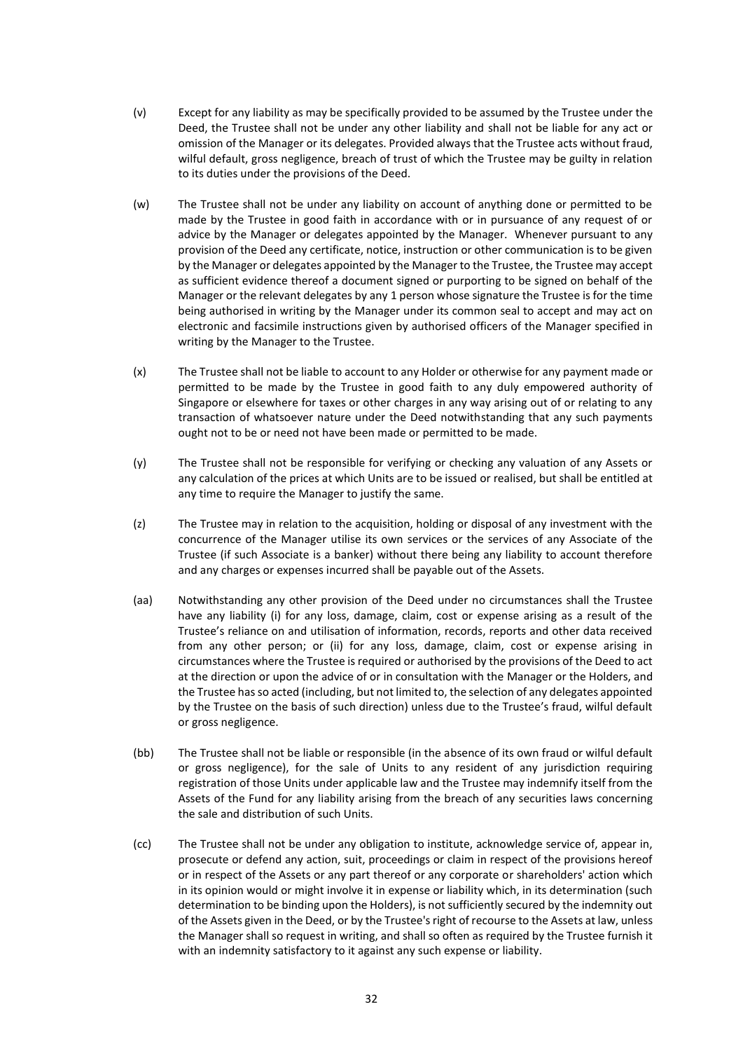(v) Except for any liability as may be specifically provided to be assumed by the Trustee under the Deed, the Trustee shall not be under any other liability and shall not be liable for any act or omission of the Manager or its delegates. Provided always that the Trustee acts without fraud, wilful default, gross negligence, breach of trust of which the Trustee may be guilty in relation to its duties under the provisions of the Deed.

(w) The Trustee shall not be under any liability on account of anything done or permitted to be made by the Trustee in good faith in accordance with or in pursuance of any request of or advice by the Manager or delegates appointed by the Manager. Whenever pursuant to any provision of the Deed any certificate, notice, instruction or other communication is to be given by the Manager or delegates appointed by the Manager to the Trustee, the Trustee may accept as sufficient evidence thereof a document signed or purporting to be signed on behalf of the Manager or the relevant delegates by any 1 person whose signature the Trustee is for the time being authorised in writing by the Manager under its common seal to accept and may act on electronic and facsimile instructions given by authorised officers of the Manager specified in writing by the Manager to the Trustee.

(x) The Trustee shall not be liable to account to any Holder or otherwise for any payment made or permitted to be made by the Trustee in good faith to any duly empowered authority of Singapore or elsewhere for taxes or other charges in any way arising out of or relating to any transaction of whatsoever nature under the Deed notwithstanding that any such payments ought not to be or need not have been made or permitted to be made.

(y) The Trustee shall not be responsible for verifying or checking any valuation of any Assets or any calculation of the prices at which Units are to be issued or realised, but shall be entitled at any time to require the Manager to justify the same.

(z) The Trustee may in relation to the acquisition, holding or disposal of any investment with the concurrence of the Manager utilise its own services or the services of any Associate of the Trustee (if such Associate is a banker) without there being any liability to account therefore and any charges or expenses incurred shall be payable out of the Assets.

(aa) Notwithstanding any other provision of the Deed under no circumstances shall the Trustee have any liability (i) for any loss, damage, claim, cost or expense arising as a result of the Trustee's reliance on and utilisation of information, records, reports and other data received from any other person; or (ii) for any loss, damage, claim, cost or expense arising in circumstances where the Trustee is required or authorised by the provisions of the Deed to act at the direction or upon the advice of or in consultation with the Manager or the Holders, and the Trustee has so acted (including, but not limited to, the selection of any delegates appointed by the Trustee on the basis of such direction) unless due to the Trustee's fraud, wilful default or gross negligence.

(bb) The Trustee shall not be liable or responsible (in the absence of its own fraud or wilful default or gross negligence), for the sale of Units to any resident of any jurisdiction requiring registration of those Units under applicable law and the Trustee may indemnify itself from the Assets of the Fund for any liability arising from the breach of any securities laws concerning the sale and distribution of such Units.

(cc) The Trustee shall not be under any obligation to institute, acknowledge service of, appear in, prosecute or defend any action, suit, proceedings or claim in respect of the provisions hereof or in respect of the Assets or any part thereof or any corporate or shareholders' action which in its opinion would or might involve it in expense or liability which, in its determination (such determination to be binding upon the Holders), is not sufficiently secured by the indemnity out of the Assets given in the Deed, or by the Trustee's right of recourse to the Assets at law, unless the Manager shall so request in writing, and shall so often as required by the Trustee furnish it with an indemnity satisfactory to it against any such expense or liability.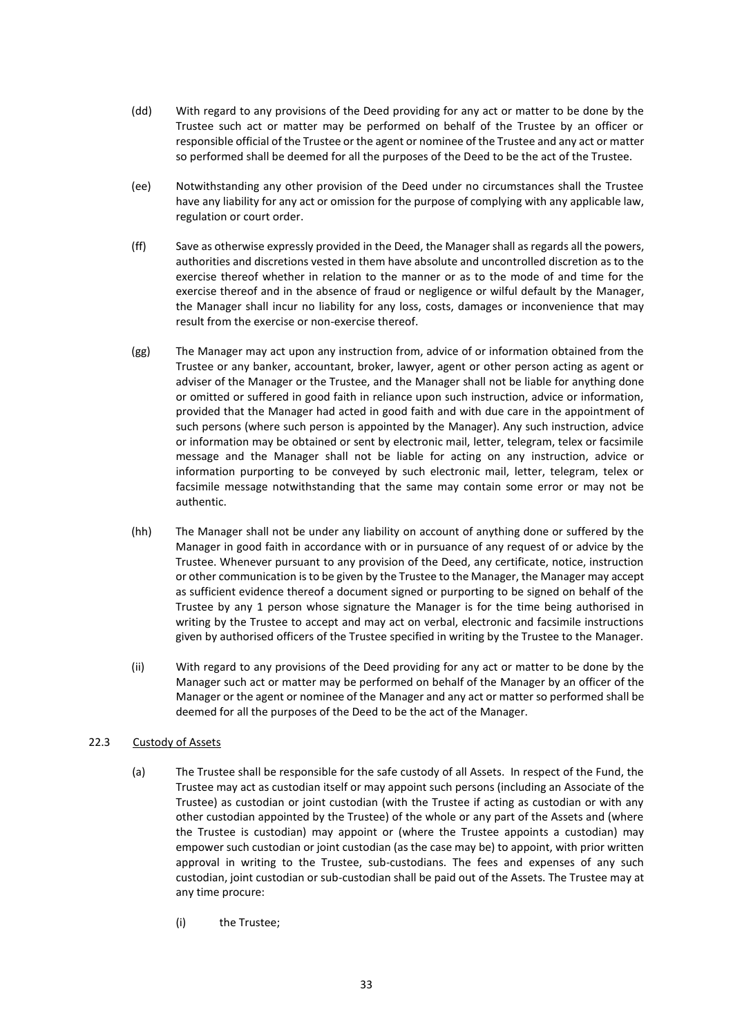(dd) With regard to any provisions of the Deed providing for any act or matter to be done by the Trustee such act or matter may be performed on behalf of the Trustee by an officer or responsible official of the Trustee or the agent or nominee of the Trustee and any act or matter so performed shall be deemed for all the purposes of the Deed to be the act of the Trustee.

(ee) Notwithstanding any other provision of the Deed under no circumstances shall the Trustee have any liability for any act or omission for the purpose of complying with any applicable law, regulation or court order.

(ff) Save as otherwise expressly provided in the Deed, the Manager shall as regards all the powers, authorities and discretions vested in them have absolute and uncontrolled discretion as to the exercise thereof whether in relation to the manner or as to the mode of and time for the exercise thereof and in the absence of fraud or negligence or wilful default by the Manager, the Manager shall incur no liability for any loss, costs, damages or inconvenience that may result from the exercise or non-exercise thereof.

(gg) The Manager may act upon any instruction from, advice of or information obtained from the Trustee or any banker, accountant, broker, lawyer, agent or other person acting as agent or adviser of the Manager or the Trustee, and the Manager shall not be liable for anything done or omitted or suffered in good faith in reliance upon such instruction, advice or information, provided that the Manager had acted in good faith and with due care in the appointment of such persons (where such person is appointed by the Manager). Any such instruction, advice or information may be obtained or sent by electronic mail, letter, telegram, telex or facsimile message and the Manager shall not be liable for acting on any instruction, advice or information purporting to be conveyed by such electronic mail, letter, telegram, telex or facsimile message notwithstanding that the same may contain some error or may not be authentic.

(hh) The Manager shall not be under any liability on account of anything done or suffered by the Manager in good faith in accordance with or in pursuance of any request of or advice by the Trustee. Whenever pursuant to any provision of the Deed, any certificate, notice, instruction or other communication is to be given by the Trustee to the Manager, the Manager may accept as sufficient evidence thereof a document signed or purporting to be signed on behalf of the Trustee by any 1 person whose signature the Manager is for the time being authorised in writing by the Trustee to accept and may act on verbal, electronic and facsimile instructions given by authorised officers of the Trustee specified in writing by the Trustee to the Manager.

(ii) With regard to any provisions of the Deed providing for any act or matter to be done by the Manager such act or matter may be performed on behalf of the Manager by an officer of the Manager or the agent or nominee of the Manager and any act or matter so performed shall be deemed for all the purposes of the Deed to be the act of the Manager.

22.3 <u>Custody of Assets</u>

(a) The Trustee shall be responsible for the safe custody of all Assets. In respect of the Fund, the Trustee may act as custodian itself or may appoint such persons (including an Associate of the Trustee) as custodian or joint custodian (with the Trustee if acting as custodian or with any other custodian appointed by the Trustee) of the whole or any part of the Assets and (where the Trustee is custodian) may appoint or (where the Trustee appoints a custodian) may empower such custodian or joint custodian (as the case may be) to appoint, with prior written approval in writing to the Trustee, sub-custodians. The fees and expenses of any such custodian, joint custodian or sub-custodian shall be paid out of the Assets. The Trustee may at any time procure:

(i) the Trustee;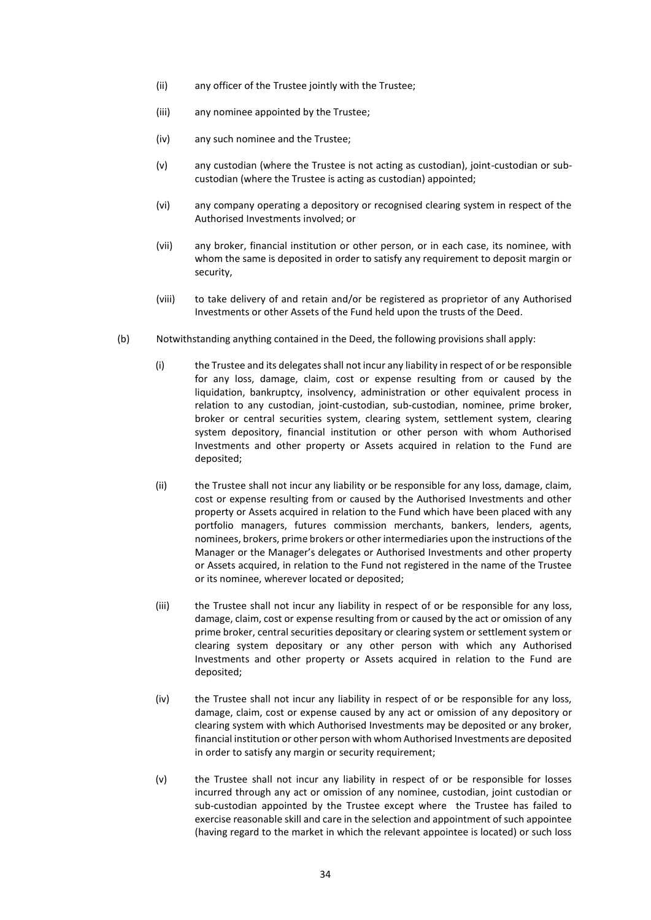(ii) any officer of the Trustee jointly with the Trustee;

(iii) any nominee appointed by the Trustee;

(iv) any such nominee and the Trustee;

(v) any custodian (where the Trustee is not acting as custodian), joint-custodian or sub-custodian (where the Trustee is acting as custodian) appointed;

(vi) any company operating a depository or recognised clearing system in respect of the Authorised Investments involved; or

(vii) any broker, financial institution or other person, or in each case, its nominee, with whom the same is deposited in order to satisfy any requirement to deposit margin or security,

(viii) to take delivery of and retain and/or be registered as proprietor of any Authorised Investments or other Assets of the Fund held upon the trusts of the Deed.

(b) Notwithstanding anything contained in the Deed, the following provisions shall apply:

(i) the Trustee and its delegates shall not incur any liability in respect of or be responsible for any loss, damage, claim, cost or expense resulting from or caused by the liquidation, bankruptcy, insolvency, administration or other equivalent process in relation to any custodian, joint-custodian, sub-custodian, nominee, prime broker, broker or central securities system, clearing system, settlement system, clearing system depository, financial institution or other person with whom Authorised Investments and other property or Assets acquired in relation to the Fund are deposited;

(ii) the Trustee shall not incur any liability or be responsible for any loss, damage, claim, cost or expense resulting from or caused by the Authorised Investments and other property or Assets acquired in relation to the Fund which have been placed with any portfolio managers, futures commission merchants, bankers, lenders, agents, nominees, brokers, prime brokers or other intermediaries upon the instructions of the Manager or the Manager's delegates or Authorised Investments and other property or Assets acquired, in relation to the Fund not registered in the name of the Trustee or its nominee, wherever located or deposited;

(iii) the Trustee shall not incur any liability in respect of or be responsible for any loss, damage, claim, cost or expense resulting from or caused by the act or omission of any prime broker, central securities depositary or clearing system or settlement system or clearing system depositary or any other person with which any Authorised Investments and other property or Assets acquired in relation to the Fund are deposited;

(iv) the Trustee shall not incur any liability in respect of or be responsible for any loss, damage, claim, cost or expense caused by any act or omission of any depository or clearing system with which Authorised Investments may be deposited or any broker, financial institution or other person with whom Authorised Investments are deposited in order to satisfy any margin or security requirement;

(v) the Trustee shall not incur any liability in respect of or be responsible for losses incurred through any act or omission of any nominee, custodian, joint custodian or sub-custodian appointed by the Trustee except where the Trustee has failed to exercise reasonable skill and care in the selection and appointment of such appointee (having regard to the market in which the relevant appointee is located) or such loss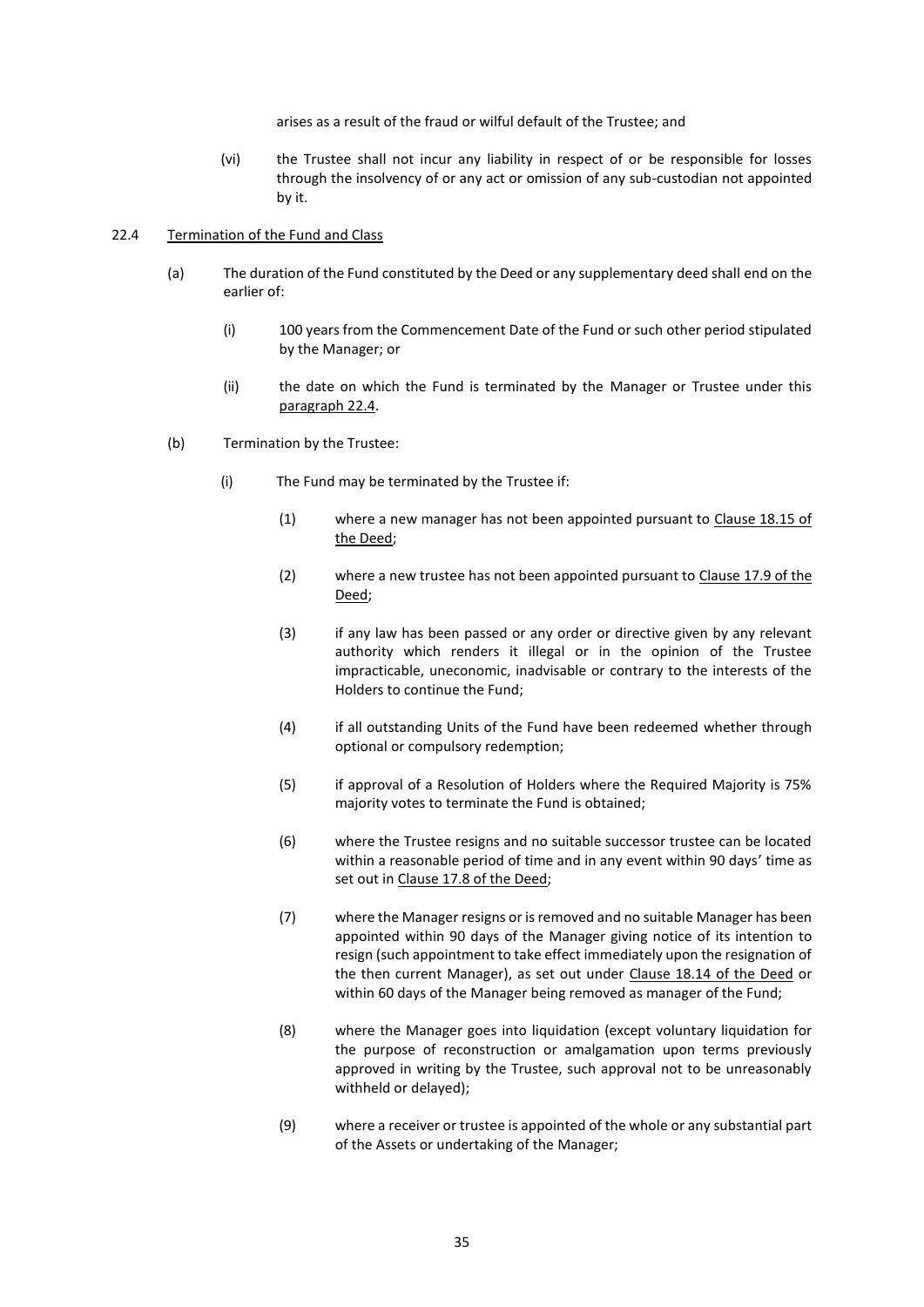arises as a result of the fraud or wilful default of the Trustee; and

(vi) the Trustee shall not incur any liability in respect of or be responsible for losses through the insolvency of or any act or omission of any sub-custodian not appointed by it.

22.4 Termination of the Fund and Class

(a) The duration of the Fund constituted by the Deed or any supplementary deed shall end on the earlier of:

(i) 100 years from the Commencement Date of the Fund or such other period stipulated by the Manager; or

(ii) the date on which the Fund is terminated by the Manager or Trustee under this paragraph 22.4.

(b) Termination by the Trustee:

(i) The Fund may be terminated by the Trustee if:

(1) where a new manager has not been appointed pursuant to Clause 18.15 of the Deed;

(2) where a new trustee has not been appointed pursuant to Clause 17.9 of the Deed;

(3) if any law has been passed or any order or directive given by any relevant authority which renders it illegal or in the opinion of the Trustee impracticable, uneconomic, inadvisable or contrary to the interests of the Holders to continue the Fund;

(4) if all outstanding Units of the Fund have been redeemed whether through optional or compulsory redemption;

(5) if approval of a Resolution of Holders where the Required Majority is 75% majority votes to terminate the Fund is obtained;

(6) where the Trustee resigns and no suitable successor trustee can be located within a reasonable period of time and in any event within 90 days' time as set out in Clause 17.8 of the Deed;

(7) where the Manager resigns or is removed and no suitable Manager has been appointed within 90 days of the Manager giving notice of its intention to resign (such appointment to take effect immediately upon the resignation of the then current Manager), as set out under Clause 18.14 of the Deed or within 60 days of the Manager being removed as manager of the Fund;

(8) where the Manager goes into liquidation (except voluntary liquidation for the purpose of reconstruction or amalgamation upon terms previously approved in writing by the Trustee, such approval not to be unreasonably withheld or delayed);

(9) where a receiver or trustee is appointed of the whole or any substantial part of the Assets or undertaking of the Manager;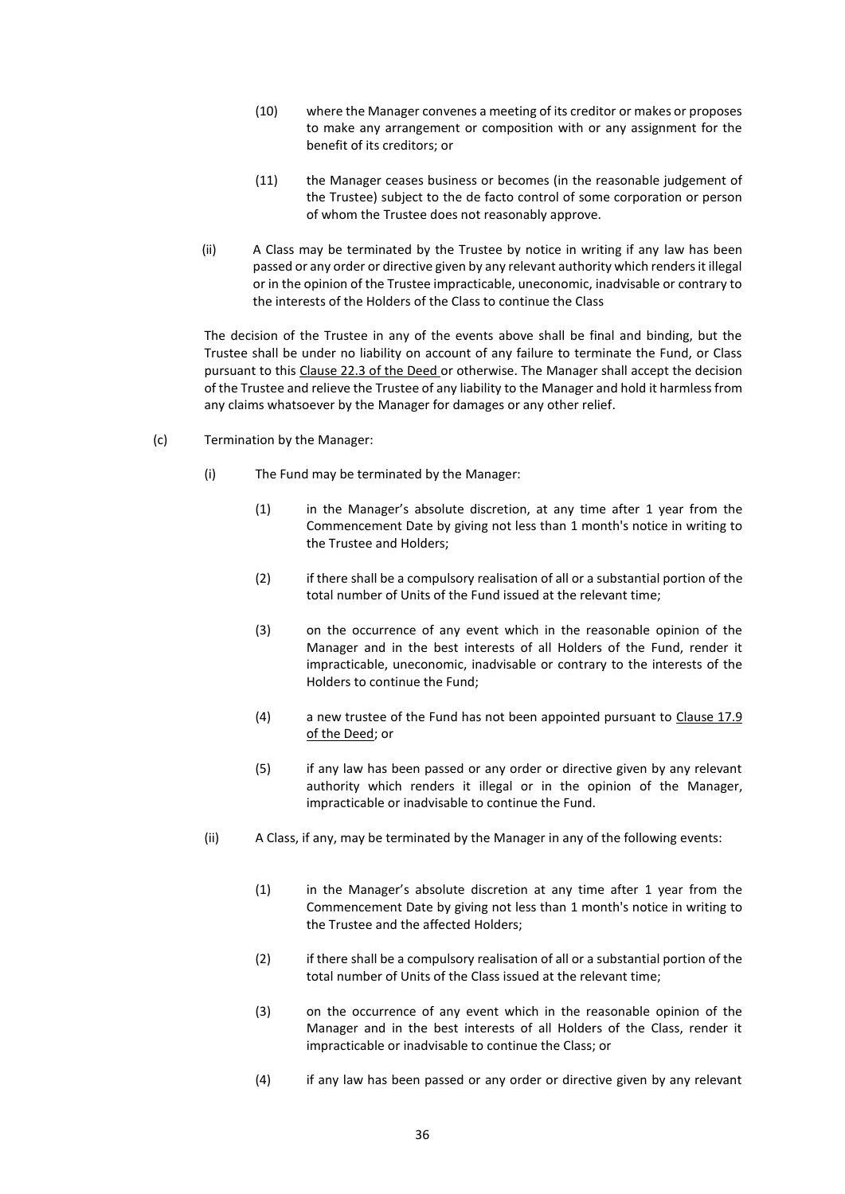(10) where the Manager convenes a meeting of its creditor or makes or proposes to make any arrangement or composition with or any assignment for the benefit of its creditors; or

(11) the Manager ceases business or becomes (in the reasonable judgement of the Trustee) subject to the de facto control of some corporation or person of whom the Trustee does not reasonably approve.

(ii) A Class may be terminated by the Trustee by notice in writing if any law has been passed or any order or directive given by any relevant authority which renders it illegal or in the opinion of the Trustee impracticable, uneconomic, inadvisable or contrary to the interests of the Holders of the Class to continue the Class

The decision of the Trustee in any of the events above shall be final and binding, but the Trustee shall be under no liability on account of any failure to terminate the Fund, or Class pursuant to this Clause 22.3 of the Deed or otherwise. The Manager shall accept the decision of the Trustee and relieve the Trustee of any liability to the Manager and hold it harmless from any claims whatsoever by the Manager for damages or any other relief.

(c) Termination by the Manager:

(i) The Fund may be terminated by the Manager:

(1) in the Manager's absolute discretion, at any time after 1 year from the Commencement Date by giving not less than 1 month's notice in writing to the Trustee and Holders;

(2) if there shall be a compulsory realisation of all or a substantial portion of the total number of Units of the Fund issued at the relevant time;

(3) on the occurrence of any event which in the reasonable opinion of the Manager and in the best interests of all Holders of the Fund, render it impracticable, uneconomic, inadvisable or contrary to the interests of the Holders to continue the Fund;

(4) a new trustee of the Fund has not been appointed pursuant to Clause 17.9 of the Deed; or

(5) if any law has been passed or any order or directive given by any relevant authority which renders it illegal or in the opinion of the Manager, impracticable or inadvisable to continue the Fund.

(ii) A Class, if any, may be terminated by the Manager in any of the following events:

(1) in the Manager's absolute discretion at any time after 1 year from the Commencement Date by giving not less than 1 month's notice in writing to the Trustee and the affected Holders;

(2) if there shall be a compulsory realisation of all or a substantial portion of the total number of Units of the Class issued at the relevant time;

(3) on the occurrence of any event which in the reasonable opinion of the Manager and in the best interests of all Holders of the Class, render it impracticable or inadvisable to continue the Class; or

(4) if any law has been passed or any order or directive given by any relevant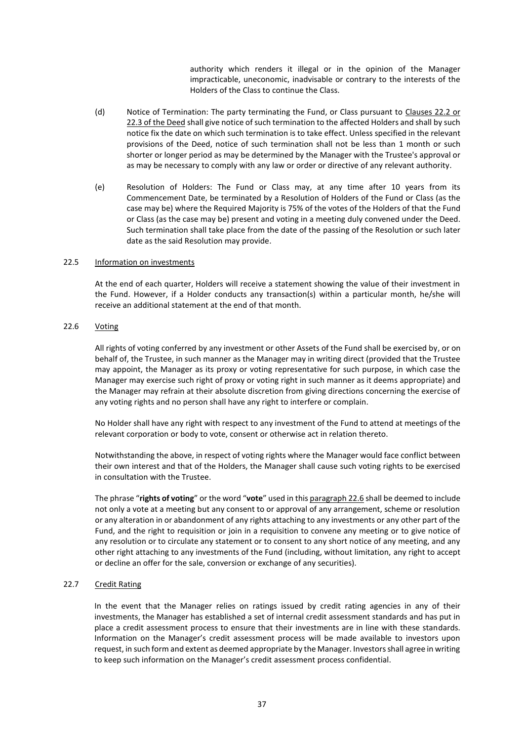authority which renders it illegal or in the opinion of the Manager impracticable, uneconomic, inadvisable or contrary to the interests of the Holders of the Class to continue the Class.

(d) Notice of Termination: The party terminating the Fund, or Class pursuant to Clauses 22.2 or 22.3 of the Deed shall give notice of such termination to the affected Holders and shall by such notice fix the date on which such termination is to take effect. Unless specified in the relevant provisions of the Deed, notice of such termination shall not be less than 1 month or such shorter or longer period as may be determined by the Manager with the Trustee's approval or as may be necessary to comply with any law or order or directive of any relevant authority.

(e) Resolution of Holders: The Fund or Class may, at any time after 10 years from its Commencement Date, be terminated by a Resolution of Holders of the Fund or Class (as the case may be) where the Required Majority is 75% of the votes of the Holders of that the Fund or Class (as the case may be) present and voting in a meeting duly convened under the Deed. Such termination shall take place from the date of the passing of the Resolution or such later date as the said Resolution may provide.

22.5 Information on investments

At the end of each quarter, Holders will receive a statement showing the value of their investment in the Fund. However, if a Holder conducts any transaction(s) within a particular month, he/she will receive an additional statement at the end of that month.

22.6 Voting

All rights of voting conferred by any investment or other Assets of the Fund shall be exercised by, or on behalf of, the Trustee, in such manner as the Manager may in writing direct (provided that the Trustee may appoint, the Manager as its proxy or voting representative for such purpose, in which case the Manager may exercise such right of proxy or voting right in such manner as it deems appropriate) and the Manager may refrain at their absolute discretion from giving directions concerning the exercise of any voting rights and no person shall have any right to interfere or complain.

No Holder shall have any right with respect to any investment of the Fund to attend at meetings of the relevant corporation or body to vote, consent or otherwise act in relation thereto.

Notwithstanding the above, in respect of voting rights where the Manager would face conflict between their own interest and that of the Holders, the Manager shall cause such voting rights to be exercised in consultation with the Trustee.

The phrase "**rights of voting**" or the word "**vote**" used in this paragraph 22.6 shall be deemed to include not only a vote at a meeting but any consent to or approval of any arrangement, scheme or resolution or any alteration in or abandonment of any rights attaching to any investments or any other part of the Fund, and the right to requisition or join in a requisition to convene any meeting or to give notice of any resolution or to circulate any statement or to consent to any short notice of any meeting, and any other right attaching to any investments of the Fund (including, without limitation, any right to accept or decline an offer for the sale, conversion or exchange of any securities).

22.7 Credit Rating

In the event that the Manager relies on ratings issued by credit rating agencies in any of their investments, the Manager has established a set of internal credit assessment standards and has put in place a credit assessment process to ensure that their investments are in line with these standards. Information on the Manager's credit assessment process will be made available to investors upon request, in such form and extent as deemed appropriate by the Manager. Investors shall agree in writing to keep such information on the Manager's credit assessment process confidential.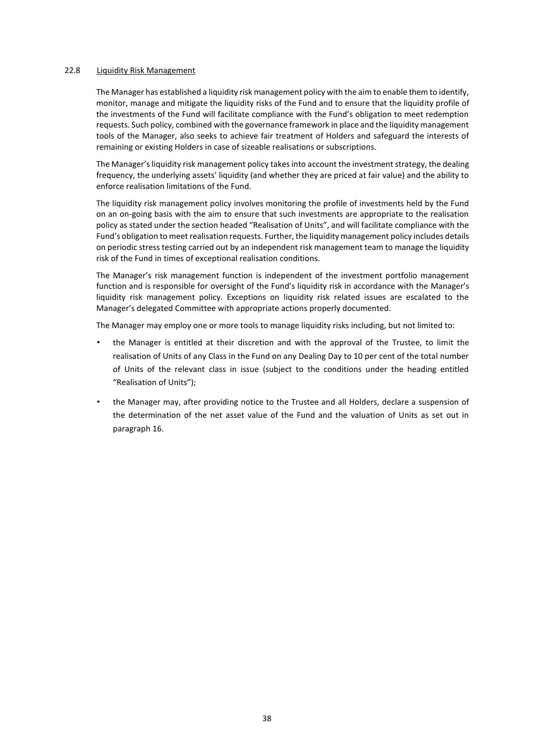### 22.8 Liquidity Risk Management

The Manager has established a liquidity risk management policy with the aim to enable them to identify, monitor, manage and mitigate the liquidity risks of the Fund and to ensure that the liquidity profile of the investments of the Fund will facilitate compliance with the Fund's obligation to meet redemption requests. Such policy, combined with the governance framework in place and the liquidity management tools of the Manager, also seeks to achieve fair treatment of Holders and safeguard the interests of remaining or existing Holders in case of sizeable realisations or subscriptions.

The Manager's liquidity risk management policy takes into account the investment strategy, the dealing frequency, the underlying assets' liquidity (and whether they are priced at fair value) and the ability to enforce realisation limitations of the Fund.

The liquidity risk management policy involves monitoring the profile of investments held by the Fund on an on-going basis with the aim to ensure that such investments are appropriate to the realisation policy as stated under the section headed "Realisation of Units", and will facilitate compliance with the Fund's obligation to meet realisation requests. Further, the liquidity management policy includes details on periodic stress testing carried out by an independent risk management team to manage the liquidity risk of the Fund in times of exceptional realisation conditions.

The Manager's risk management function is independent of the investment portfolio management function and is responsible for oversight of the Fund's liquidity risk in accordance with the Manager's liquidity risk management policy. Exceptions on liquidity risk related issues are escalated to the Manager's delegated Committee with appropriate actions properly documented.

The Manager may employ one or more tools to manage liquidity risks including, but not limited to:

- the Manager is entitled at their discretion and with the approval of the Trustee, to limit the realisation of Units of any Class in the Fund on any Dealing Day to 10 per cent of the total number of Units of the relevant class in issue (subject to the conditions under the heading entitled "Realisation of Units");
- the Manager may, after providing notice to the Trustee and all Holders, declare a suspension of the determination of the net asset value of the Fund and the valuation of Units as set out in paragraph 16.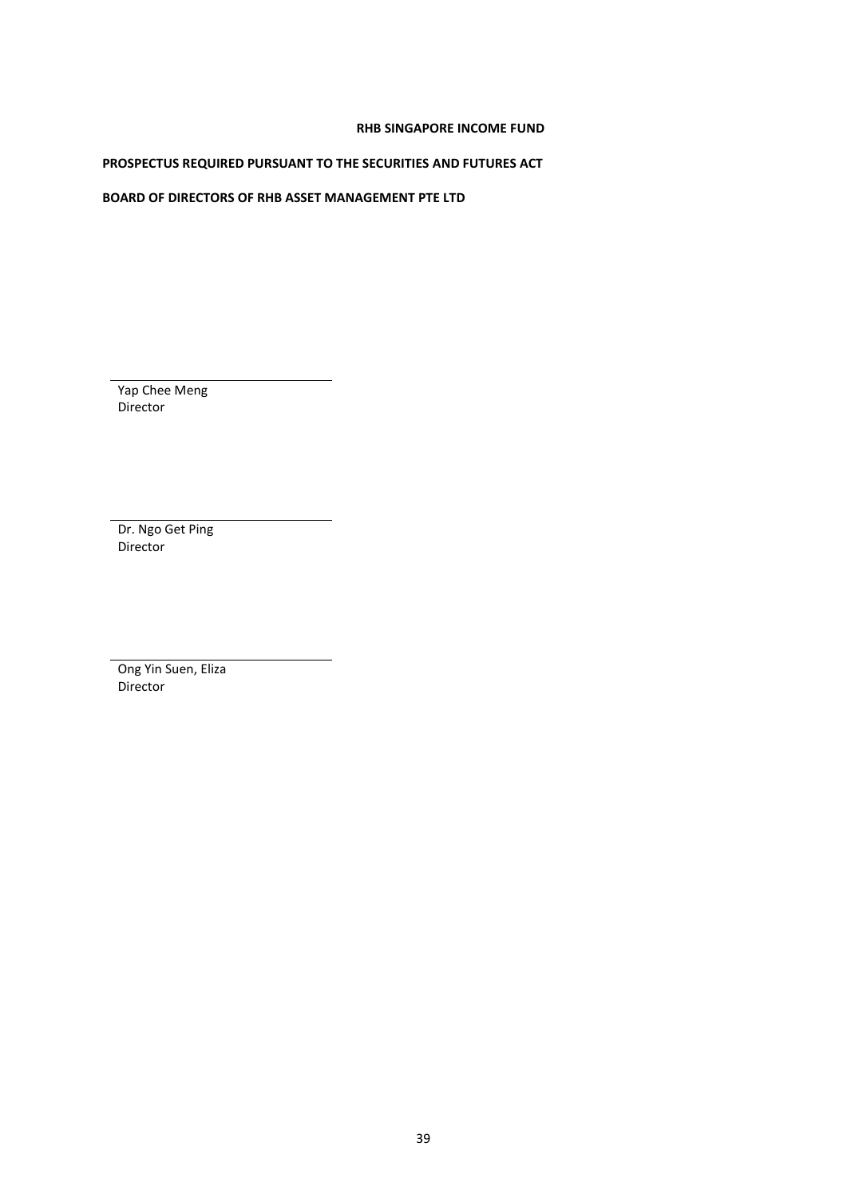**RHB SINGAPORE INCOME FUND**

**PROSPECTUS REQUIRED PURSUANT TO THE SECURITIES AND FUTURES ACT**

**BOARD OF DIRECTORS OF RHB ASSET MANAGEMENT PTE LTD**

\_\_\_\_\_\_\_\_\_\_\_\_\_\_\_\_\_\_\_\_\_\_\_\_\_\_\_\_\_\_

Yap Chee Meng
Director

\_\_\_\_\_\_\_\_\_\_\_\_\_\_\_\_\_\_\_\_\_\_\_\_\_\_\_\_\_\_

Dr. Ngo Get Ping
Director

\_\_\_\_\_\_\_\_\_\_\_\_\_\_\_\_\_\_\_\_\_\_\_\_\_\_\_\_\_\_

Ong Yin Suen, Eliza
Director